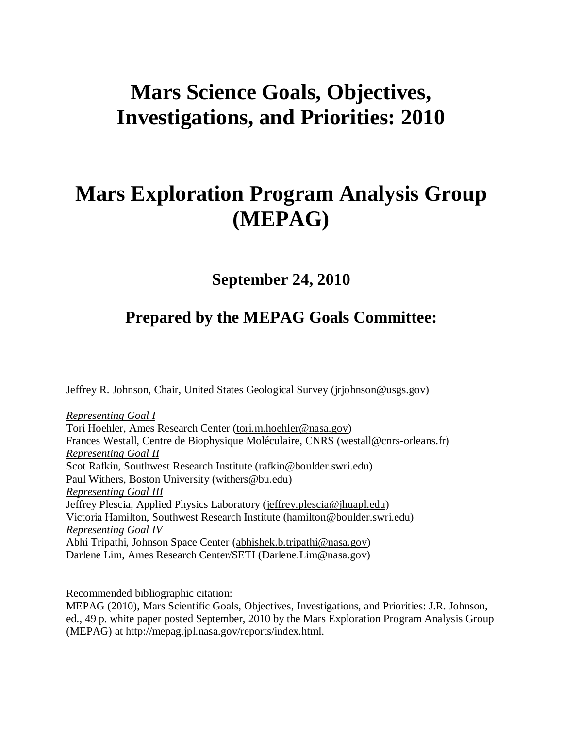# Mars Science Goals, Objectives, Investigations, and Priorities: 2010

# Mars Exploration Program Analysis Group (MEPAG)

## September 24, 2010

## Prepared by the MEPAG Goals Committee:

Jeffrey R. Johnson, Chair, United States Geological Survey (jrjohnson@usgs.gov)

*Representing Goal I*
Tori Hoehler, Ames Research Center (tori.m.hoehler@nasa.gov)
Frances Westall, Centre de Biophysique Moléculaire, CNRS (westall@cnrs-orleans.fr)
*Representing Goal II*
Scot Rafkin, Southwest Research Institute (rafkin@boulder.swri.edu)
Paul Withers, Boston University (withers@bu.edu)
*Representing Goal III*
Jeffrey Plescia, Applied Physics Laboratory (jeffrey.plescia@jhuapl.edu)
Victoria Hamilton, Southwest Research Institute (hamilton@boulder.swri.edu)
*Representing Goal IV*
Abhi Tripathi, Johnson Space Center (abhishek.b.tripathi@nasa.gov)
Darlene Lim, Ames Research Center/SETI (Darlene.Lim@nasa.gov)

Recommended bibliographic citation:
MEPAG (2010), Mars Scientific Goals, Objectives, Investigations, and Priorities: J.R. Johnson, ed., 49 p. white paper posted September, 2010 by the Mars Exploration Program Analysis Group (MEPAG) at http://mepag.jpl.nasa.gov/reports/index.html.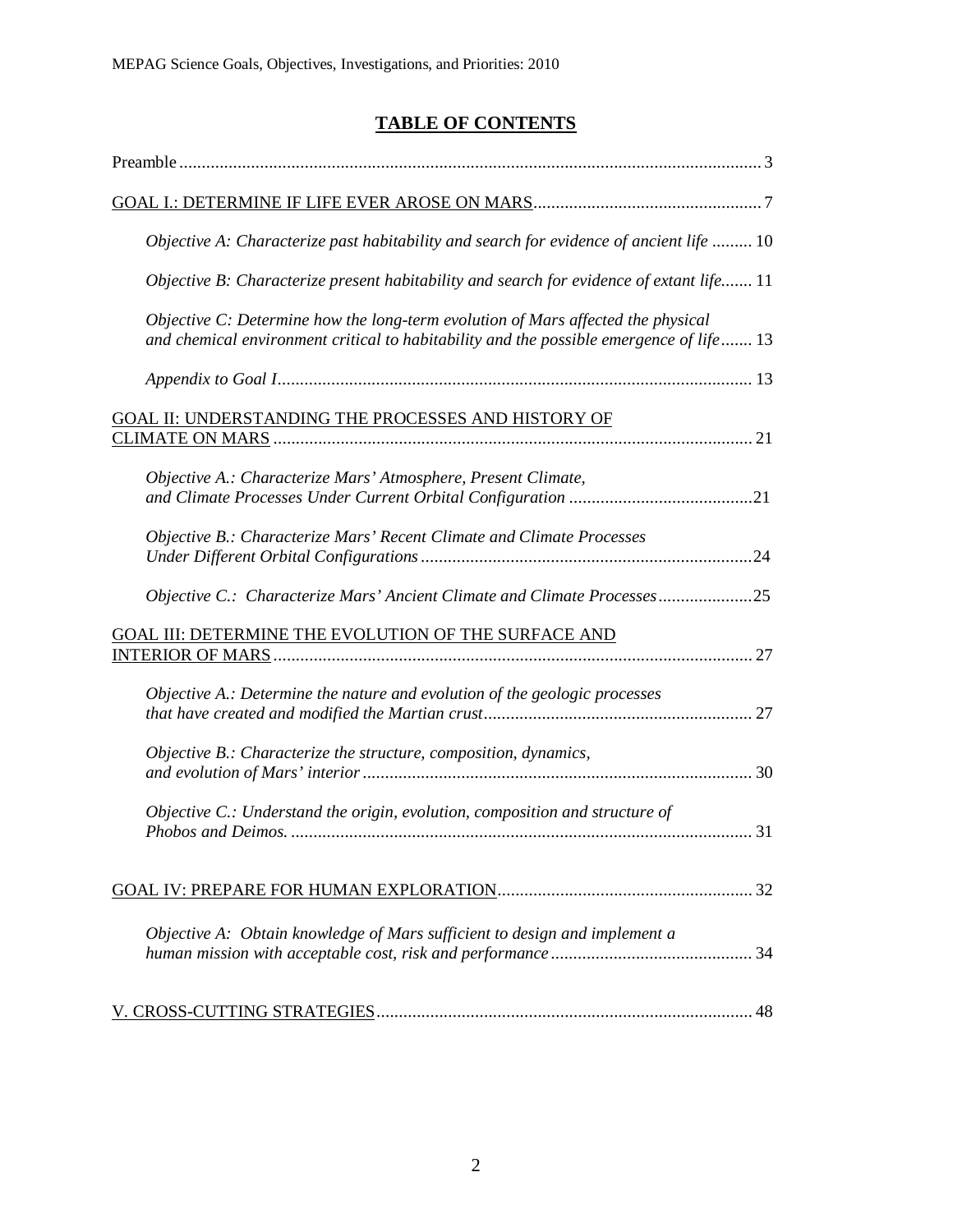## TABLE OF CONTENTS

Preamble ..... 3

GOAL I.: DETERMINE IF LIFE EVER AROSE ON MARS ..... 7

*Objective A: Characterize past habitability and search for evidence of ancient life* ..... 10

*Objective B: Characterize present habitability and search for evidence of extant life* ..... 11

*Objective C: Determine how the long-term evolution of Mars affected the physical and chemical environment critical to habitability and the possible emergence of life* ..... 13

*Appendix to Goal I* ..... 13

GOAL II: UNDERSTANDING THE PROCESSES AND HISTORY OF CLIMATE ON MARS ..... 21

*Objective A.: Characterize Mars' Atmosphere, Present Climate, and Climate Processes Under Current Orbital Configuration* ..... 21

*Objective B.: Characterize Mars' Recent Climate and Climate Processes Under Different Orbital Configurations* ..... 24

*Objective C.: Characterize Mars' Ancient Climate and Climate Processes* ..... 25

GOAL III: DETERMINE THE EVOLUTION OF THE SURFACE AND INTERIOR OF MARS ..... 27

*Objective A.: Determine the nature and evolution of the geologic processes that have created and modified the Martian crust* ..... 27

*Objective B.: Characterize the structure, composition, dynamics, and evolution of Mars' interior* ..... 30

*Objective C.: Understand the origin, evolution, composition and structure of Phobos and Deimos.* ..... 31

GOAL IV: PREPARE FOR HUMAN EXPLORATION ..... 32

*Objective A: Obtain knowledge of Mars sufficient to design and implement a human mission with acceptable cost, risk and performance* ..... 34

V. CROSS-CUTTING STRATEGIES ..... 48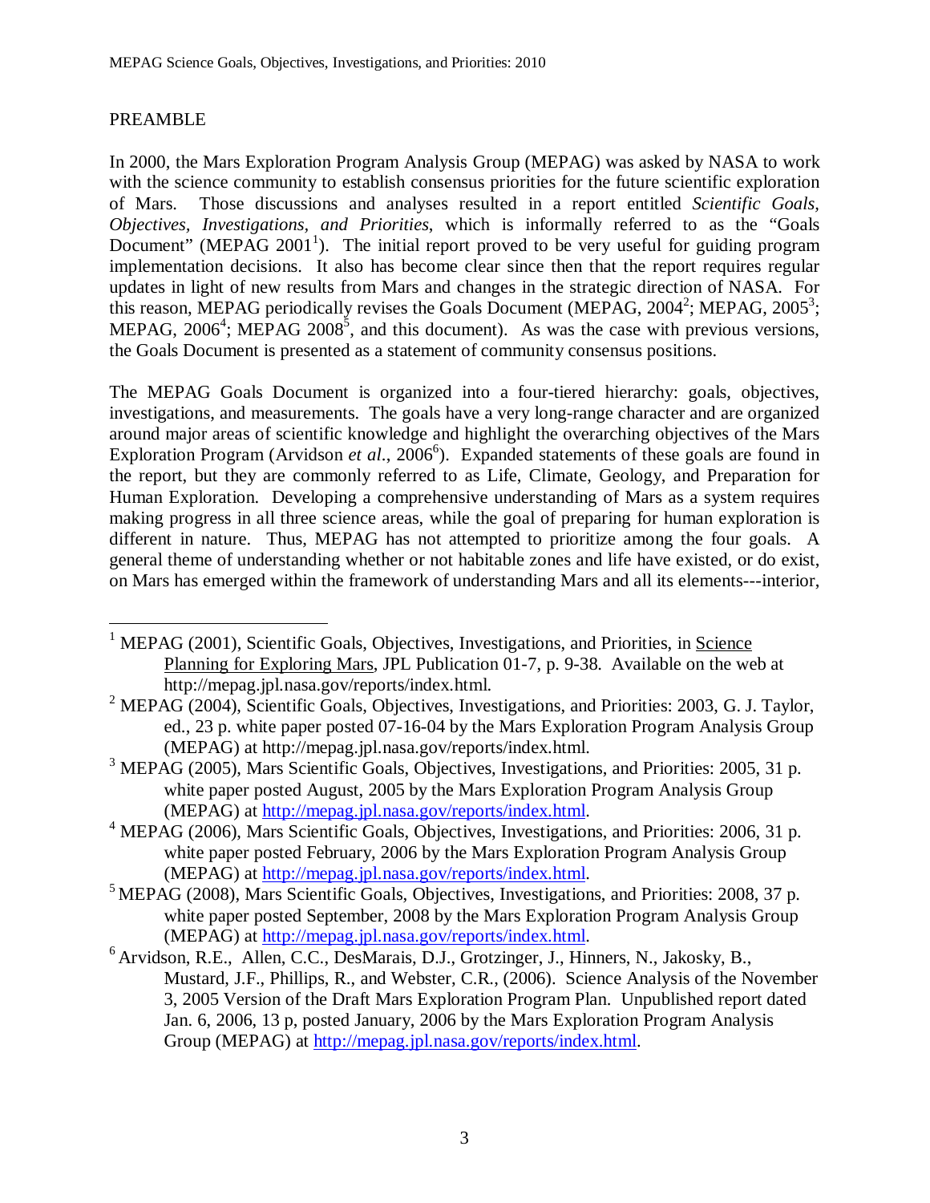## PREAMBLE

In 2000, the Mars Exploration Program Analysis Group (MEPAG) was asked by NASA to work with the science community to establish consensus priorities for the future scientific exploration of Mars. Those discussions and analyses resulted in a report entitled *Scientific Goals, Objectives, Investigations, and Priorities*, which is informally referred to as the "Goals Document" (MEPAG 2001[1]). The initial report proved to be very useful for guiding program implementation decisions. It also has become clear since then that the report requires regular updates in light of new results from Mars and changes in the strategic direction of NASA. For this reason, MEPAG periodically revises the Goals Document (MEPAG, 2004[2]; MEPAG, 2005[3]; MEPAG, 2006[4]; MEPAG 2008[5], and this document). As was the case with previous versions, the Goals Document is presented as a statement of community consensus positions.

The MEPAG Goals Document is organized into a four-tiered hierarchy: goals, objectives, investigations, and measurements. The goals have a very long-range character and are organized around major areas of scientific knowledge and highlight the overarching objectives of the Mars Exploration Program (Arvidson *et al.*, 2006[6]). Expanded statements of these goals are found in the report, but they are commonly referred to as Life, Climate, Geology, and Preparation for Human Exploration. Developing a comprehensive understanding of Mars as a system requires making progress in all three science areas, while the goal of preparing for human exploration is different in nature. Thus, MEPAG has not attempted to prioritize among the four goals. A general theme of understanding whether or not habitable zones and life have existed, or do exist, on Mars has emerged within the framework of understanding Mars and all its elements---interior,

---

[1] MEPAG (2001), Scientific Goals, Objectives, Investigations, and Priorities, in Science Planning for Exploring Mars, JPL Publication 01-7, p. 9-38. Available on the web at http://mepag.jpl.nasa.gov/reports/index.html.

[2] MEPAG (2004), Scientific Goals, Objectives, Investigations, and Priorities: 2003, G. J. Taylor, ed., 23 p. white paper posted 07-16-04 by the Mars Exploration Program Analysis Group (MEPAG) at http://mepag.jpl.nasa.gov/reports/index.html.

[3] MEPAG (2005), Mars Scientific Goals, Objectives, Investigations, and Priorities: 2005, 31 p. white paper posted August, 2005 by the Mars Exploration Program Analysis Group (MEPAG) at http://mepag.jpl.nasa.gov/reports/index.html.

[4] MEPAG (2006), Mars Scientific Goals, Objectives, Investigations, and Priorities: 2006, 31 p. white paper posted February, 2006 by the Mars Exploration Program Analysis Group (MEPAG) at http://mepag.jpl.nasa.gov/reports/index.html.

[5] MEPAG (2008), Mars Scientific Goals, Objectives, Investigations, and Priorities: 2008, 37 p. white paper posted September, 2008 by the Mars Exploration Program Analysis Group (MEPAG) at http://mepag.jpl.nasa.gov/reports/index.html.

[6] Arvidson, R.E., Allen, C.C., DesMarais, D.J., Grotzinger, J., Hinners, N., Jakosky, B., Mustard, J.F., Phillips, R., and Webster, C.R., (2006). Science Analysis of the November 3, 2005 Version of the Draft Mars Exploration Program Plan. Unpublished report dated Jan. 6, 2006, 13 p, posted January, 2006 by the Mars Exploration Program Analysis Group (MEPAG) at http://mepag.jpl.nasa.gov/reports/index.html.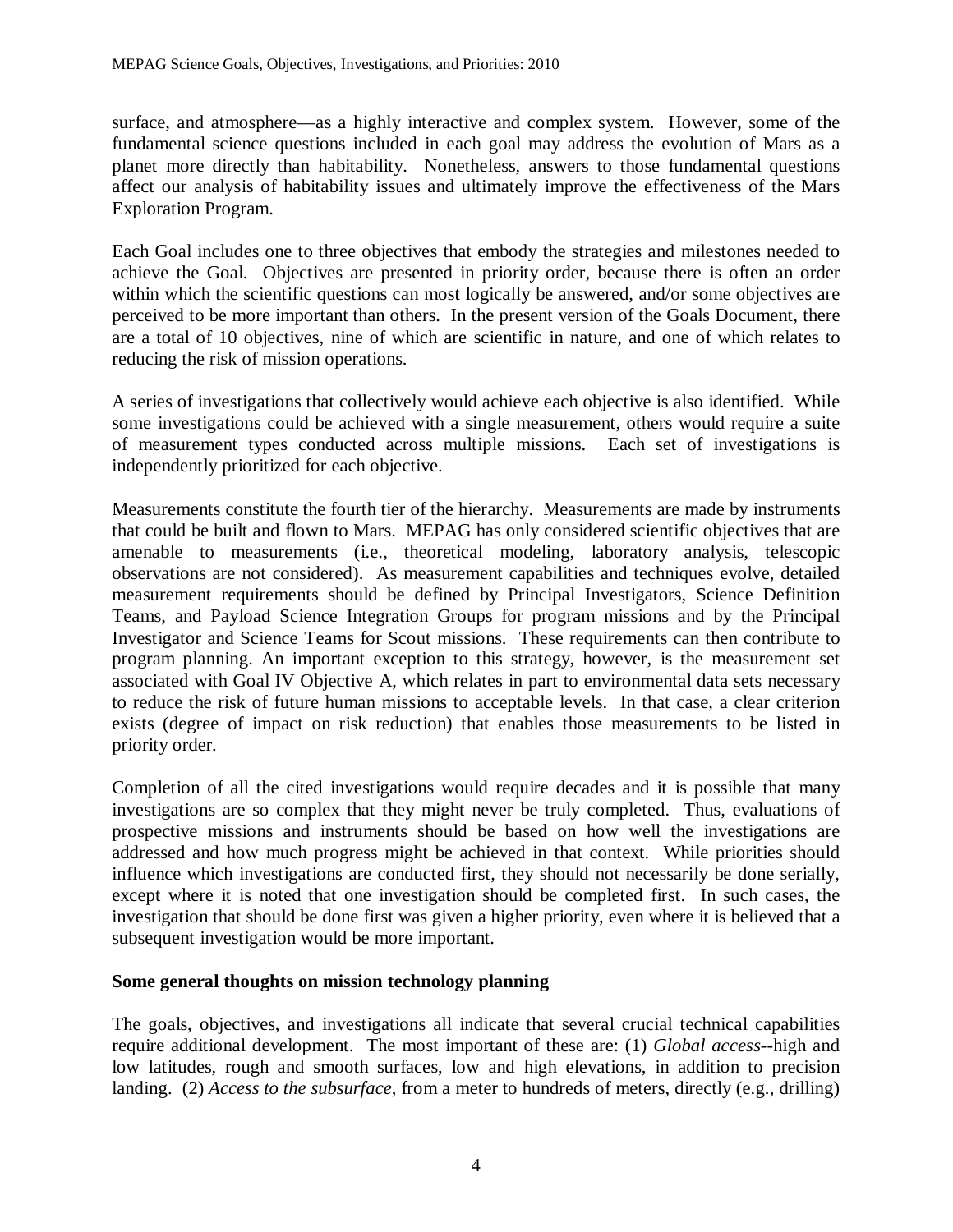surface, and atmosphere—as a highly interactive and complex system. However, some of the fundamental science questions included in each goal may address the evolution of Mars as a planet more directly than habitability. Nonetheless, answers to those fundamental questions affect our analysis of habitability issues and ultimately improve the effectiveness of the Mars Exploration Program.

Each Goal includes one to three objectives that embody the strategies and milestones needed to achieve the Goal. Objectives are presented in priority order, because there is often an order within which the scientific questions can most logically be answered, and/or some objectives are perceived to be more important than others. In the present version of the Goals Document, there are a total of 10 objectives, nine of which are scientific in nature, and one of which relates to reducing the risk of mission operations.

A series of investigations that collectively would achieve each objective is also identified. While some investigations could be achieved with a single measurement, others would require a suite of measurement types conducted across multiple missions. Each set of investigations is independently prioritized for each objective.

Measurements constitute the fourth tier of the hierarchy. Measurements are made by instruments that could be built and flown to Mars. MEPAG has only considered scientific objectives that are amenable to measurements (i.e., theoretical modeling, laboratory analysis, telescopic observations are not considered). As measurement capabilities and techniques evolve, detailed measurement requirements should be defined by Principal Investigators, Science Definition Teams, and Payload Science Integration Groups for program missions and by the Principal Investigator and Science Teams for Scout missions. These requirements can then contribute to program planning. An important exception to this strategy, however, is the measurement set associated with Goal IV Objective A, which relates in part to environmental data sets necessary to reduce the risk of future human missions to acceptable levels. In that case, a clear criterion exists (degree of impact on risk reduction) that enables those measurements to be listed in priority order.

Completion of all the cited investigations would require decades and it is possible that many investigations are so complex that they might never be truly completed. Thus, evaluations of prospective missions and instruments should be based on how well the investigations are addressed and how much progress might be achieved in that context. While priorities should influence which investigations are conducted first, they should not necessarily be done serially, except where it is noted that one investigation should be completed first. In such cases, the investigation that should be done first was given a higher priority, even where it is believed that a subsequent investigation would be more important.

**Some general thoughts on mission technology planning**

The goals, objectives, and investigations all indicate that several crucial technical capabilities require additional development. The most important of these are: (1) *Global access*--high and low latitudes, rough and smooth surfaces, low and high elevations, in addition to precision landing. (2) *Access to the subsurface*, from a meter to hundreds of meters, directly (e.g., drilling)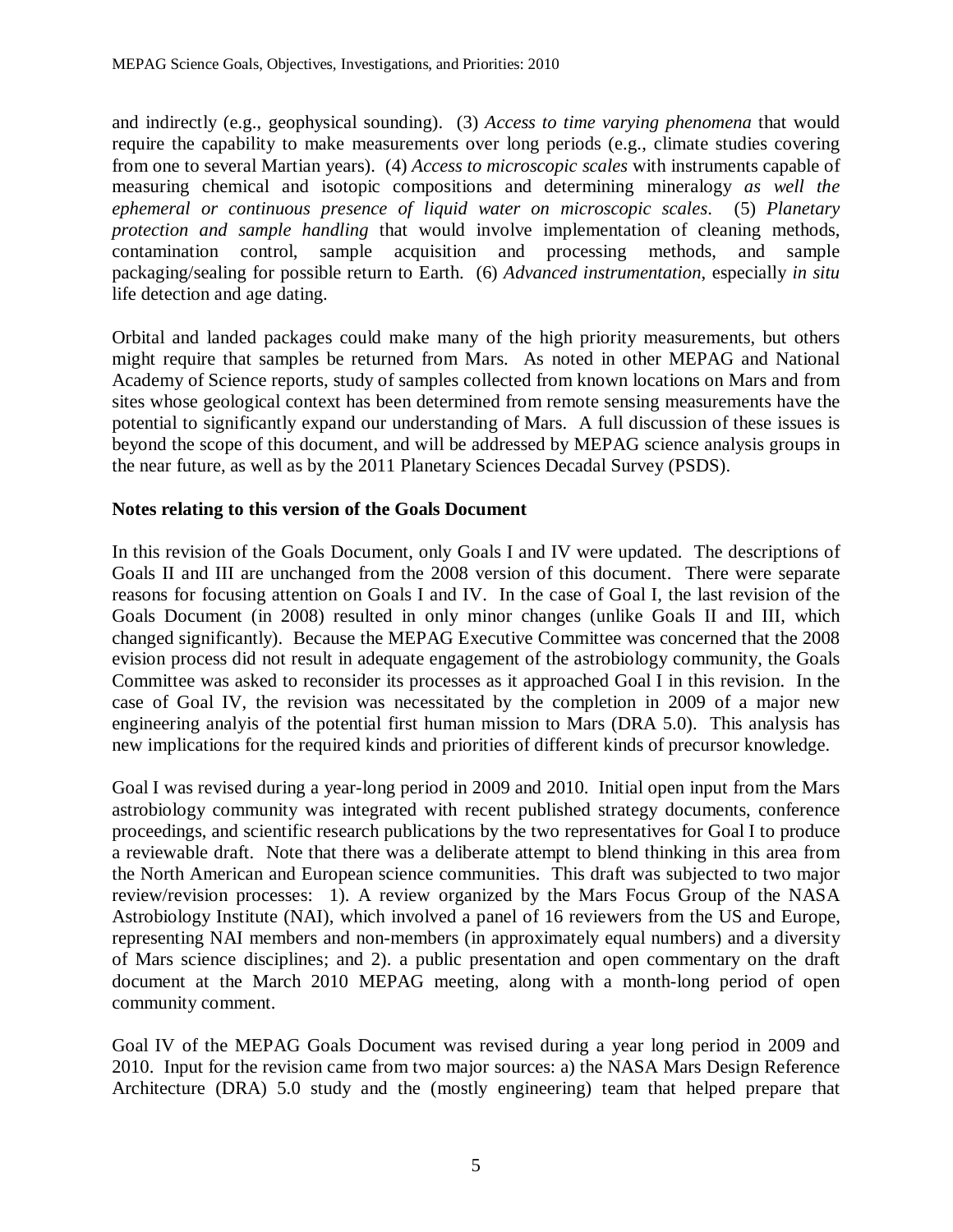and indirectly (e.g., geophysical sounding). (3) *Access to time varying phenomena* that would require the capability to make measurements over long periods (e.g., climate studies covering from one to several Martian years). (4) *Access to microscopic scales* with instruments capable of measuring chemical and isotopic compositions and determining mineralogy *as well the ephemeral or continuous presence of liquid water on microscopic scales*. (5) *Planetary protection and sample handling* that would involve implementation of cleaning methods, contamination control, sample acquisition and processing methods, and sample packaging/sealing for possible return to Earth. (6) *Advanced instrumentation*, especially *in situ* life detection and age dating.

Orbital and landed packages could make many of the high priority measurements, but others might require that samples be returned from Mars. As noted in other MEPAG and National Academy of Science reports, study of samples collected from known locations on Mars and from sites whose geological context has been determined from remote sensing measurements have the potential to significantly expand our understanding of Mars. A full discussion of these issues is beyond the scope of this document, and will be addressed by MEPAG science analysis groups in the near future, as well as by the 2011 Planetary Sciences Decadal Survey (PSDS).

**Notes relating to this version of the Goals Document**

In this revision of the Goals Document, only Goals I and IV were updated. The descriptions of Goals II and III are unchanged from the 2008 version of this document. There were separate reasons for focusing attention on Goals I and IV. In the case of Goal I, the last revision of the Goals Document (in 2008) resulted in only minor changes (unlike Goals II and III, which changed significantly). Because the MEPAG Executive Committee was concerned that the 2008 evision process did not result in adequate engagement of the astrobiology community, the Goals Committee was asked to reconsider its processes as it approached Goal I in this revision. In the case of Goal IV, the revision was necessitated by the completion in 2009 of a major new engineering analyis of the potential first human mission to Mars (DRA 5.0). This analysis has new implications for the required kinds and priorities of different kinds of precursor knowledge.

Goal I was revised during a year-long period in 2009 and 2010. Initial open input from the Mars astrobiology community was integrated with recent published strategy documents, conference proceedings, and scientific research publications by the two representatives for Goal I to produce a reviewable draft. Note that there was a deliberate attempt to blend thinking in this area from the North American and European science communities. This draft was subjected to two major review/revision processes: 1). A review organized by the Mars Focus Group of the NASA Astrobiology Institute (NAI), which involved a panel of 16 reviewers from the US and Europe, representing NAI members and non-members (in approximately equal numbers) and a diversity of Mars science disciplines; and 2). a public presentation and open commentary on the draft document at the March 2010 MEPAG meeting, along with a month-long period of open community comment.

Goal IV of the MEPAG Goals Document was revised during a year long period in 2009 and 2010. Input for the revision came from two major sources: a) the NASA Mars Design Reference Architecture (DRA) 5.0 study and the (mostly engineering) team that helped prepare that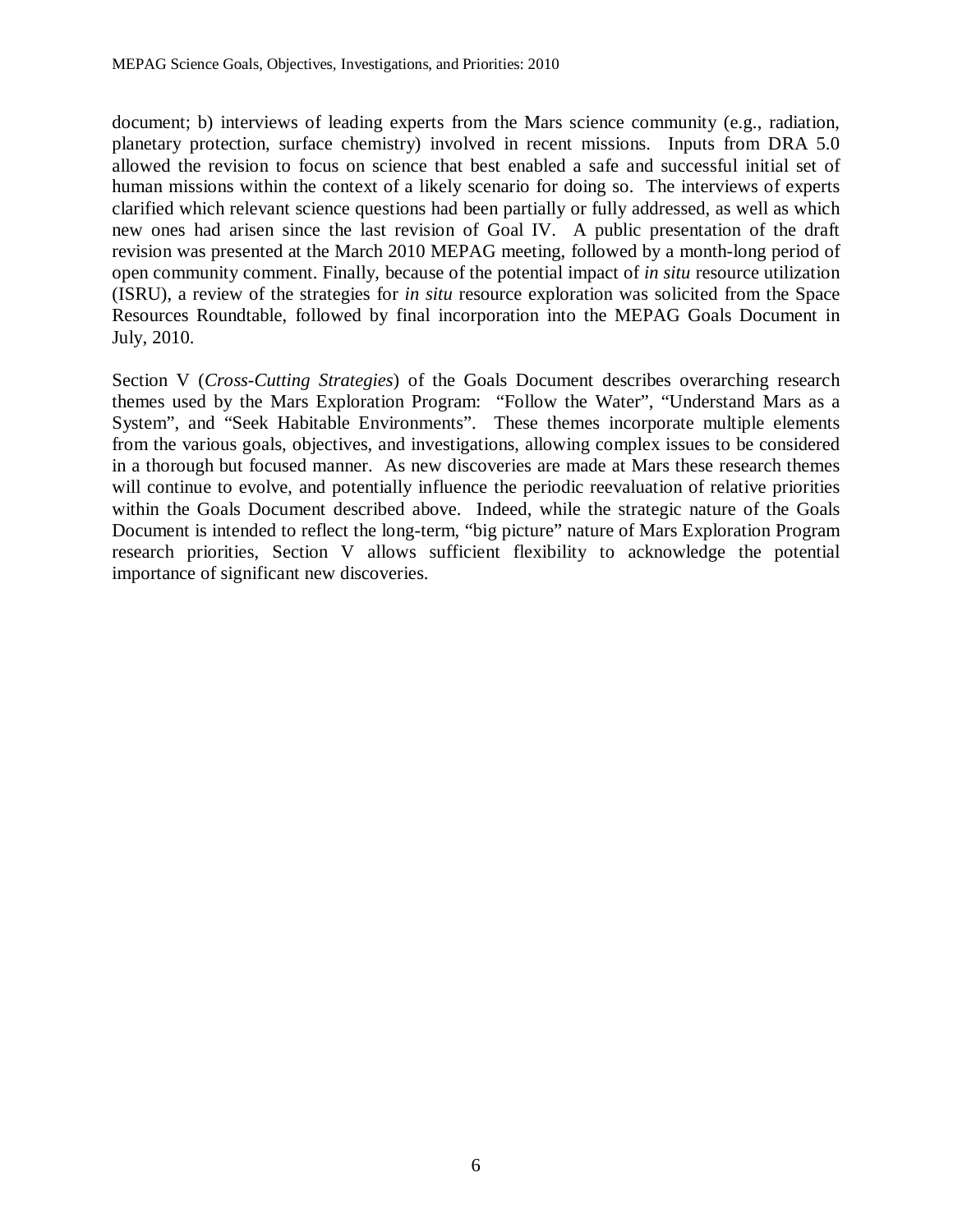document; b) interviews of leading experts from the Mars science community (e.g., radiation, planetary protection, surface chemistry) involved in recent missions. Inputs from DRA 5.0 allowed the revision to focus on science that best enabled a safe and successful initial set of human missions within the context of a likely scenario for doing so. The interviews of experts clarified which relevant science questions had been partially or fully addressed, as well as which new ones had arisen since the last revision of Goal IV. A public presentation of the draft revision was presented at the March 2010 MEPAG meeting, followed by a month-long period of open community comment. Finally, because of the potential impact of *in situ* resource utilization (ISRU), a review of the strategies for *in situ* resource exploration was solicited from the Space Resources Roundtable, followed by final incorporation into the MEPAG Goals Document in July, 2010.

Section V (*Cross-Cutting Strategies*) of the Goals Document describes overarching research themes used by the Mars Exploration Program: "Follow the Water", "Understand Mars as a System", and "Seek Habitable Environments". These themes incorporate multiple elements from the various goals, objectives, and investigations, allowing complex issues to be considered in a thorough but focused manner. As new discoveries are made at Mars these research themes will continue to evolve, and potentially influence the periodic reevaluation of relative priorities within the Goals Document described above. Indeed, while the strategic nature of the Goals Document is intended to reflect the long-term, "big picture" nature of Mars Exploration Program research priorities, Section V allows sufficient flexibility to acknowledge the potential importance of significant new discoveries.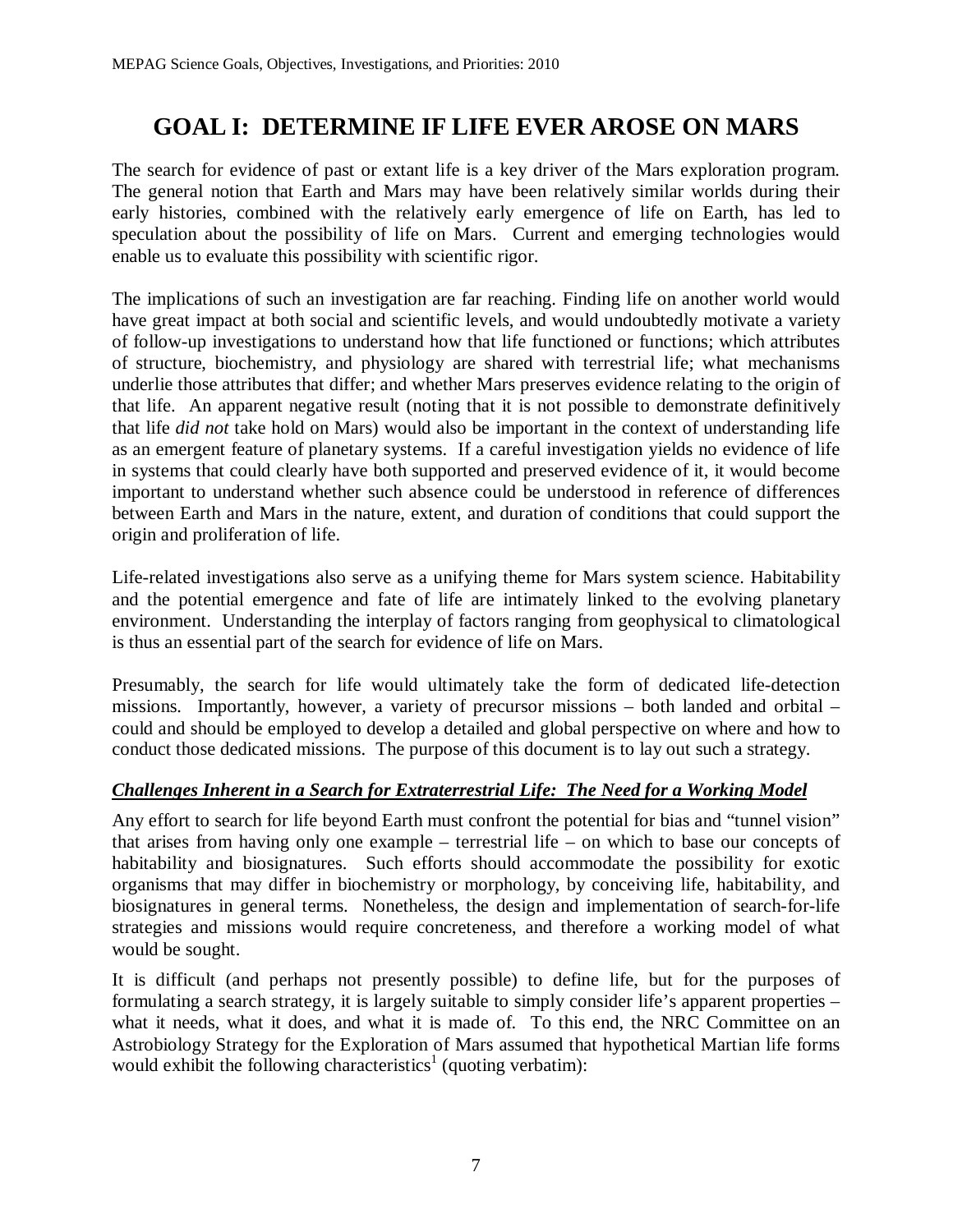# GOAL I: DETERMINE IF LIFE EVER AROSE ON MARS

The search for evidence of past or extant life is a key driver of the Mars exploration program. The general notion that Earth and Mars may have been relatively similar worlds during their early histories, combined with the relatively early emergence of life on Earth, has led to speculation about the possibility of life on Mars. Current and emerging technologies would enable us to evaluate this possibility with scientific rigor.

The implications of such an investigation are far reaching. Finding life on another world would have great impact at both social and scientific levels, and would undoubtedly motivate a variety of follow-up investigations to understand how that life functioned or functions; which attributes of structure, biochemistry, and physiology are shared with terrestrial life; what mechanisms underlie those attributes that differ; and whether Mars preserves evidence relating to the origin of that life. An apparent negative result (noting that it is not possible to demonstrate definitively that life *did not* take hold on Mars) would also be important in the context of understanding life as an emergent feature of planetary systems. If a careful investigation yields no evidence of life in systems that could clearly have both supported and preserved evidence of it, it would become important to understand whether such absence could be understood in reference of differences between Earth and Mars in the nature, extent, and duration of conditions that could support the origin and proliferation of life.

Life-related investigations also serve as a unifying theme for Mars system science. Habitability and the potential emergence and fate of life are intimately linked to the evolving planetary environment. Understanding the interplay of factors ranging from geophysical to climatological is thus an essential part of the search for evidence of life on Mars.

Presumably, the search for life would ultimately take the form of dedicated life-detection missions. Importantly, however, a variety of precursor missions – both landed and orbital – could and should be employed to develop a detailed and global perspective on where and how to conduct those dedicated missions. The purpose of this document is to lay out such a strategy.

### ***Challenges Inherent in a Search for Extraterrestrial Life: The Need for a Working Model***

Any effort to search for life beyond Earth must confront the potential for bias and "tunnel vision" that arises from having only one example – terrestrial life – on which to base our concepts of habitability and biosignatures. Such efforts should accommodate the possibility for exotic organisms that may differ in biochemistry or morphology, by conceiving life, habitability, and biosignatures in general terms. Nonetheless, the design and implementation of search-for-life strategies and missions would require concreteness, and therefore a working model of what would be sought.

It is difficult (and perhaps not presently possible) to define life, but for the purposes of formulating a search strategy, it is largely suitable to simply consider life's apparent properties – what it needs, what it does, and what it is made of. To this end, the NRC Committee on an Astrobiology Strategy for the Exploration of Mars assumed that hypothetical Martian life forms would exhibit the following characteristics[1] (quoting verbatim):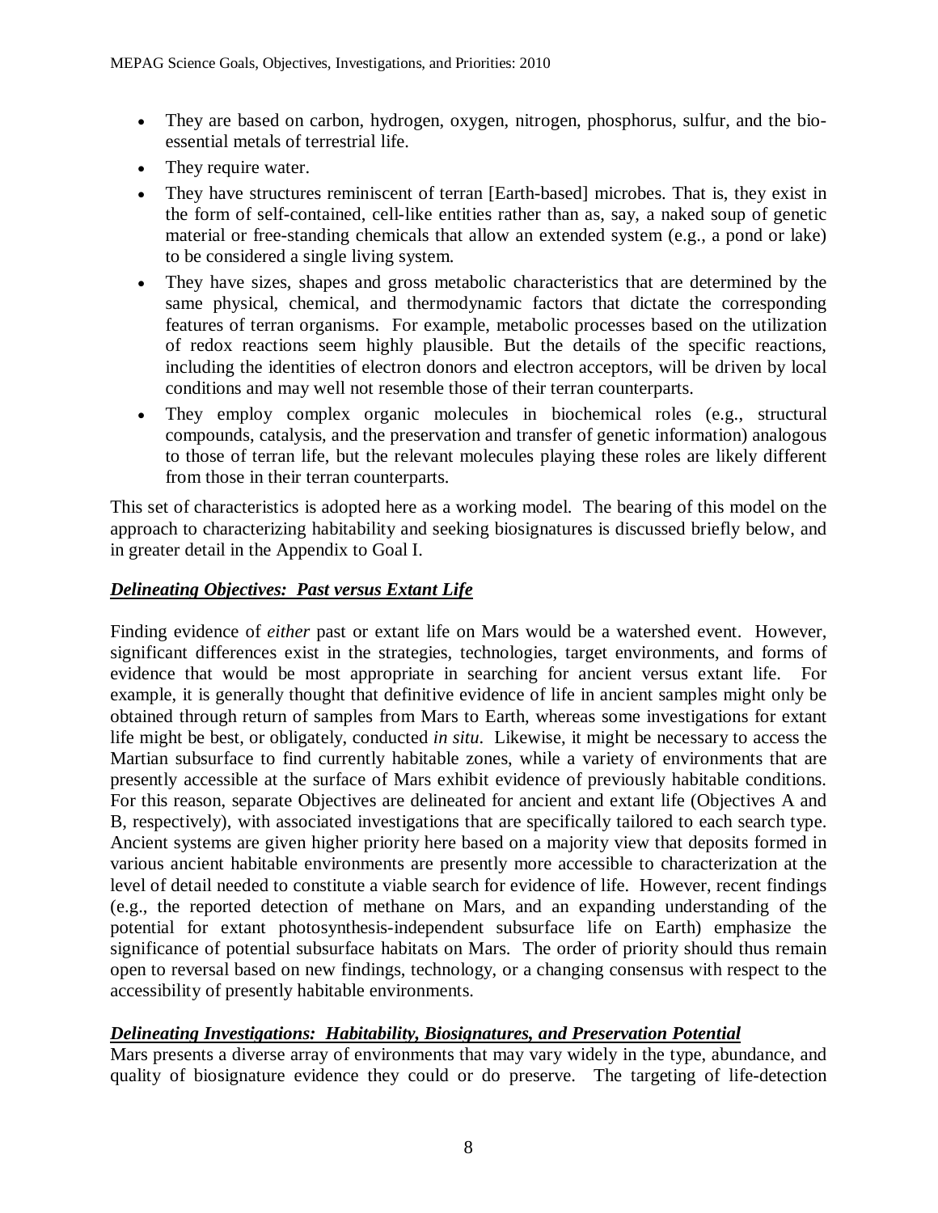- They are based on carbon, hydrogen, oxygen, nitrogen, phosphorus, sulfur, and the bio-essential metals of terrestrial life.
- They require water.
- They have structures reminiscent of terran [Earth-based] microbes. That is, they exist in the form of self-contained, cell-like entities rather than as, say, a naked soup of genetic material or free-standing chemicals that allow an extended system (e.g., a pond or lake) to be considered a single living system.
- They have sizes, shapes and gross metabolic characteristics that are determined by the same physical, chemical, and thermodynamic factors that dictate the corresponding features of terran organisms. For example, metabolic processes based on the utilization of redox reactions seem highly plausible. But the details of the specific reactions, including the identities of electron donors and electron acceptors, will be driven by local conditions and may well not resemble those of their terran counterparts.
- They employ complex organic molecules in biochemical roles (e.g., structural compounds, catalysis, and the preservation and transfer of genetic information) analogous to those of terran life, but the relevant molecules playing these roles are likely different from those in their terran counterparts.

This set of characteristics is adopted here as a working model. The bearing of this model on the approach to characterizing habitability and seeking biosignatures is discussed briefly below, and in greater detail in the Appendix to Goal I.

***Delineating Objectives: Past versus Extant Life***

Finding evidence of *either* past or extant life on Mars would be a watershed event. However, significant differences exist in the strategies, technologies, target environments, and forms of evidence that would be most appropriate in searching for ancient versus extant life. For example, it is generally thought that definitive evidence of life in ancient samples might only be obtained through return of samples from Mars to Earth, whereas some investigations for extant life might be best, or obligately, conducted *in situ*. Likewise, it might be necessary to access the Martian subsurface to find currently habitable zones, while a variety of environments that are presently accessible at the surface of Mars exhibit evidence of previously habitable conditions. For this reason, separate Objectives are delineated for ancient and extant life (Objectives A and B, respectively), with associated investigations that are specifically tailored to each search type. Ancient systems are given higher priority here based on a majority view that deposits formed in various ancient habitable environments are presently more accessible to characterization at the level of detail needed to constitute a viable search for evidence of life. However, recent findings (e.g., the reported detection of methane on Mars, and an expanding understanding of the potential for extant photosynthesis-independent subsurface life on Earth) emphasize the significance of potential subsurface habitats on Mars. The order of priority should thus remain open to reversal based on new findings, technology, or a changing consensus with respect to the accessibility of presently habitable environments.

***Delineating Investigations: Habitability, Biosignatures, and Preservation Potential***

Mars presents a diverse array of environments that may vary widely in the type, abundance, and quality of biosignature evidence they could or do preserve. The targeting of life-detection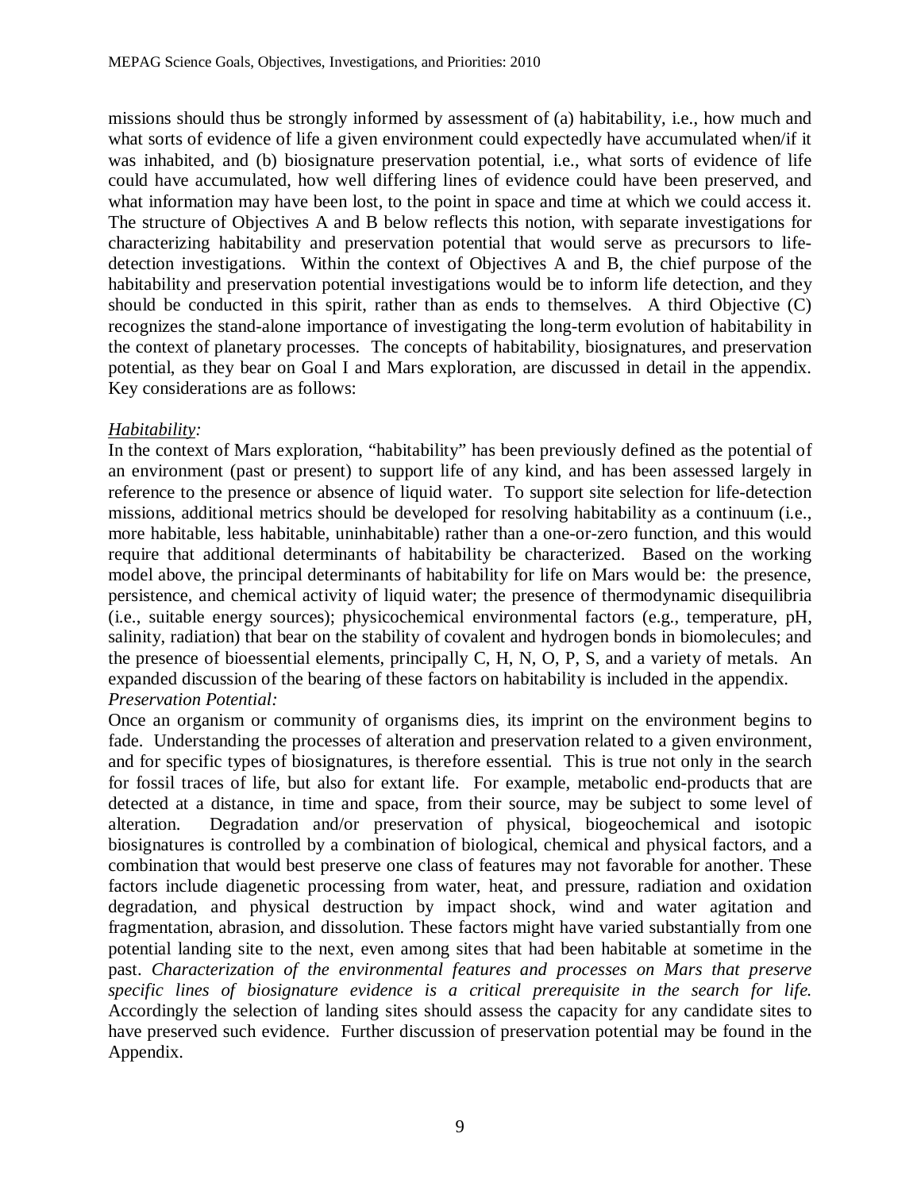missions should thus be strongly informed by assessment of (a) habitability, i.e., how much and what sorts of evidence of life a given environment could expectedly have accumulated when/if it was inhabited, and (b) biosignature preservation potential, i.e., what sorts of evidence of life could have accumulated, how well differing lines of evidence could have been preserved, and what information may have been lost, to the point in space and time at which we could access it. The structure of Objectives A and B below reflects this notion, with separate investigations for characterizing habitability and preservation potential that would serve as precursors to life-detection investigations. Within the context of Objectives A and B, the chief purpose of the habitability and preservation potential investigations would be to inform life detection, and they should be conducted in this spirit, rather than as ends to themselves. A third Objective (C) recognizes the stand-alone importance of investigating the long-term evolution of habitability in the context of planetary processes. The concepts of habitability, biosignatures, and preservation potential, as they bear on Goal I and Mars exploration, are discussed in detail in the appendix. Key considerations are as follows:

*Habitability:*

In the context of Mars exploration, "habitability" has been previously defined as the potential of an environment (past or present) to support life of any kind, and has been assessed largely in reference to the presence or absence of liquid water. To support site selection for life-detection missions, additional metrics should be developed for resolving habitability as a continuum (i.e., more habitable, less habitable, uninhabitable) rather than a one-or-zero function, and this would require that additional determinants of habitability be characterized. Based on the working model above, the principal determinants of habitability for life on Mars would be: the presence, persistence, and chemical activity of liquid water; the presence of thermodynamic disequilibria (i.e., suitable energy sources); physicochemical environmental factors (e.g., temperature, pH, salinity, radiation) that bear on the stability of covalent and hydrogen bonds in biomolecules; and the presence of bioessential elements, principally C, H, N, O, P, S, and a variety of metals. An expanded discussion of the bearing of these factors on habitability is included in the appendix.

*Preservation Potential:*

Once an organism or community of organisms dies, its imprint on the environment begins to fade. Understanding the processes of alteration and preservation related to a given environment, and for specific types of biosignatures, is therefore essential. This is true not only in the search for fossil traces of life, but also for extant life. For example, metabolic end-products that are detected at a distance, in time and space, from their source, may be subject to some level of alteration. Degradation and/or preservation of physical, biogeochemical and isotopic biosignatures is controlled by a combination of biological, chemical and physical factors, and a combination that would best preserve one class of features may not favorable for another. These factors include diagenetic processing from water, heat, and pressure, radiation and oxidation degradation, and physical destruction by impact shock, wind and water agitation and fragmentation, abrasion, and dissolution. These factors might have varied substantially from one potential landing site to the next, even among sites that had been habitable at sometime in the past. *Characterization of the environmental features and processes on Mars that preserve specific lines of biosignature evidence is a critical prerequisite in the search for life.* Accordingly the selection of landing sites should assess the capacity for any candidate sites to have preserved such evidence. Further discussion of preservation potential may be found in the Appendix.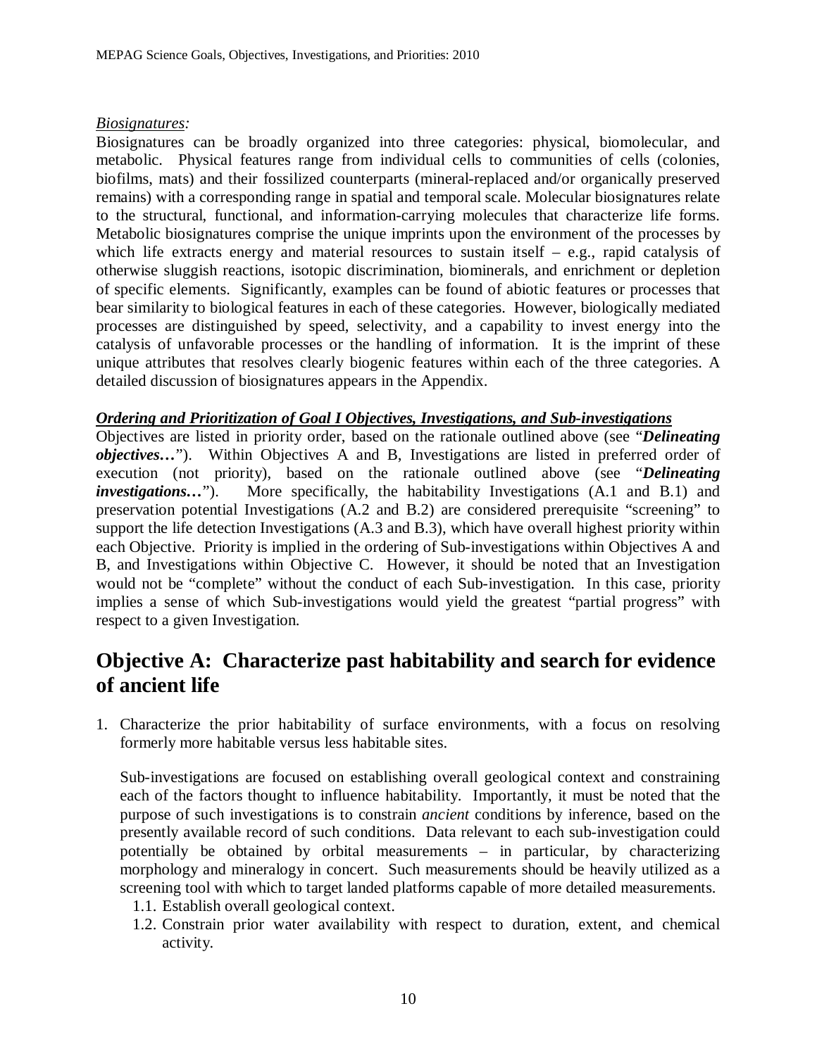*Biosignatures:*

Biosignatures can be broadly organized into three categories: physical, biomolecular, and metabolic. Physical features range from individual cells to communities of cells (colonies, biofilms, mats) and their fossilized counterparts (mineral-replaced and/or organically preserved remains) with a corresponding range in spatial and temporal scale. Molecular biosignatures relate to the structural, functional, and information-carrying molecules that characterize life forms. Metabolic biosignatures comprise the unique imprints upon the environment of the processes by which life extracts energy and material resources to sustain itself – e.g., rapid catalysis of otherwise sluggish reactions, isotopic discrimination, biominerals, and enrichment or depletion of specific elements. Significantly, examples can be found of abiotic features or processes that bear similarity to biological features in each of these categories. However, biologically mediated processes are distinguished by speed, selectivity, and a capability to invest energy into the catalysis of unfavorable processes or the handling of information. It is the imprint of these unique attributes that resolves clearly biogenic features within each of the three categories. A detailed discussion of biosignatures appears in the Appendix.

***Ordering and Prioritization of Goal I Objectives, Investigations, and Sub-investigations***

Objectives are listed in priority order, based on the rationale outlined above (see "***Delineating objectives…***"). Within Objectives A and B, Investigations are listed in preferred order of execution (not priority), based on the rationale outlined above (see "***Delineating investigations…***"). More specifically, the habitability Investigations (A.1 and B.1) and preservation potential Investigations (A.2 and B.2) are considered prerequisite "screening" to support the life detection Investigations (A.3 and B.3), which have overall highest priority within each Objective. Priority is implied in the ordering of Sub-investigations within Objectives A and B, and Investigations within Objective C. However, it should be noted that an Investigation would not be "complete" without the conduct of each Sub-investigation. In this case, priority implies a sense of which Sub-investigations would yield the greatest "partial progress" with respect to a given Investigation.

## Objective A: Characterize past habitability and search for evidence of ancient life

1. Characterize the prior habitability of surface environments, with a focus on resolving formerly more habitable versus less habitable sites.

   Sub-investigations are focused on establishing overall geological context and constraining each of the factors thought to influence habitability. Importantly, it must be noted that the purpose of such investigations is to constrain *ancient* conditions by inference, based on the presently available record of such conditions. Data relevant to each sub-investigation could potentially be obtained by orbital measurements – in particular, by characterizing morphology and mineralogy in concert. Such measurements should be heavily utilized as a screening tool with which to target landed platforms capable of more detailed measurements.

   1.1. Establish overall geological context.

   1.2. Constrain prior water availability with respect to duration, extent, and chemical activity.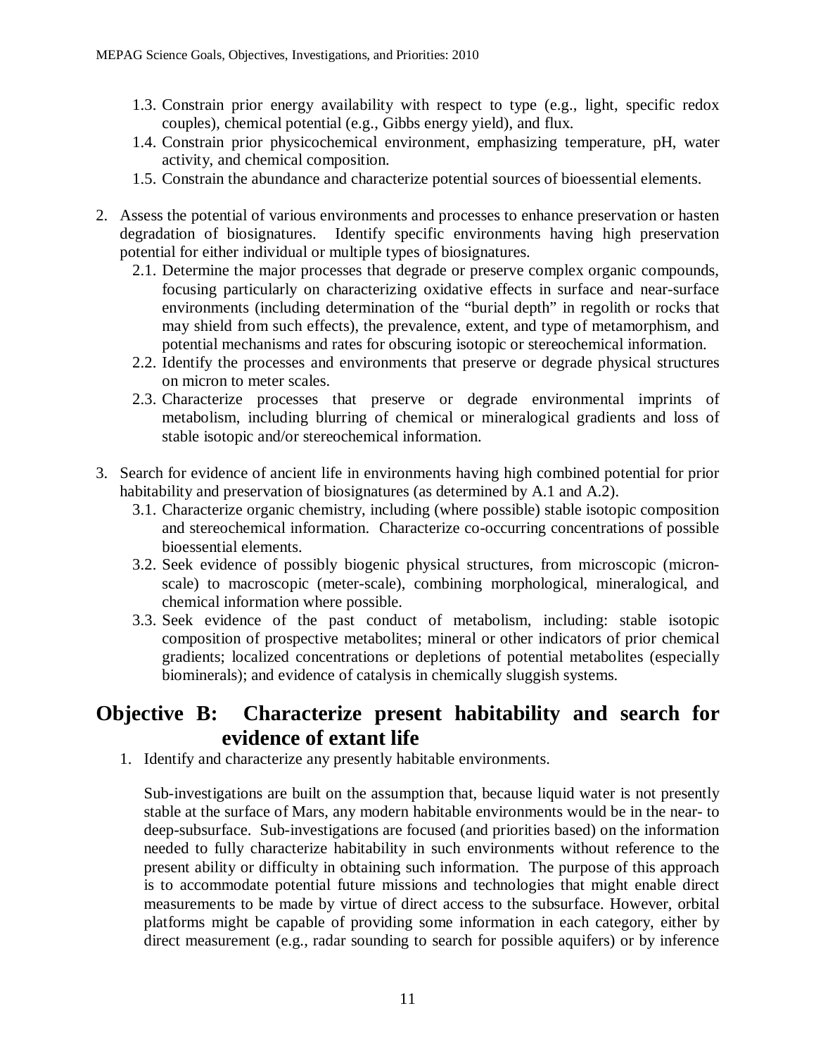1.3. Constrain prior energy availability with respect to type (e.g., light, specific redox couples), chemical potential (e.g., Gibbs energy yield), and flux.
   1.4. Constrain prior physicochemical environment, emphasizing temperature, pH, water activity, and chemical composition.
   1.5. Constrain the abundance and characterize potential sources of bioessential elements.

2. Assess the potential of various environments and processes to enhance preservation or hasten degradation of biosignatures. Identify specific environments having high preservation potential for either individual or multiple types of biosignatures.
   2.1. Determine the major processes that degrade or preserve complex organic compounds, focusing particularly on characterizing oxidative effects in surface and near-surface environments (including determination of the "burial depth" in regolith or rocks that may shield from such effects), the prevalence, extent, and type of metamorphism, and potential mechanisms and rates for obscuring isotopic or stereochemical information.
   2.2. Identify the processes and environments that preserve or degrade physical structures on micron to meter scales.
   2.3. Characterize processes that preserve or degrade environmental imprints of metabolism, including blurring of chemical or mineralogical gradients and loss of stable isotopic and/or stereochemical information.

3. Search for evidence of ancient life in environments having high combined potential for prior habitability and preservation of biosignatures (as determined by A.1 and A.2).
   3.1. Characterize organic chemistry, including (where possible) stable isotopic composition and stereochemical information. Characterize co-occurring concentrations of possible bioessential elements.
   3.2. Seek evidence of possibly biogenic physical structures, from microscopic (micron-scale) to macroscopic (meter-scale), combining morphological, mineralogical, and chemical information where possible.
   3.3. Seek evidence of the past conduct of metabolism, including: stable isotopic composition of prospective metabolites; mineral or other indicators of prior chemical gradients; localized concentrations or depletions of potential metabolites (especially biominerals); and evidence of catalysis in chemically sluggish systems.

## Objective B: Characterize present habitability and search for evidence of extant life

1. Identify and characterize any presently habitable environments.

   Sub-investigations are built on the assumption that, because liquid water is not presently stable at the surface of Mars, any modern habitable environments would be in the near- to deep-subsurface. Sub-investigations are focused (and priorities based) on the information needed to fully characterize habitability in such environments without reference to the present ability or difficulty in obtaining such information. The purpose of this approach is to accommodate potential future missions and technologies that might enable direct measurements to be made by virtue of direct access to the subsurface. However, orbital platforms might be capable of providing some information in each category, either by direct measurement (e.g., radar sounding to search for possible aquifers) or by inference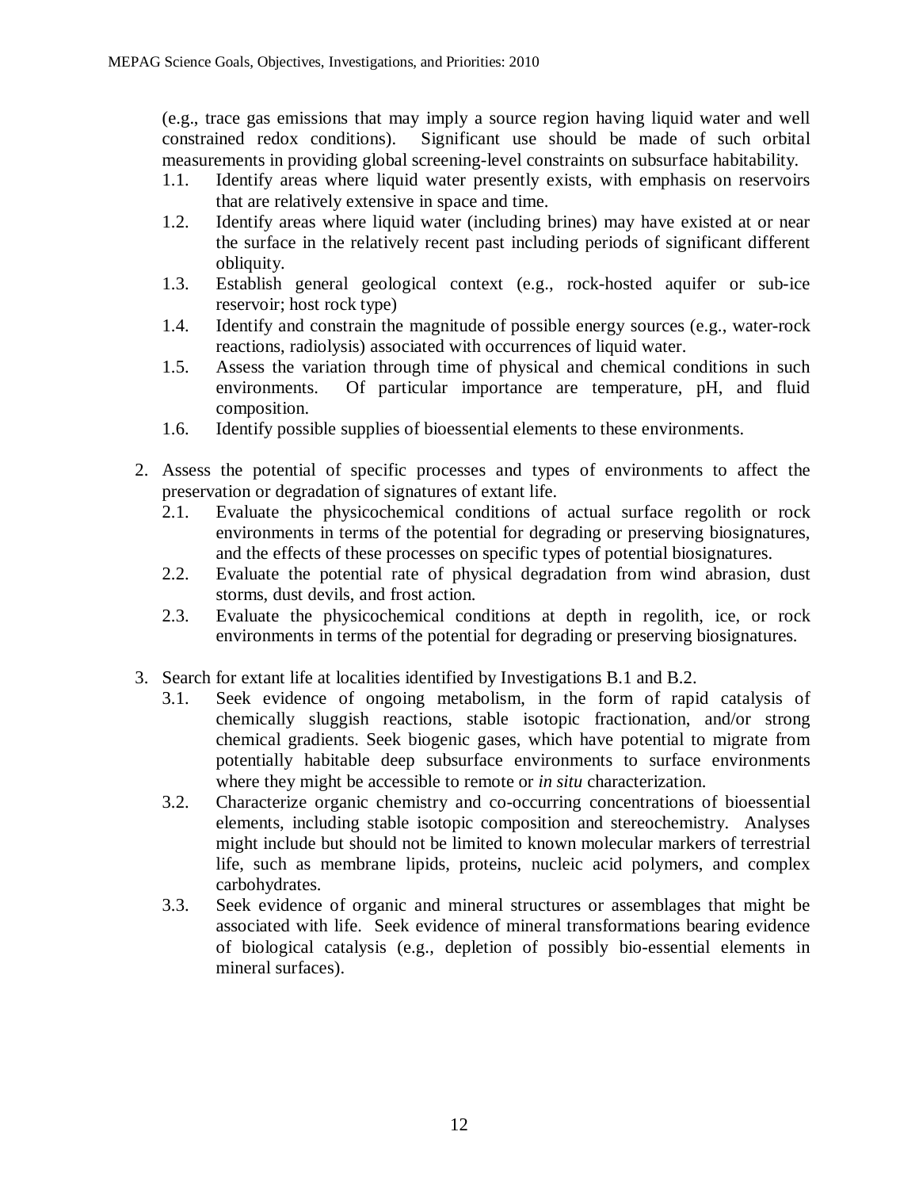(e.g., trace gas emissions that may imply a source region having liquid water and well constrained redox conditions). Significant use should be made of such orbital measurements in providing global screening-level constraints on subsurface habitability.

- 1.1. Identify areas where liquid water presently exists, with emphasis on reservoirs that are relatively extensive in space and time.
- 1.2. Identify areas where liquid water (including brines) may have existed at or near the surface in the relatively recent past including periods of significant different obliquity.
- 1.3. Establish general geological context (e.g., rock-hosted aquifer or sub-ice reservoir; host rock type)
- 1.4. Identify and constrain the magnitude of possible energy sources (e.g., water-rock reactions, radiolysis) associated with occurrences of liquid water.
- 1.5. Assess the variation through time of physical and chemical conditions in such environments. Of particular importance are temperature, pH, and fluid composition.
- 1.6. Identify possible supplies of bioessential elements to these environments.

2. Assess the potential of specific processes and types of environments to affect the preservation or degradation of signatures of extant life.
   - 2.1. Evaluate the physicochemical conditions of actual surface regolith or rock environments in terms of the potential for degrading or preserving biosignatures, and the effects of these processes on specific types of potential biosignatures.
   - 2.2. Evaluate the potential rate of physical degradation from wind abrasion, dust storms, dust devils, and frost action.
   - 2.3. Evaluate the physicochemical conditions at depth in regolith, ice, or rock environments in terms of the potential for degrading or preserving biosignatures.

3. Search for extant life at localities identified by Investigations B.1 and B.2.
   - 3.1. Seek evidence of ongoing metabolism, in the form of rapid catalysis of chemically sluggish reactions, stable isotopic fractionation, and/or strong chemical gradients. Seek biogenic gases, which have potential to migrate from potentially habitable deep subsurface environments to surface environments where they might be accessible to remote or *in situ* characterization.
   - 3.2. Characterize organic chemistry and co-occurring concentrations of bioessential elements, including stable isotopic composition and stereochemistry. Analyses might include but should not be limited to known molecular markers of terrestrial life, such as membrane lipids, proteins, nucleic acid polymers, and complex carbohydrates.
   - 3.3. Seek evidence of organic and mineral structures or assemblages that might be associated with life. Seek evidence of mineral transformations bearing evidence of biological catalysis (e.g., depletion of possibly bio-essential elements in mineral surfaces).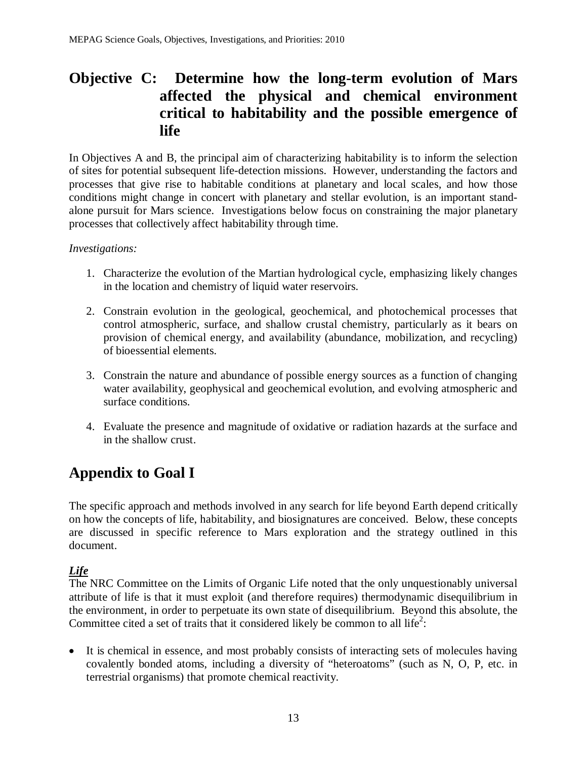## Objective C: Determine how the long-term evolution of Mars affected the physical and chemical environment critical to habitability and the possible emergence of life

In Objectives A and B, the principal aim of characterizing habitability is to inform the selection of sites for potential subsequent life-detection missions. However, understanding the factors and processes that give rise to habitable conditions at planetary and local scales, and how those conditions might change in concert with planetary and stellar evolution, is an important stand-alone pursuit for Mars science. Investigations below focus on constraining the major planetary processes that collectively affect habitability through time.

*Investigations:*

1. Characterize the evolution of the Martian hydrological cycle, emphasizing likely changes in the location and chemistry of liquid water reservoirs.

2. Constrain evolution in the geological, geochemical, and photochemical processes that control atmospheric, surface, and shallow crustal chemistry, particularly as it bears on provision of chemical energy, and availability (abundance, mobilization, and recycling) of bioessential elements.

3. Constrain the nature and abundance of possible energy sources as a function of changing water availability, geophysical and geochemical evolution, and evolving atmospheric and surface conditions.

4. Evaluate the presence and magnitude of oxidative or radiation hazards at the surface and in the shallow crust.

# Appendix to Goal I

The specific approach and methods involved in any search for life beyond Earth depend critically on how the concepts of life, habitability, and biosignatures are conceived. Below, these concepts are discussed in specific reference to Mars exploration and the strategy outlined in this document.

***Life***

The NRC Committee on the Limits of Organic Life noted that the only unquestionably universal attribute of life is that it must exploit (and therefore requires) thermodynamic disequilibrium in the environment, in order to perpetuate its own state of disequilibrium. Beyond this absolute, the Committee cited a set of traits that it considered likely be common to all life[2]:

- It is chemical in essence, and most probably consists of interacting sets of molecules having covalently bonded atoms, including a diversity of "heteroatoms" (such as N, O, P, etc. in terrestrial organisms) that promote chemical reactivity.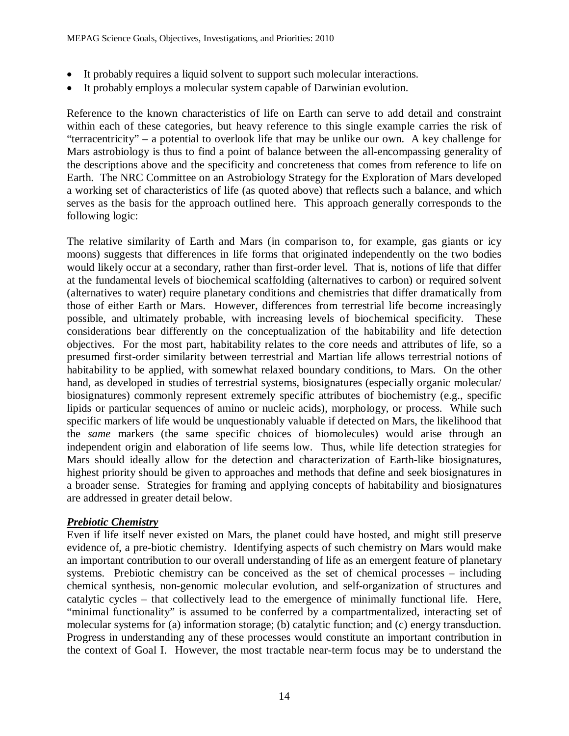- It probably requires a liquid solvent to support such molecular interactions.
- It probably employs a molecular system capable of Darwinian evolution.

Reference to the known characteristics of life on Earth can serve to add detail and constraint within each of these categories, but heavy reference to this single example carries the risk of "terracentricity" – a potential to overlook life that may be unlike our own. A key challenge for Mars astrobiology is thus to find a point of balance between the all-encompassing generality of the descriptions above and the specificity and concreteness that comes from reference to life on Earth. The NRC Committee on an Astrobiology Strategy for the Exploration of Mars developed a working set of characteristics of life (as quoted above) that reflects such a balance, and which serves as the basis for the approach outlined here. This approach generally corresponds to the following logic:

The relative similarity of Earth and Mars (in comparison to, for example, gas giants or icy moons) suggests that differences in life forms that originated independently on the two bodies would likely occur at a secondary, rather than first-order level. That is, notions of life that differ at the fundamental levels of biochemical scaffolding (alternatives to carbon) or required solvent (alternatives to water) require planetary conditions and chemistries that differ dramatically from those of either Earth or Mars. However, differences from terrestrial life become increasingly possible, and ultimately probable, with increasing levels of biochemical specificity. These considerations bear differently on the conceptualization of the habitability and life detection objectives. For the most part, habitability relates to the core needs and attributes of life, so a presumed first-order similarity between terrestrial and Martian life allows terrestrial notions of habitability to be applied, with somewhat relaxed boundary conditions, to Mars. On the other hand, as developed in studies of terrestrial systems, biosignatures (especially organic molecular/ biosignatures) commonly represent extremely specific attributes of biochemistry (e.g., specific lipids or particular sequences of amino or nucleic acids), morphology, or process. While such specific markers of life would be unquestionably valuable if detected on Mars, the likelihood that the *same* markers (the same specific choices of biomolecules) would arise through an independent origin and elaboration of life seems low. Thus, while life detection strategies for Mars should ideally allow for the detection and characterization of Earth-like biosignatures, highest priority should be given to approaches and methods that define and seek biosignatures in a broader sense. Strategies for framing and applying concepts of habitability and biosignatures are addressed in greater detail below.

***Prebiotic Chemistry***

Even if life itself never existed on Mars, the planet could have hosted, and might still preserve evidence of, a pre-biotic chemistry. Identifying aspects of such chemistry on Mars would make an important contribution to our overall understanding of life as an emergent feature of planetary systems. Prebiotic chemistry can be conceived as the set of chemical processes – including chemical synthesis, non-genomic molecular evolution, and self-organization of structures and catalytic cycles – that collectively lead to the emergence of minimally functional life. Here, "minimal functionality" is assumed to be conferred by a compartmentalized, interacting set of molecular systems for (a) information storage; (b) catalytic function; and (c) energy transduction. Progress in understanding any of these processes would constitute an important contribution in the context of Goal I. However, the most tractable near-term focus may be to understand the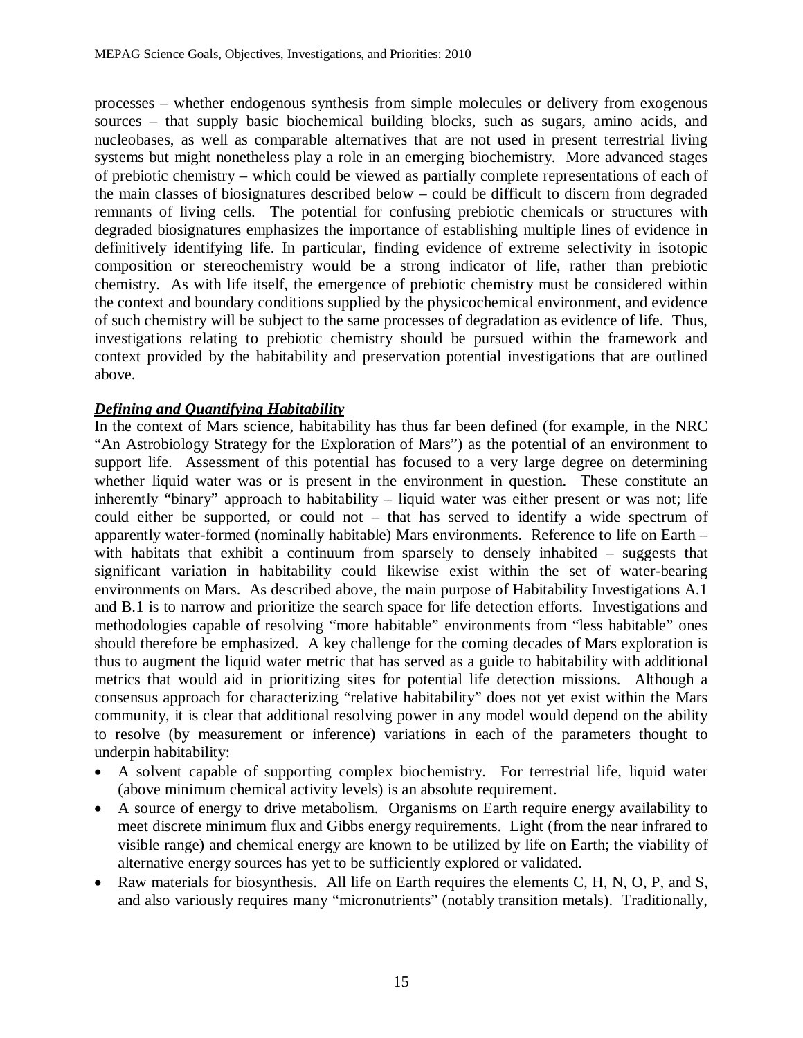processes – whether endogenous synthesis from simple molecules or delivery from exogenous sources – that supply basic biochemical building blocks, such as sugars, amino acids, and nucleobases, as well as comparable alternatives that are not used in present terrestrial living systems but might nonetheless play a role in an emerging biochemistry. More advanced stages of prebiotic chemistry – which could be viewed as partially complete representations of each of the main classes of biosignatures described below – could be difficult to discern from degraded remnants of living cells. The potential for confusing prebiotic chemicals or structures with degraded biosignatures emphasizes the importance of establishing multiple lines of evidence in definitively identifying life. In particular, finding evidence of extreme selectivity in isotopic composition or stereochemistry would be a strong indicator of life, rather than prebiotic chemistry. As with life itself, the emergence of prebiotic chemistry must be considered within the context and boundary conditions supplied by the physicochemical environment, and evidence of such chemistry will be subject to the same processes of degradation as evidence of life. Thus, investigations relating to prebiotic chemistry should be pursued within the framework and context provided by the habitability and preservation potential investigations that are outlined above.

***Defining and Quantifying Habitability***

In the context of Mars science, habitability has thus far been defined (for example, in the NRC "An Astrobiology Strategy for the Exploration of Mars") as the potential of an environment to support life. Assessment of this potential has focused to a very large degree on determining whether liquid water was or is present in the environment in question. These constitute an inherently "binary" approach to habitability – liquid water was either present or was not; life could either be supported, or could not – that has served to identify a wide spectrum of apparently water-formed (nominally habitable) Mars environments. Reference to life on Earth – with habitats that exhibit a continuum from sparsely to densely inhabited – suggests that significant variation in habitability could likewise exist within the set of water-bearing environments on Mars. As described above, the main purpose of Habitability Investigations A.1 and B.1 is to narrow and prioritize the search space for life detection efforts. Investigations and methodologies capable of resolving "more habitable" environments from "less habitable" ones should therefore be emphasized. A key challenge for the coming decades of Mars exploration is thus to augment the liquid water metric that has served as a guide to habitability with additional metrics that would aid in prioritizing sites for potential life detection missions. Although a consensus approach for characterizing "relative habitability" does not yet exist within the Mars community, it is clear that additional resolving power in any model would depend on the ability to resolve (by measurement or inference) variations in each of the parameters thought to underpin habitability:

- A solvent capable of supporting complex biochemistry. For terrestrial life, liquid water (above minimum chemical activity levels) is an absolute requirement.
- A source of energy to drive metabolism. Organisms on Earth require energy availability to meet discrete minimum flux and Gibbs energy requirements. Light (from the near infrared to visible range) and chemical energy are known to be utilized by life on Earth; the viability of alternative energy sources has yet to be sufficiently explored or validated.
- Raw materials for biosynthesis. All life on Earth requires the elements C, H, N, O, P, and S, and also variously requires many "micronutrients" (notably transition metals). Traditionally,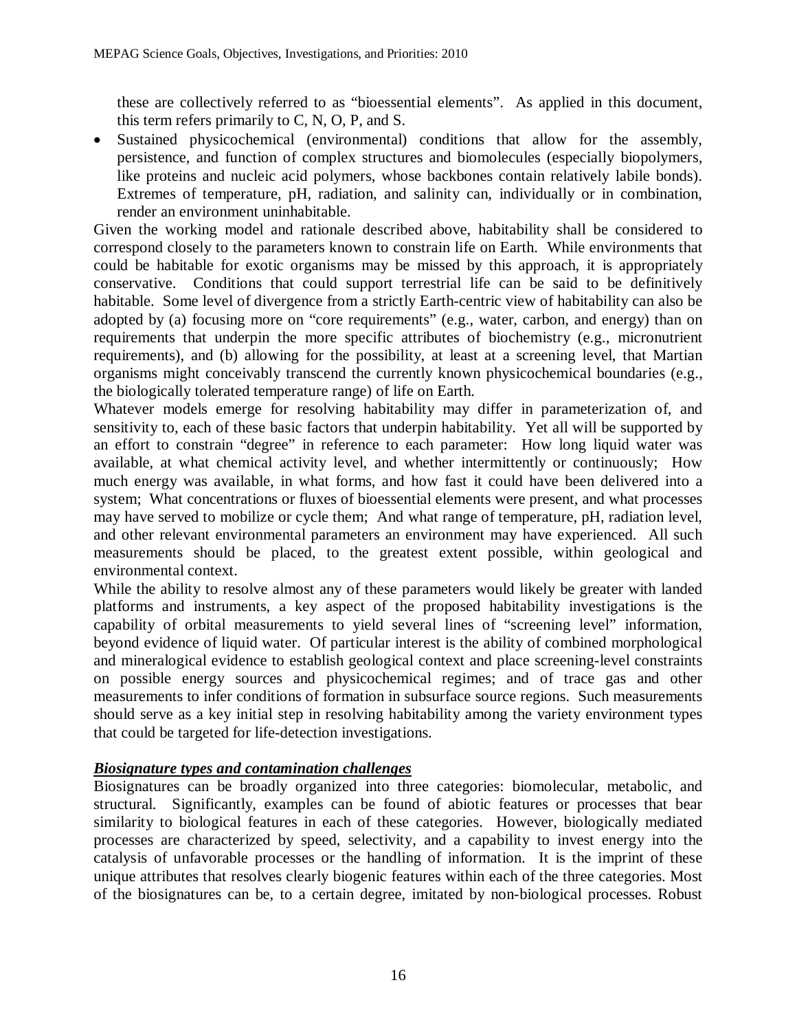these are collectively referred to as "bioessential elements". As applied in this document, this term refers primarily to C, N, O, P, and S.

- Sustained physicochemical (environmental) conditions that allow for the assembly, persistence, and function of complex structures and biomolecules (especially biopolymers, like proteins and nucleic acid polymers, whose backbones contain relatively labile bonds). Extremes of temperature, pH, radiation, and salinity can, individually or in combination, render an environment uninhabitable.

Given the working model and rationale described above, habitability shall be considered to correspond closely to the parameters known to constrain life on Earth. While environments that could be habitable for exotic organisms may be missed by this approach, it is appropriately conservative. Conditions that could support terrestrial life can be said to be definitively habitable. Some level of divergence from a strictly Earth-centric view of habitability can also be adopted by (a) focusing more on "core requirements" (e.g., water, carbon, and energy) than on requirements that underpin the more specific attributes of biochemistry (e.g., micronutrient requirements), and (b) allowing for the possibility, at least at a screening level, that Martian organisms might conceivably transcend the currently known physicochemical boundaries (e.g., the biologically tolerated temperature range) of life on Earth.

Whatever models emerge for resolving habitability may differ in parameterization of, and sensitivity to, each of these basic factors that underpin habitability. Yet all will be supported by an effort to constrain "degree" in reference to each parameter: How long liquid water was available, at what chemical activity level, and whether intermittently or continuously; How much energy was available, in what forms, and how fast it could have been delivered into a system; What concentrations or fluxes of bioessential elements were present, and what processes may have served to mobilize or cycle them; And what range of temperature, pH, radiation level, and other relevant environmental parameters an environment may have experienced. All such measurements should be placed, to the greatest extent possible, within geological and environmental context.

While the ability to resolve almost any of these parameters would likely be greater with landed platforms and instruments, a key aspect of the proposed habitability investigations is the capability of orbital measurements to yield several lines of "screening level" information, beyond evidence of liquid water. Of particular interest is the ability of combined morphological and mineralogical evidence to establish geological context and place screening-level constraints on possible energy sources and physicochemical regimes; and of trace gas and other measurements to infer conditions of formation in subsurface source regions. Such measurements should serve as a key initial step in resolving habitability among the variety environment types that could be targeted for life-detection investigations.

***Biosignature types and contamination challenges***

Biosignatures can be broadly organized into three categories: biomolecular, metabolic, and structural. Significantly, examples can be found of abiotic features or processes that bear similarity to biological features in each of these categories. However, biologically mediated processes are characterized by speed, selectivity, and a capability to invest energy into the catalysis of unfavorable processes or the handling of information. It is the imprint of these unique attributes that resolves clearly biogenic features within each of the three categories. Most of the biosignatures can be, to a certain degree, imitated by non-biological processes. Robust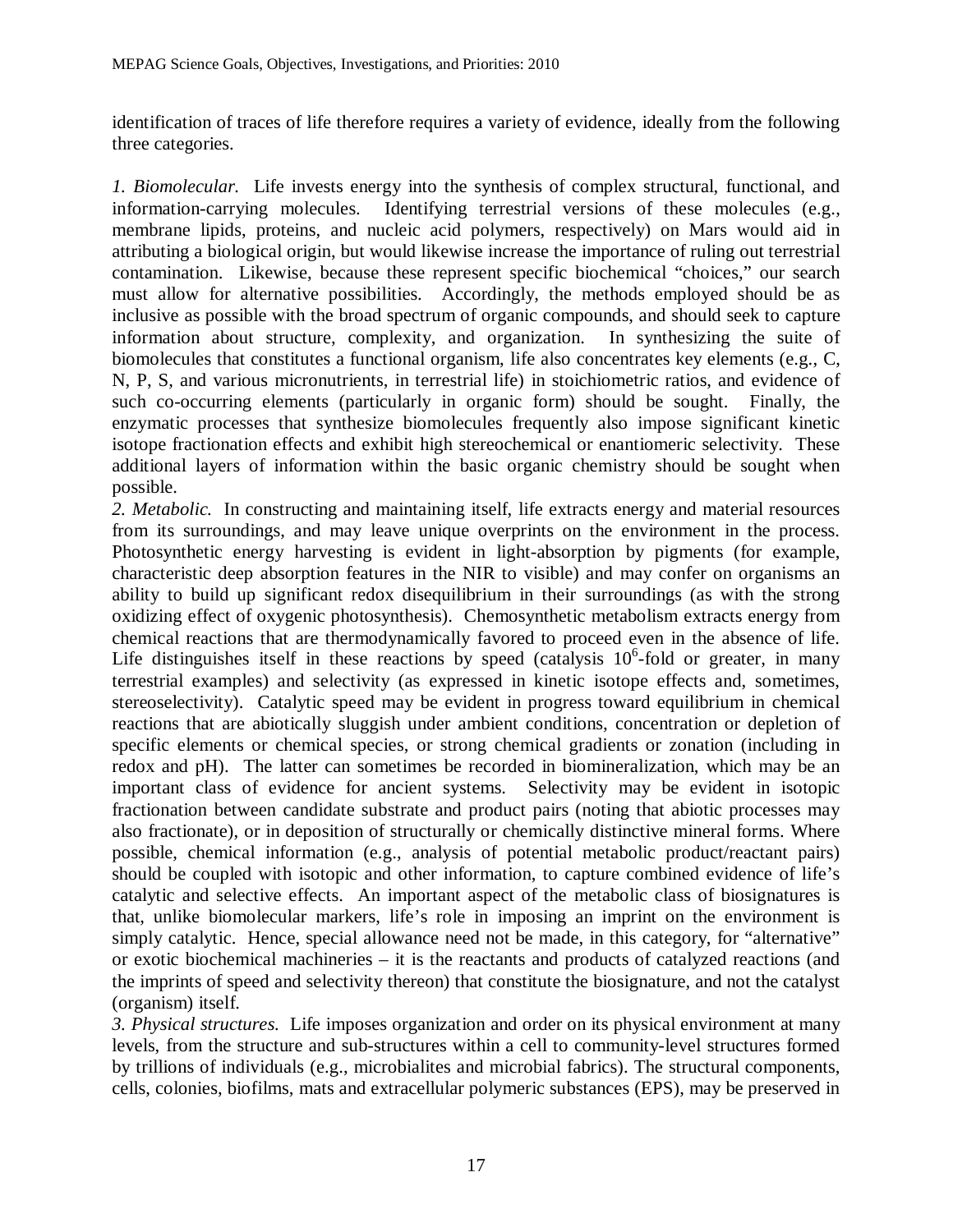identification of traces of life therefore requires a variety of evidence, ideally from the following three categories.

*1. Biomolecular.* Life invests energy into the synthesis of complex structural, functional, and information-carrying molecules. Identifying terrestrial versions of these molecules (e.g., membrane lipids, proteins, and nucleic acid polymers, respectively) on Mars would aid in attributing a biological origin, but would likewise increase the importance of ruling out terrestrial contamination. Likewise, because these represent specific biochemical "choices," our search must allow for alternative possibilities. Accordingly, the methods employed should be as inclusive as possible with the broad spectrum of organic compounds, and should seek to capture information about structure, complexity, and organization. In synthesizing the suite of biomolecules that constitutes a functional organism, life also concentrates key elements (e.g., C, N, P, S, and various micronutrients, in terrestrial life) in stoichiometric ratios, and evidence of such co-occurring elements (particularly in organic form) should be sought. Finally, the enzymatic processes that synthesize biomolecules frequently also impose significant kinetic isotope fractionation effects and exhibit high stereochemical or enantiomeric selectivity. These additional layers of information within the basic organic chemistry should be sought when possible.

*2. Metabolic.* In constructing and maintaining itself, life extracts energy and material resources from its surroundings, and may leave unique overprints on the environment in the process. Photosynthetic energy harvesting is evident in light-absorption by pigments (for example, characteristic deep absorption features in the NIR to visible) and may confer on organisms an ability to build up significant redox disequilibrium in their surroundings (as with the strong oxidizing effect of oxygenic photosynthesis). Chemosynthetic metabolism extracts energy from chemical reactions that are thermodynamically favored to proceed even in the absence of life. Life distinguishes itself in these reactions by speed (catalysis $10^6$-fold or greater, in many terrestrial examples) and selectivity (as expressed in kinetic isotope effects and, sometimes, stereoselectivity). Catalytic speed may be evident in progress toward equilibrium in chemical reactions that are abiotically sluggish under ambient conditions, concentration or depletion of specific elements or chemical species, or strong chemical gradients or zonation (including in redox and pH). The latter can sometimes be recorded in biomineralization, which may be an important class of evidence for ancient systems. Selectivity may be evident in isotopic fractionation between candidate substrate and product pairs (noting that abiotic processes may also fractionate), or in deposition of structurally or chemically distinctive mineral forms. Where possible, chemical information (e.g., analysis of potential metabolic product/reactant pairs) should be coupled with isotopic and other information, to capture combined evidence of life's catalytic and selective effects. An important aspect of the metabolic class of biosignatures is that, unlike biomolecular markers, life's role in imposing an imprint on the environment is simply catalytic. Hence, special allowance need not be made, in this category, for "alternative" or exotic biochemical machineries – it is the reactants and products of catalyzed reactions (and the imprints of speed and selectivity thereon) that constitute the biosignature, and not the catalyst (organism) itself.

*3. Physical structures.* Life imposes organization and order on its physical environment at many levels, from the structure and sub-structures within a cell to community-level structures formed by trillions of individuals (e.g., microbialites and microbial fabrics). The structural components, cells, colonies, biofilms, mats and extracellular polymeric substances (EPS), may be preserved in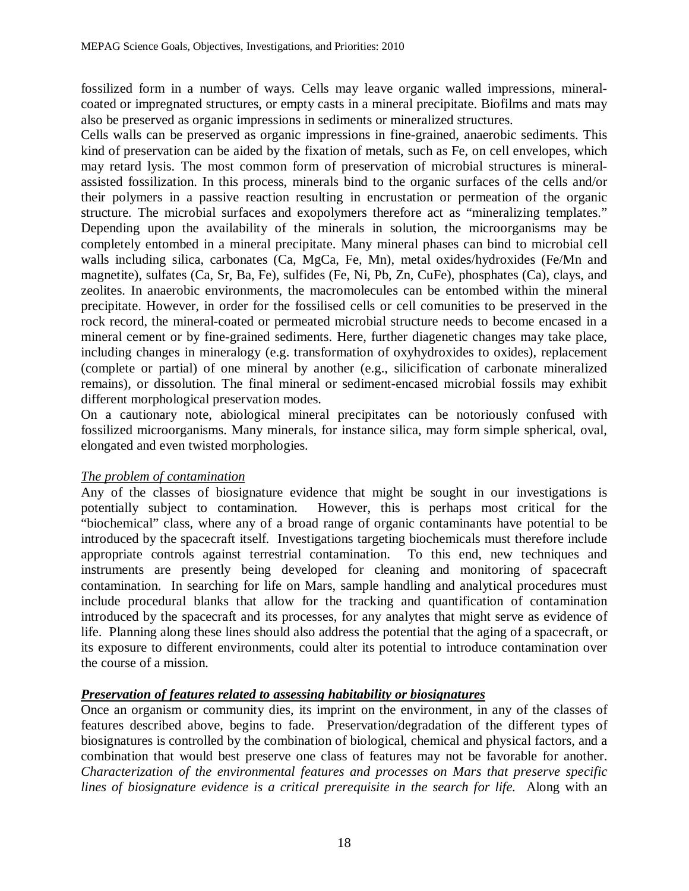fossilized form in a number of ways. Cells may leave organic walled impressions, mineral-coated or impregnated structures, or empty casts in a mineral precipitate. Biofilms and mats may also be preserved as organic impressions in sediments or mineralized structures.

Cells walls can be preserved as organic impressions in fine-grained, anaerobic sediments. This kind of preservation can be aided by the fixation of metals, such as Fe, on cell envelopes, which may retard lysis. The most common form of preservation of microbial structures is mineral-assisted fossilization. In this process, minerals bind to the organic surfaces of the cells and/or their polymers in a passive reaction resulting in encrustation or permeation of the organic structure. The microbial surfaces and exopolymers therefore act as "mineralizing templates." Depending upon the availability of the minerals in solution, the microorganisms may be completely entombed in a mineral precipitate. Many mineral phases can bind to microbial cell walls including silica, carbonates (Ca, MgCa, Fe, Mn), metal oxides/hydroxides (Fe/Mn and magnetite), sulfates (Ca, Sr, Ba, Fe), sulfides (Fe, Ni, Pb, Zn, CuFe), phosphates (Ca), clays, and zeolites. In anaerobic environments, the macromolecules can be entombed within the mineral precipitate. However, in order for the fossilised cells or cell comunities to be preserved in the rock record, the mineral-coated or permeated microbial structure needs to become encased in a mineral cement or by fine-grained sediments. Here, further diagenetic changes may take place, including changes in mineralogy (e.g. transformation of oxyhydroxides to oxides), replacement (complete or partial) of one mineral by another (e.g., silicification of carbonate mineralized remains), or dissolution. The final mineral or sediment-encased microbial fossils may exhibit different morphological preservation modes.

On a cautionary note, abiological mineral precipitates can be notoriously confused with fossilized microorganisms. Many minerals, for instance silica, may form simple spherical, oval, elongated and even twisted morphologies.

*The problem of contamination*

Any of the classes of biosignature evidence that might be sought in our investigations is potentially subject to contamination. However, this is perhaps most critical for the "biochemical" class, where any of a broad range of organic contaminants have potential to be introduced by the spacecraft itself. Investigations targeting biochemicals must therefore include appropriate controls against terrestrial contamination. To this end, new techniques and instruments are presently being developed for cleaning and monitoring of spacecraft contamination. In searching for life on Mars, sample handling and analytical procedures must include procedural blanks that allow for the tracking and quantification of contamination introduced by the spacecraft and its processes, for any analytes that might serve as evidence of life. Planning along these lines should also address the potential that the aging of a spacecraft, or its exposure to different environments, could alter its potential to introduce contamination over the course of a mission.

***Preservation of features related to assessing habitability or biosignatures***

Once an organism or community dies, its imprint on the environment, in any of the classes of features described above, begins to fade. Preservation/degradation of the different types of biosignatures is controlled by the combination of biological, chemical and physical factors, and a combination that would best preserve one class of features may not be favorable for another. *Characterization of the environmental features and processes on Mars that preserve specific lines of biosignature evidence is a critical prerequisite in the search for life.* Along with an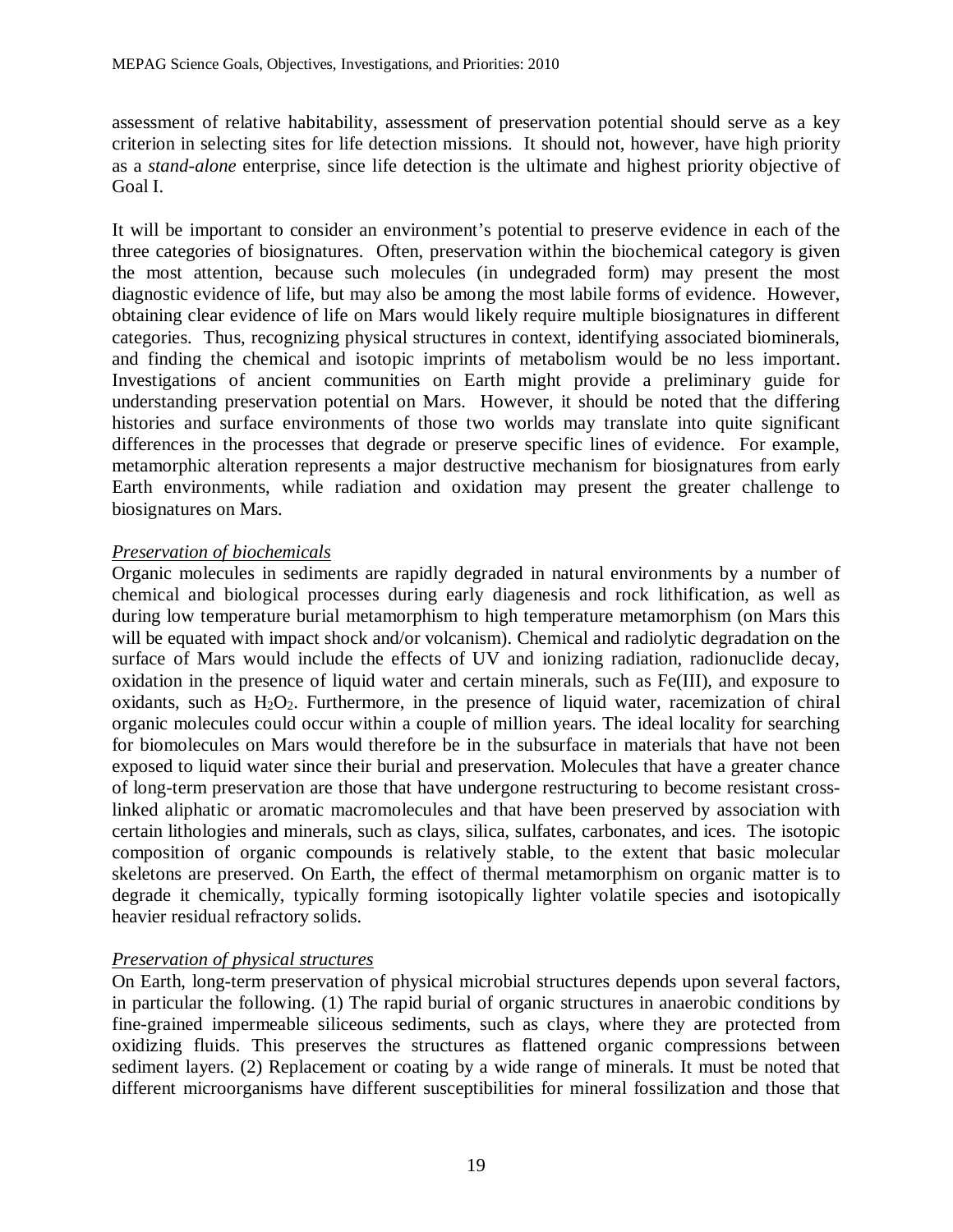assessment of relative habitability, assessment of preservation potential should serve as a key criterion in selecting sites for life detection missions. It should not, however, have high priority as a *stand-alone* enterprise, since life detection is the ultimate and highest priority objective of Goal I.

It will be important to consider an environment's potential to preserve evidence in each of the three categories of biosignatures. Often, preservation within the biochemical category is given the most attention, because such molecules (in undegraded form) may present the most diagnostic evidence of life, but may also be among the most labile forms of evidence. However, obtaining clear evidence of life on Mars would likely require multiple biosignatures in different categories. Thus, recognizing physical structures in context, identifying associated biominerals, and finding the chemical and isotopic imprints of metabolism would be no less important. Investigations of ancient communities on Earth might provide a preliminary guide for understanding preservation potential on Mars. However, it should be noted that the differing histories and surface environments of those two worlds may translate into quite significant differences in the processes that degrade or preserve specific lines of evidence. For example, metamorphic alteration represents a major destructive mechanism for biosignatures from early Earth environments, while radiation and oxidation may present the greater challenge to biosignatures on Mars.

*Preservation of biochemicals*

Organic molecules in sediments are rapidly degraded in natural environments by a number of chemical and biological processes during early diagenesis and rock lithification, as well as during low temperature burial metamorphism to high temperature metamorphism (on Mars this will be equated with impact shock and/or volcanism). Chemical and radiolytic degradation on the surface of Mars would include the effects of UV and ionizing radiation, radionuclide decay, oxidation in the presence of liquid water and certain minerals, such as Fe(III), and exposure to oxidants, such as $H_2O_2$. Furthermore, in the presence of liquid water, racemization of chiral organic molecules could occur within a couple of million years. The ideal locality for searching for biomolecules on Mars would therefore be in the subsurface in materials that have not been exposed to liquid water since their burial and preservation. Molecules that have a greater chance of long-term preservation are those that have undergone restructuring to become resistant cross-linked aliphatic or aromatic macromolecules and that have been preserved by association with certain lithologies and minerals, such as clays, silica, sulfates, carbonates, and ices. The isotopic composition of organic compounds is relatively stable, to the extent that basic molecular skeletons are preserved. On Earth, the effect of thermal metamorphism on organic matter is to degrade it chemically, typically forming isotopically lighter volatile species and isotopically heavier residual refractory solids.

*Preservation of physical structures*

On Earth, long-term preservation of physical microbial structures depends upon several factors, in particular the following. (1) The rapid burial of organic structures in anaerobic conditions by fine-grained impermeable siliceous sediments, such as clays, where they are protected from oxidizing fluids. This preserves the structures as flattened organic compressions between sediment layers. (2) Replacement or coating by a wide range of minerals. It must be noted that different microorganisms have different susceptibilities for mineral fossilization and those that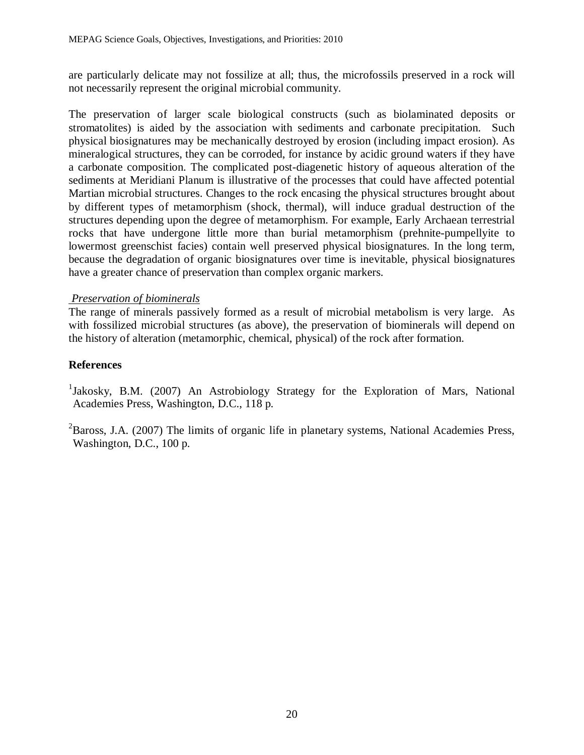are particularly delicate may not fossilize at all; thus, the microfossils preserved in a rock will not necessarily represent the original microbial community.

The preservation of larger scale biological constructs (such as biolaminated deposits or stromatolites) is aided by the association with sediments and carbonate precipitation. Such physical biosignatures may be mechanically destroyed by erosion (including impact erosion). As mineralogical structures, they can be corroded, for instance by acidic ground waters if they have a carbonate composition. The complicated post-diagenetic history of aqueous alteration of the sediments at Meridiani Planum is illustrative of the processes that could have affected potential Martian microbial structures. Changes to the rock encasing the physical structures brought about by different types of metamorphism (shock, thermal), will induce gradual destruction of the structures depending upon the degree of metamorphism. For example, Early Archaean terrestrial rocks that have undergone little more than burial metamorphism (prehnite-pumpellyite to lowermost greenschist facies) contain well preserved physical biosignatures. In the long term, because the degradation of organic biosignatures over time is inevitable, physical biosignatures have a greater chance of preservation than complex organic markers.

*Preservation of biominerals*

The range of minerals passively formed as a result of microbial metabolism is very large. As with fossilized microbial structures (as above), the preservation of biominerals will depend on the history of alteration (metamorphic, chemical, physical) of the rock after formation.

## References

[1]Jakosky, B.M. (2007) An Astrobiology Strategy for the Exploration of Mars, National Academies Press, Washington, D.C., 118 p.

[2]Baross, J.A. (2007) The limits of organic life in planetary systems, National Academies Press, Washington, D.C., 100 p.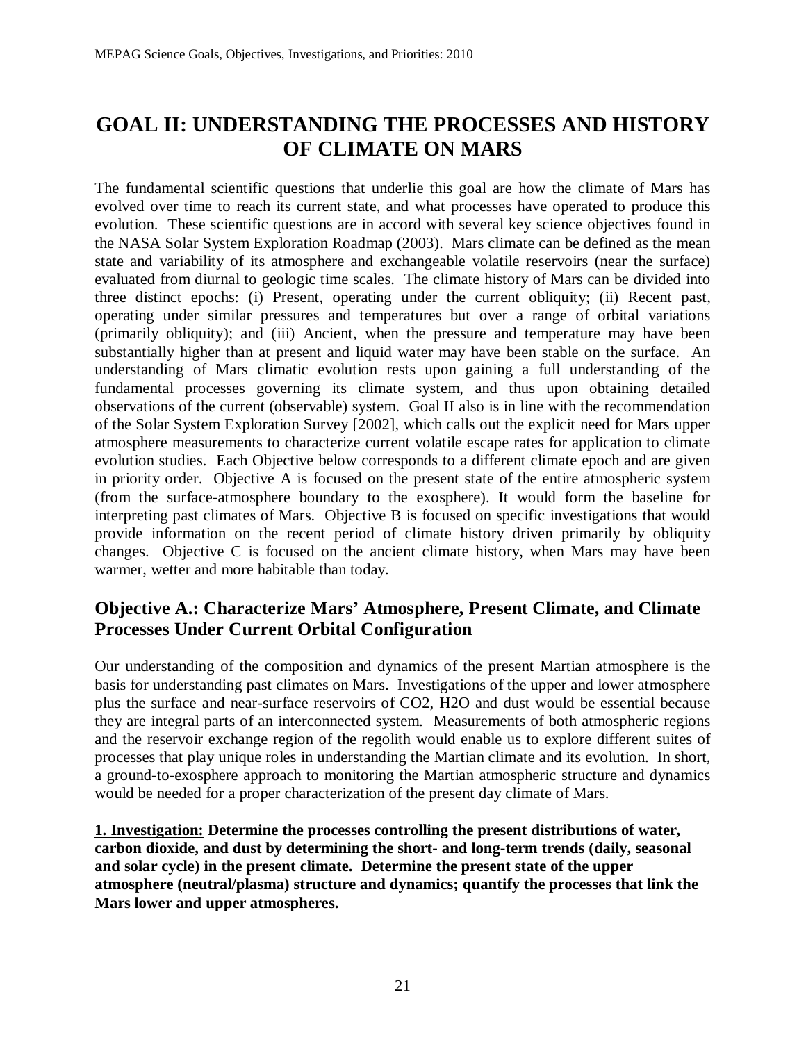# GOAL II: UNDERSTANDING THE PROCESSES AND HISTORY OF CLIMATE ON MARS

The fundamental scientific questions that underlie this goal are how the climate of Mars has evolved over time to reach its current state, and what processes have operated to produce this evolution. These scientific questions are in accord with several key science objectives found in the NASA Solar System Exploration Roadmap (2003). Mars climate can be defined as the mean state and variability of its atmosphere and exchangeable volatile reservoirs (near the surface) evaluated from diurnal to geologic time scales. The climate history of Mars can be divided into three distinct epochs: (i) Present, operating under the current obliquity; (ii) Recent past, operating under similar pressures and temperatures but over a range of orbital variations (primarily obliquity); and (iii) Ancient, when the pressure and temperature may have been substantially higher than at present and liquid water may have been stable on the surface. An understanding of Mars climatic evolution rests upon gaining a full understanding of the fundamental processes governing its climate system, and thus upon obtaining detailed observations of the current (observable) system. Goal II also is in line with the recommendation of the Solar System Exploration Survey [2002], which calls out the explicit need for Mars upper atmosphere measurements to characterize current volatile escape rates for application to climate evolution studies. Each Objective below corresponds to a different climate epoch and are given in priority order. Objective A is focused on the present state of the entire atmospheric system (from the surface-atmosphere boundary to the exosphere). It would form the baseline for interpreting past climates of Mars. Objective B is focused on specific investigations that would provide information on the recent period of climate history driven primarily by obliquity changes. Objective C is focused on the ancient climate history, when Mars may have been warmer, wetter and more habitable than today.

## Objective A.: Characterize Mars' Atmosphere, Present Climate, and Climate Processes Under Current Orbital Configuration

Our understanding of the composition and dynamics of the present Martian atmosphere is the basis for understanding past climates on Mars. Investigations of the upper and lower atmosphere plus the surface and near-surface reservoirs of $CO_2$, $H_2O$ and dust would be essential because they are integral parts of an interconnected system. Measurements of both atmospheric regions and the reservoir exchange region of the regolith would enable us to explore different suites of processes that play unique roles in understanding the Martian climate and its evolution. In short, a ground-to-exosphere approach to monitoring the Martian atmospheric structure and dynamics would be needed for a proper characterization of the present day climate of Mars.

**<u>1. Investigation:</u> Determine the processes controlling the present distributions of water, carbon dioxide, and dust by determining the short- and long-term trends (daily, seasonal and solar cycle) in the present climate. Determine the present state of the upper atmosphere (neutral/plasma) structure and dynamics; quantify the processes that link the Mars lower and upper atmospheres.**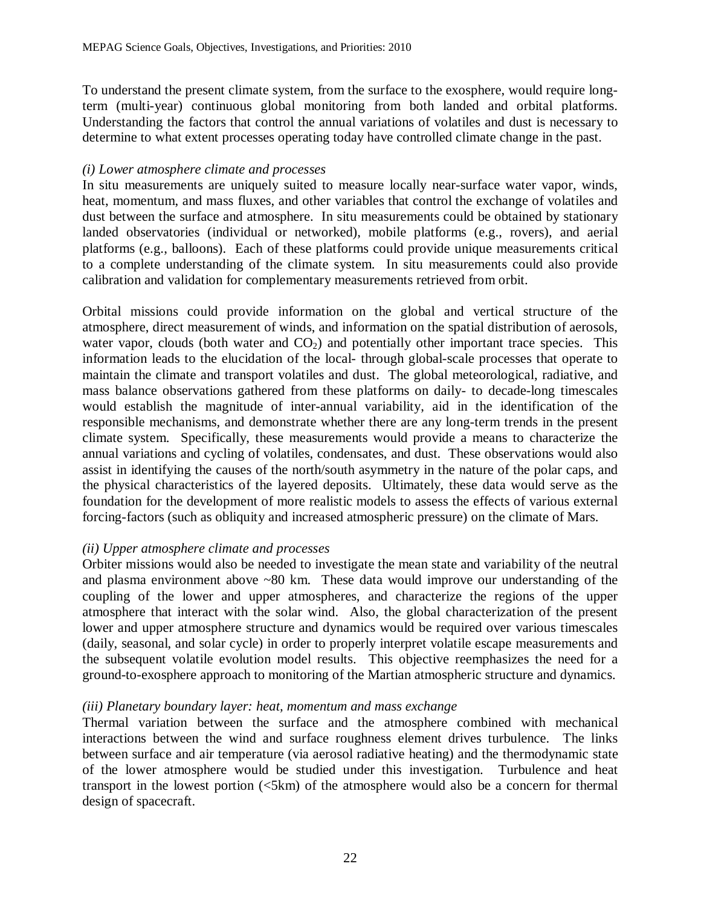To understand the present climate system, from the surface to the exosphere, would require long-term (multi-year) continuous global monitoring from both landed and orbital platforms. Understanding the factors that control the annual variations of volatiles and dust is necessary to determine to what extent processes operating today have controlled climate change in the past.

*(i) Lower atmosphere climate and processes*

In situ measurements are uniquely suited to measure locally near-surface water vapor, winds, heat, momentum, and mass fluxes, and other variables that control the exchange of volatiles and dust between the surface and atmosphere. In situ measurements could be obtained by stationary landed observatories (individual or networked), mobile platforms (e.g., rovers), and aerial platforms (e.g., balloons). Each of these platforms could provide unique measurements critical to a complete understanding of the climate system. In situ measurements could also provide calibration and validation for complementary measurements retrieved from orbit.

Orbital missions could provide information on the global and vertical structure of the atmosphere, direct measurement of winds, and information on the spatial distribution of aerosols, water vapor, clouds (both water and $CO_2$) and potentially other important trace species. This information leads to the elucidation of the local- through global-scale processes that operate to maintain the climate and transport volatiles and dust. The global meteorological, radiative, and mass balance observations gathered from these platforms on daily- to decade-long timescales would establish the magnitude of inter-annual variability, aid in the identification of the responsible mechanisms, and demonstrate whether there are any long-term trends in the present climate system. Specifically, these measurements would provide a means to characterize the annual variations and cycling of volatiles, condensates, and dust. These observations would also assist in identifying the causes of the north/south asymmetry in the nature of the polar caps, and the physical characteristics of the layered deposits. Ultimately, these data would serve as the foundation for the development of more realistic models to assess the effects of various external forcing-factors (such as obliquity and increased atmospheric pressure) on the climate of Mars.

*(ii) Upper atmosphere climate and processes*

Orbiter missions would also be needed to investigate the mean state and variability of the neutral and plasma environment above ~80 km. These data would improve our understanding of the coupling of the lower and upper atmospheres, and characterize the regions of the upper atmosphere that interact with the solar wind. Also, the global characterization of the present lower and upper atmosphere structure and dynamics would be required over various timescales (daily, seasonal, and solar cycle) in order to properly interpret volatile escape measurements and the subsequent volatile evolution model results. This objective reemphasizes the need for a ground-to-exosphere approach to monitoring of the Martian atmospheric structure and dynamics.

*(iii) Planetary boundary layer: heat, momentum and mass exchange*

Thermal variation between the surface and the atmosphere combined with mechanical interactions between the wind and surface roughness element drives turbulence. The links between surface and air temperature (via aerosol radiative heating) and the thermodynamic state of the lower atmosphere would be studied under this investigation. Turbulence and heat transport in the lowest portion (<5km) of the atmosphere would also be a concern for thermal design of spacecraft.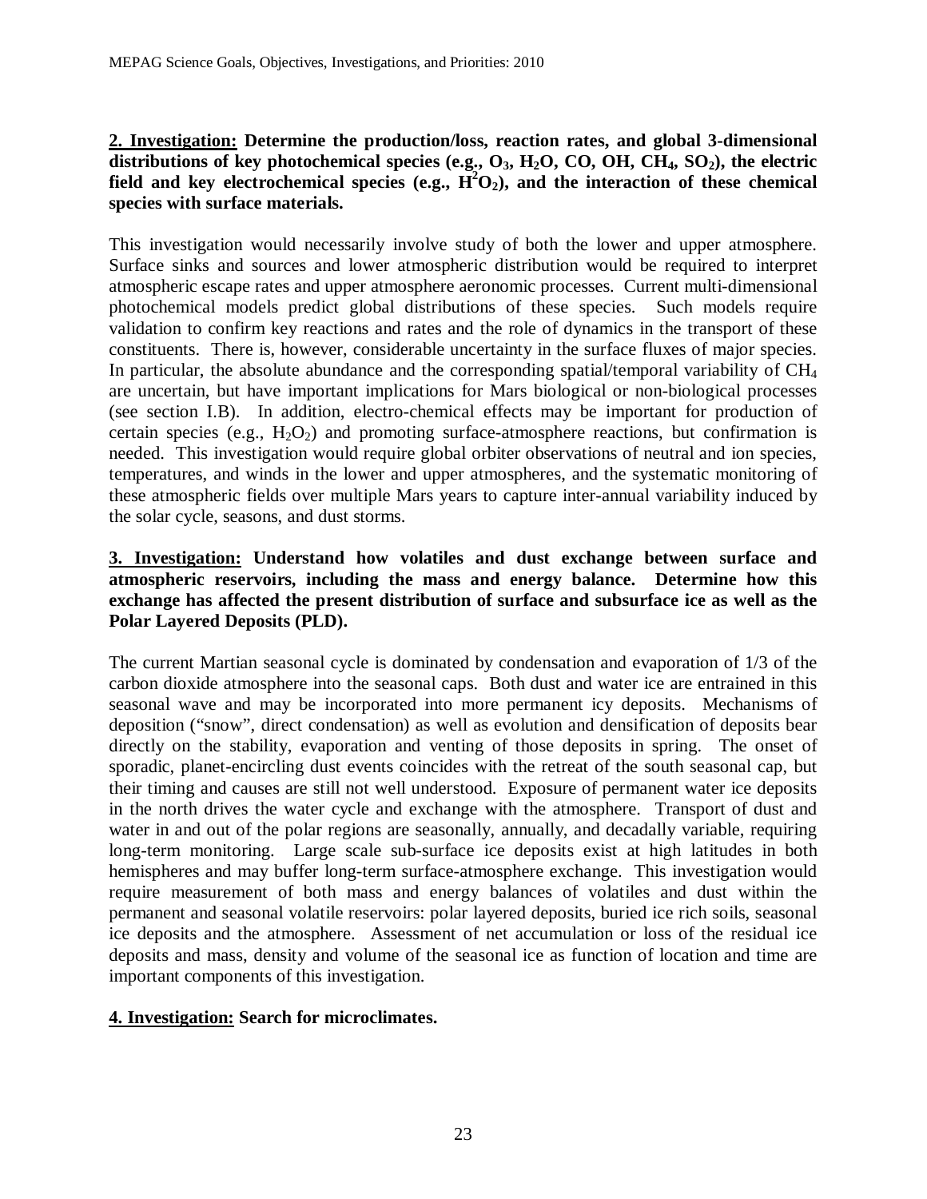**2. Investigation: Determine the production/loss, reaction rates, and global 3-dimensional distributions of key photochemical species (e.g., $O_3$, $H_2O$, CO, OH, $CH_4$, $SO_2$), the electric field and key electrochemical species (e.g., $H^2O_2$), and the interaction of these chemical species with surface materials.**

This investigation would necessarily involve study of both the lower and upper atmosphere. Surface sinks and sources and lower atmospheric distribution would be required to interpret atmospheric escape rates and upper atmosphere aeronomic processes. Current multi-dimensional photochemical models predict global distributions of these species. Such models require validation to confirm key reactions and rates and the role of dynamics in the transport of these constituents. There is, however, considerable uncertainty in the surface fluxes of major species. In particular, the absolute abundance and the corresponding spatial/temporal variability of $CH_4$ are uncertain, but have important implications for Mars biological or non-biological processes (see section I.B). In addition, electro-chemical effects may be important for production of certain species (e.g., $H_2O_2$) and promoting surface-atmosphere reactions, but confirmation is needed. This investigation would require global orbiter observations of neutral and ion species, temperatures, and winds in the lower and upper atmospheres, and the systematic monitoring of these atmospheric fields over multiple Mars years to capture inter-annual variability induced by the solar cycle, seasons, and dust storms.

**3. Investigation: Understand how volatiles and dust exchange between surface and atmospheric reservoirs, including the mass and energy balance. Determine how this exchange has affected the present distribution of surface and subsurface ice as well as the Polar Layered Deposits (PLD).**

The current Martian seasonal cycle is dominated by condensation and evaporation of 1/3 of the carbon dioxide atmosphere into the seasonal caps. Both dust and water ice are entrained in this seasonal wave and may be incorporated into more permanent icy deposits. Mechanisms of deposition ("snow", direct condensation) as well as evolution and densification of deposits bear directly on the stability, evaporation and venting of those deposits in spring. The onset of sporadic, planet-encircling dust events coincides with the retreat of the south seasonal cap, but their timing and causes are still not well understood. Exposure of permanent water ice deposits in the north drives the water cycle and exchange with the atmosphere. Transport of dust and water in and out of the polar regions are seasonally, annually, and decadally variable, requiring long-term monitoring. Large scale sub-surface ice deposits exist at high latitudes in both hemispheres and may buffer long-term surface-atmosphere exchange. This investigation would require measurement of both mass and energy balances of volatiles and dust within the permanent and seasonal volatile reservoirs: polar layered deposits, buried ice rich soils, seasonal ice deposits and the atmosphere. Assessment of net accumulation or loss of the residual ice deposits and mass, density and volume of the seasonal ice as function of location and time are important components of this investigation.

**4. Investigation: Search for microclimates.**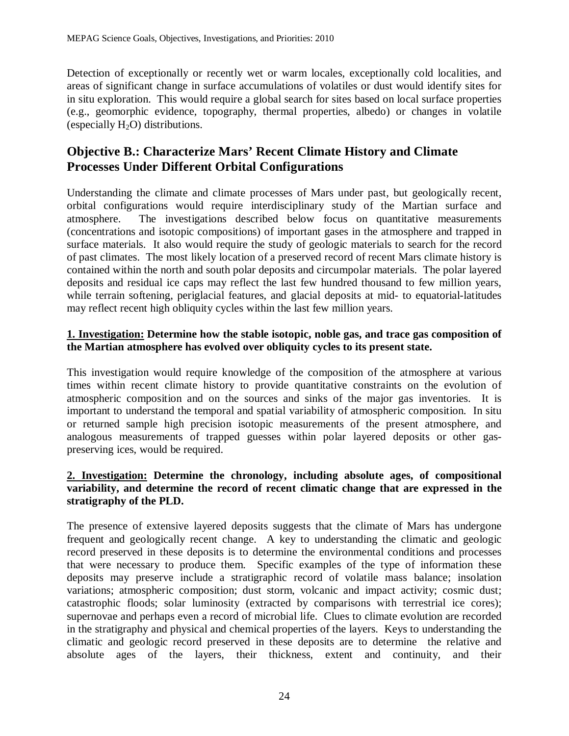Detection of exceptionally or recently wet or warm locales, exceptionally cold localities, and areas of significant change in surface accumulations of volatiles or dust would identify sites for in situ exploration. This would require a global search for sites based on local surface properties (e.g., geomorphic evidence, topography, thermal properties, albedo) or changes in volatile (especially $H_2O$) distributions.

## Objective B.: Characterize Mars' Recent Climate History and Climate Processes Under Different Orbital Configurations

Understanding the climate and climate processes of Mars under past, but geologically recent, orbital configurations would require interdisciplinary study of the Martian surface and atmosphere. The investigations described below focus on quantitative measurements (concentrations and isotopic compositions) of important gases in the atmosphere and trapped in surface materials. It also would require the study of geologic materials to search for the record of past climates. The most likely location of a preserved record of recent Mars climate history is contained within the north and south polar deposits and circumpolar materials. The polar layered deposits and residual ice caps may reflect the last few hundred thousand to few million years, while terrain softening, periglacial features, and glacial deposits at mid- to equatorial-latitudes may reflect recent high obliquity cycles within the last few million years.

**<u>1. Investigation:</u> Determine how the stable isotopic, noble gas, and trace gas composition of the Martian atmosphere has evolved over obliquity cycles to its present state.**

This investigation would require knowledge of the composition of the atmosphere at various times within recent climate history to provide quantitative constraints on the evolution of atmospheric composition and on the sources and sinks of the major gas inventories. It is important to understand the temporal and spatial variability of atmospheric composition. In situ or returned sample high precision isotopic measurements of the present atmosphere, and analogous measurements of trapped guesses within polar layered deposits or other gas-preserving ices, would be required.

**<u>2. Investigation:</u> Determine the chronology, including absolute ages, of compositional variability, and determine the record of recent climatic change that are expressed in the stratigraphy of the PLD.**

The presence of extensive layered deposits suggests that the climate of Mars has undergone frequent and geologically recent change. A key to understanding the climatic and geologic record preserved in these deposits is to determine the environmental conditions and processes that were necessary to produce them. Specific examples of the type of information these deposits may preserve include a stratigraphic record of volatile mass balance; insolation variations; atmospheric composition; dust storm, volcanic and impact activity; cosmic dust; catastrophic floods; solar luminosity (extracted by comparisons with terrestrial ice cores); supernovae and perhaps even a record of microbial life. Clues to climate evolution are recorded in the stratigraphy and physical and chemical properties of the layers. Keys to understanding the climatic and geologic record preserved in these deposits are to determine the relative and absolute ages of the layers, their thickness, extent and continuity, and their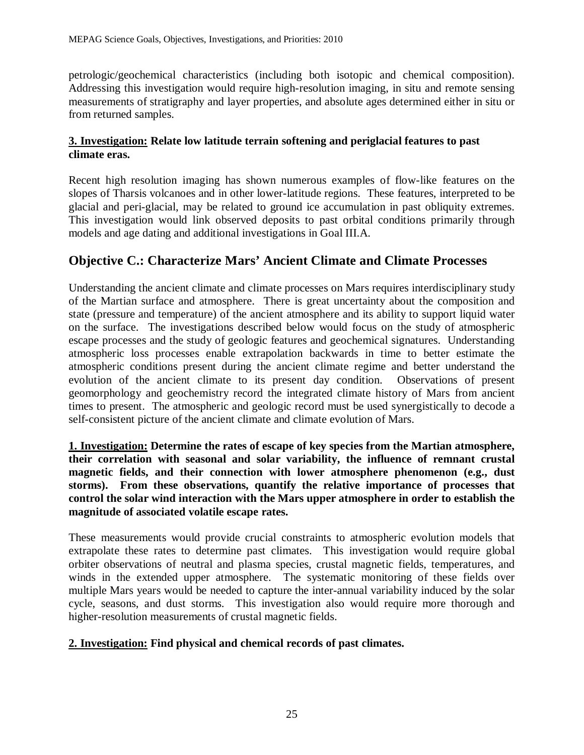petrologic/geochemical characteristics (including both isotopic and chemical composition). Addressing this investigation would require high-resolution imaging, in situ and remote sensing measurements of stratigraphy and layer properties, and absolute ages determined either in situ or from returned samples.

**<u>3. Investigation:</u> Relate low latitude terrain softening and periglacial features to past climate eras.**

Recent high resolution imaging has shown numerous examples of flow-like features on the slopes of Tharsis volcanoes and in other lower-latitude regions. These features, interpreted to be glacial and peri-glacial, may be related to ground ice accumulation in past obliquity extremes. This investigation would link observed deposits to past orbital conditions primarily through models and age dating and additional investigations in Goal III.A.

## Objective C.: Characterize Mars' Ancient Climate and Climate Processes

Understanding the ancient climate and climate processes on Mars requires interdisciplinary study of the Martian surface and atmosphere. There is great uncertainty about the composition and state (pressure and temperature) of the ancient atmosphere and its ability to support liquid water on the surface. The investigations described below would focus on the study of atmospheric escape processes and the study of geologic features and geochemical signatures. Understanding atmospheric loss processes enable extrapolation backwards in time to better estimate the atmospheric conditions present during the ancient climate regime and better understand the evolution of the ancient climate to its present day condition. Observations of present geomorphology and geochemistry record the integrated climate history of Mars from ancient times to present. The atmospheric and geologic record must be used synergistically to decode a self-consistent picture of the ancient climate and climate evolution of Mars.

**<u>1. Investigation:</u> Determine the rates of escape of key species from the Martian atmosphere, their correlation with seasonal and solar variability, the influence of remnant crustal magnetic fields, and their connection with lower atmosphere phenomenon (e.g., dust storms). From these observations, quantify the relative importance of processes that control the solar wind interaction with the Mars upper atmosphere in order to establish the magnitude of associated volatile escape rates.**

These measurements would provide crucial constraints to atmospheric evolution models that extrapolate these rates to determine past climates. This investigation would require global orbiter observations of neutral and plasma species, crustal magnetic fields, temperatures, and winds in the extended upper atmosphere. The systematic monitoring of these fields over multiple Mars years would be needed to capture the inter-annual variability induced by the solar cycle, seasons, and dust storms. This investigation also would require more thorough and higher-resolution measurements of crustal magnetic fields.

**<u>2. Investigation:</u> Find physical and chemical records of past climates.**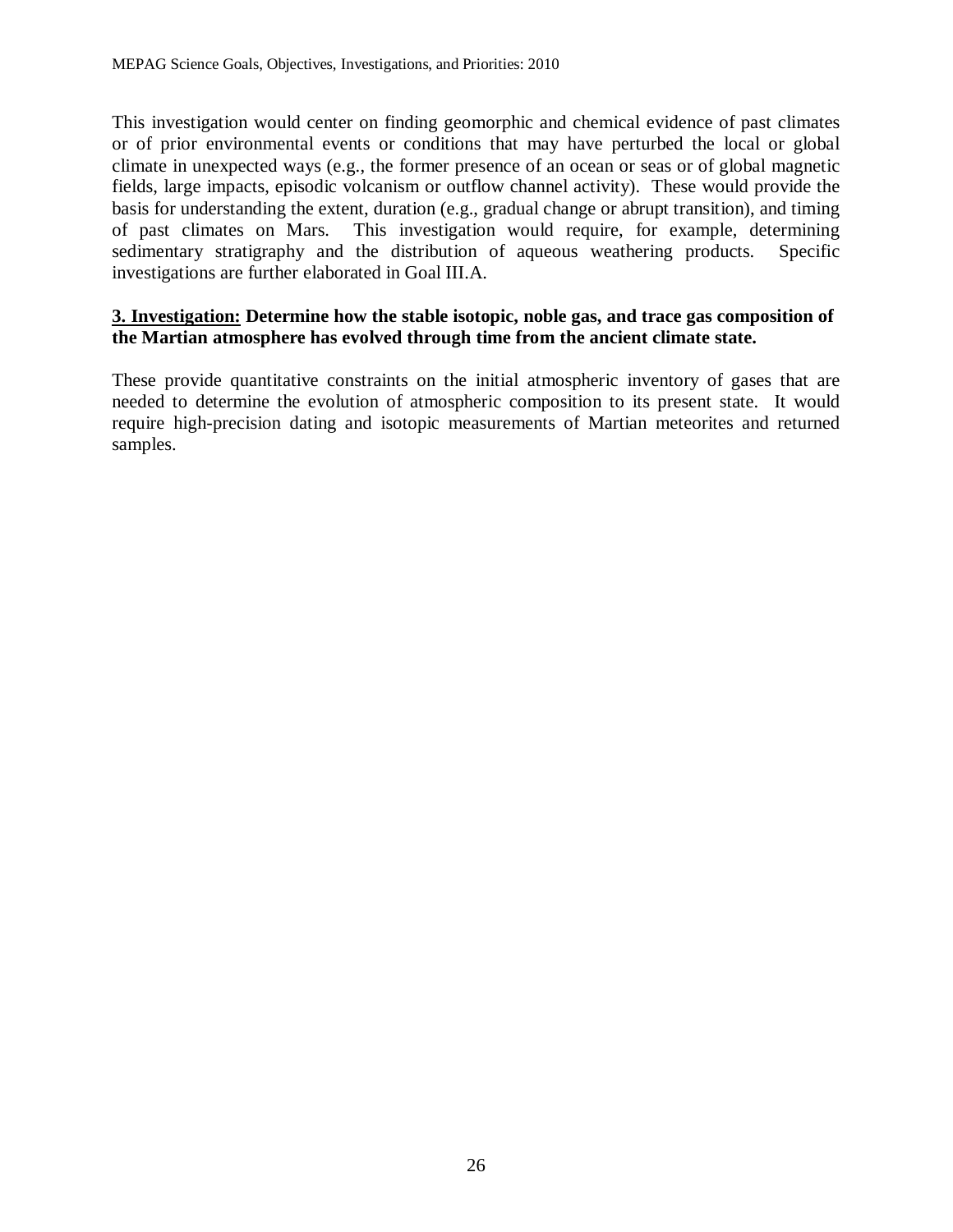This investigation would center on finding geomorphic and chemical evidence of past climates or of prior environmental events or conditions that may have perturbed the local or global climate in unexpected ways (e.g., the former presence of an ocean or seas or of global magnetic fields, large impacts, episodic volcanism or outflow channel activity). These would provide the basis for understanding the extent, duration (e.g., gradual change or abrupt transition), and timing of past climates on Mars. This investigation would require, for example, determining sedimentary stratigraphy and the distribution of aqueous weathering products. Specific investigations are further elaborated in Goal III.A.

**<u>3. Investigation:</u> Determine how the stable isotopic, noble gas, and trace gas composition of the Martian atmosphere has evolved through time from the ancient climate state.**

These provide quantitative constraints on the initial atmospheric inventory of gases that are needed to determine the evolution of atmospheric composition to its present state. It would require high-precision dating and isotopic measurements of Martian meteorites and returned samples.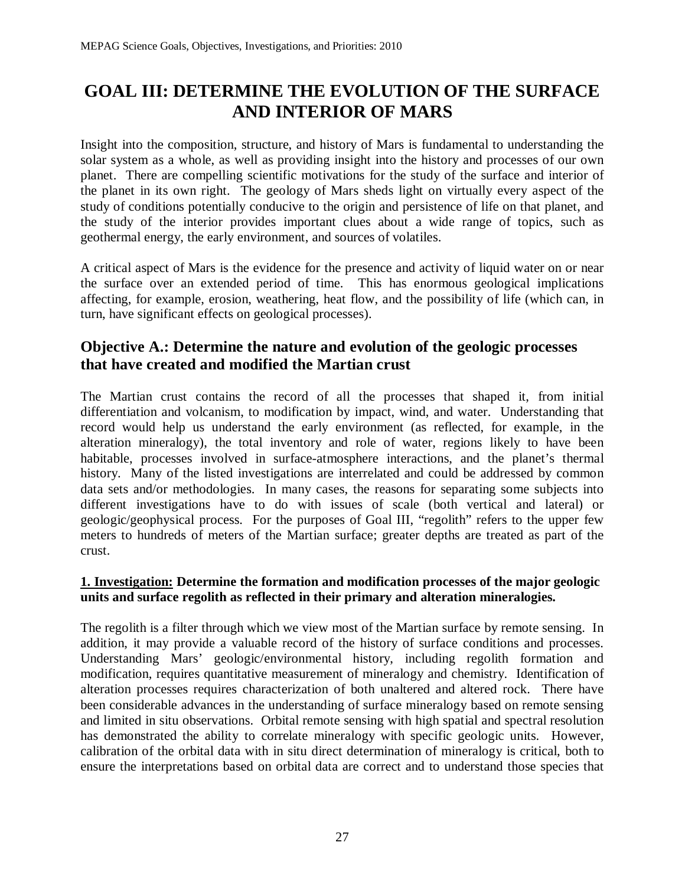# GOAL III: DETERMINE THE EVOLUTION OF THE SURFACE AND INTERIOR OF MARS

Insight into the composition, structure, and history of Mars is fundamental to understanding the solar system as a whole, as well as providing insight into the history and processes of our own planet. There are compelling scientific motivations for the study of the surface and interior of the planet in its own right. The geology of Mars sheds light on virtually every aspect of the study of conditions potentially conducive to the origin and persistence of life on that planet, and the study of the interior provides important clues about a wide range of topics, such as geothermal energy, the early environment, and sources of volatiles.

A critical aspect of Mars is the evidence for the presence and activity of liquid water on or near the surface over an extended period of time. This has enormous geological implications affecting, for example, erosion, weathering, heat flow, and the possibility of life (which can, in turn, have significant effects on geological processes).

## Objective A.: Determine the nature and evolution of the geologic processes that have created and modified the Martian crust

The Martian crust contains the record of all the processes that shaped it, from initial differentiation and volcanism, to modification by impact, wind, and water. Understanding that record would help us understand the early environment (as reflected, for example, in the alteration mineralogy), the total inventory and role of water, regions likely to have been habitable, processes involved in surface-atmosphere interactions, and the planet's thermal history. Many of the listed investigations are interrelated and could be addressed by common data sets and/or methodologies. In many cases, the reasons for separating some subjects into different investigations have to do with issues of scale (both vertical and lateral) or geologic/geophysical process. For the purposes of Goal III, "regolith" refers to the upper few meters to hundreds of meters of the Martian surface; greater depths are treated as part of the crust.

**<u>1. Investigation:</u> Determine the formation and modification processes of the major geologic units and surface regolith as reflected in their primary and alteration mineralogies.**

The regolith is a filter through which we view most of the Martian surface by remote sensing. In addition, it may provide a valuable record of the history of surface conditions and processes. Understanding Mars' geologic/environmental history, including regolith formation and modification, requires quantitative measurement of mineralogy and chemistry. Identification of alteration processes requires characterization of both unaltered and altered rock. There have been considerable advances in the understanding of surface mineralogy based on remote sensing and limited in situ observations. Orbital remote sensing with high spatial and spectral resolution has demonstrated the ability to correlate mineralogy with specific geologic units. However, calibration of the orbital data with in situ direct determination of mineralogy is critical, both to ensure the interpretations based on orbital data are correct and to understand those species that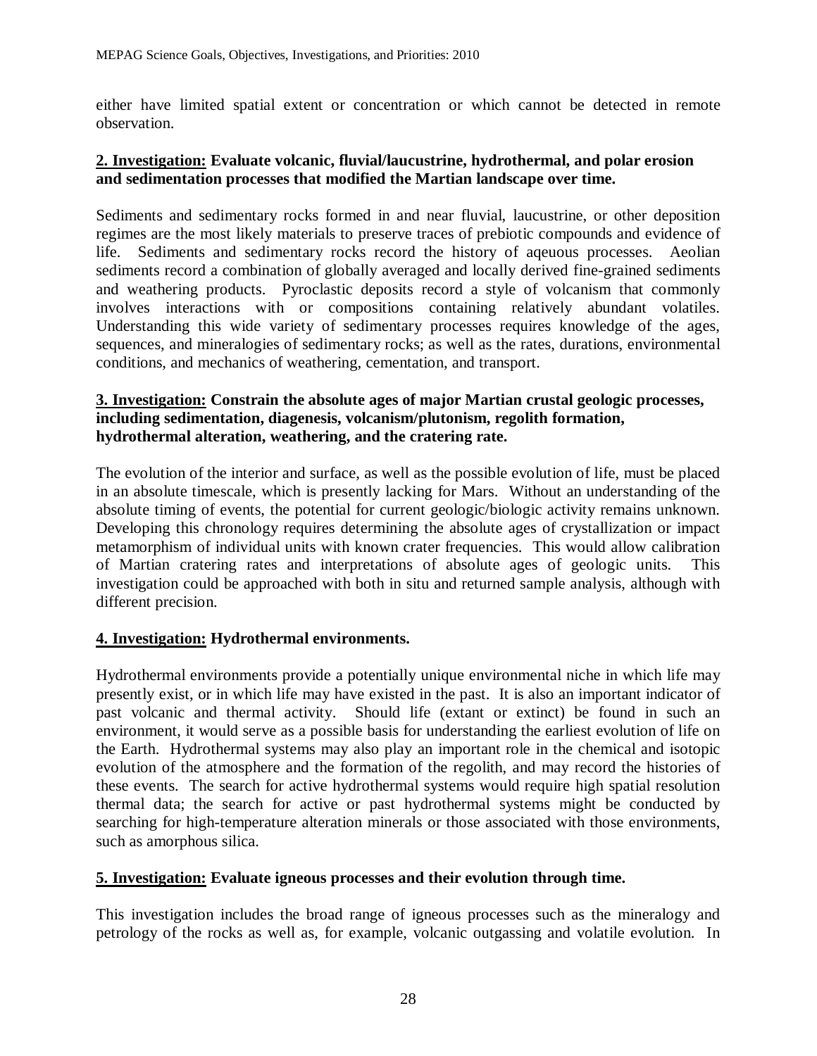either have limited spatial extent or concentration or which cannot be detected in remote observation.

**2. Investigation: Evaluate volcanic, fluvial/laucustrine, hydrothermal, and polar erosion and sedimentation processes that modified the Martian landscape over time.**

Sediments and sedimentary rocks formed in and near fluvial, laucustrine, or other deposition regimes are the most likely materials to preserve traces of prebiotic compounds and evidence of life. Sediments and sedimentary rocks record the history of aqeuous processes. Aeolian sediments record a combination of globally averaged and locally derived fine-grained sediments and weathering products. Pyroclastic deposits record a style of volcanism that commonly involves interactions with or compositions containing relatively abundant volatiles. Understanding this wide variety of sedimentary processes requires knowledge of the ages, sequences, and mineralogies of sedimentary rocks; as well as the rates, durations, environmental conditions, and mechanics of weathering, cementation, and transport.

**3. Investigation: Constrain the absolute ages of major Martian crustal geologic processes, including sedimentation, diagenesis, volcanism/plutonism, regolith formation, hydrothermal alteration, weathering, and the cratering rate.**

The evolution of the interior and surface, as well as the possible evolution of life, must be placed in an absolute timescale, which is presently lacking for Mars. Without an understanding of the absolute timing of events, the potential for current geologic/biologic activity remains unknown. Developing this chronology requires determining the absolute ages of crystallization or impact metamorphism of individual units with known crater frequencies. This would allow calibration of Martian cratering rates and interpretations of absolute ages of geologic units. This investigation could be approached with both in situ and returned sample analysis, although with different precision.

**4. Investigation: Hydrothermal environments.**

Hydrothermal environments provide a potentially unique environmental niche in which life may presently exist, or in which life may have existed in the past. It is also an important indicator of past volcanic and thermal activity. Should life (extant or extinct) be found in such an environment, it would serve as a possible basis for understanding the earliest evolution of life on the Earth. Hydrothermal systems may also play an important role in the chemical and isotopic evolution of the atmosphere and the formation of the regolith, and may record the histories of these events. The search for active hydrothermal systems would require high spatial resolution thermal data; the search for active or past hydrothermal systems might be conducted by searching for high-temperature alteration minerals or those associated with those environments, such as amorphous silica.

**5. Investigation: Evaluate igneous processes and their evolution through time.**

This investigation includes the broad range of igneous processes such as the mineralogy and petrology of the rocks as well as, for example, volcanic outgassing and volatile evolution. In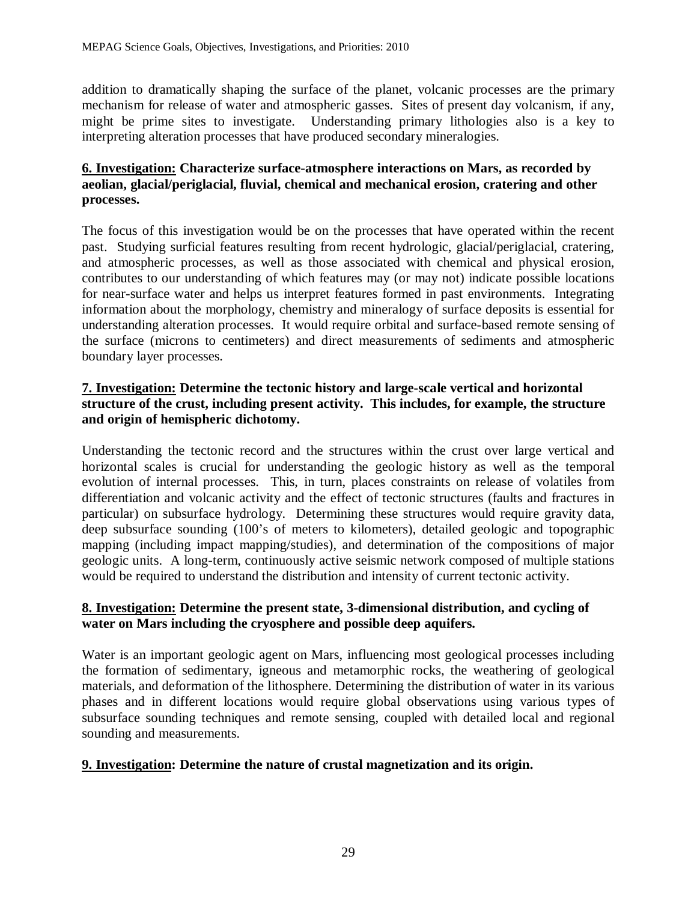addition to dramatically shaping the surface of the planet, volcanic processes are the primary mechanism for release of water and atmospheric gasses. Sites of present day volcanism, if any, might be prime sites to investigate. Understanding primary lithologies also is a key to interpreting alteration processes that have produced secondary mineralogies.

**6. Investigation: Characterize surface-atmosphere interactions on Mars, as recorded by aeolian, glacial/periglacial, fluvial, chemical and mechanical erosion, cratering and other processes.**

The focus of this investigation would be on the processes that have operated within the recent past. Studying surficial features resulting from recent hydrologic, glacial/periglacial, cratering, and atmospheric processes, as well as those associated with chemical and physical erosion, contributes to our understanding of which features may (or may not) indicate possible locations for near-surface water and helps us interpret features formed in past environments. Integrating information about the morphology, chemistry and mineralogy of surface deposits is essential for understanding alteration processes. It would require orbital and surface-based remote sensing of the surface (microns to centimeters) and direct measurements of sediments and atmospheric boundary layer processes.

**7. Investigation: Determine the tectonic history and large-scale vertical and horizontal structure of the crust, including present activity. This includes, for example, the structure and origin of hemispheric dichotomy.**

Understanding the tectonic record and the structures within the crust over large vertical and horizontal scales is crucial for understanding the geologic history as well as the temporal evolution of internal processes. This, in turn, places constraints on release of volatiles from differentiation and volcanic activity and the effect of tectonic structures (faults and fractures in particular) on subsurface hydrology. Determining these structures would require gravity data, deep subsurface sounding (100's of meters to kilometers), detailed geologic and topographic mapping (including impact mapping/studies), and determination of the compositions of major geologic units. A long-term, continuously active seismic network composed of multiple stations would be required to understand the distribution and intensity of current tectonic activity.

**8. Investigation: Determine the present state, 3-dimensional distribution, and cycling of water on Mars including the cryosphere and possible deep aquifers.**

Water is an important geologic agent on Mars, influencing most geological processes including the formation of sedimentary, igneous and metamorphic rocks, the weathering of geological materials, and deformation of the lithosphere. Determining the distribution of water in its various phases and in different locations would require global observations using various types of subsurface sounding techniques and remote sensing, coupled with detailed local and regional sounding and measurements.

**9. Investigation: Determine the nature of crustal magnetization and its origin.**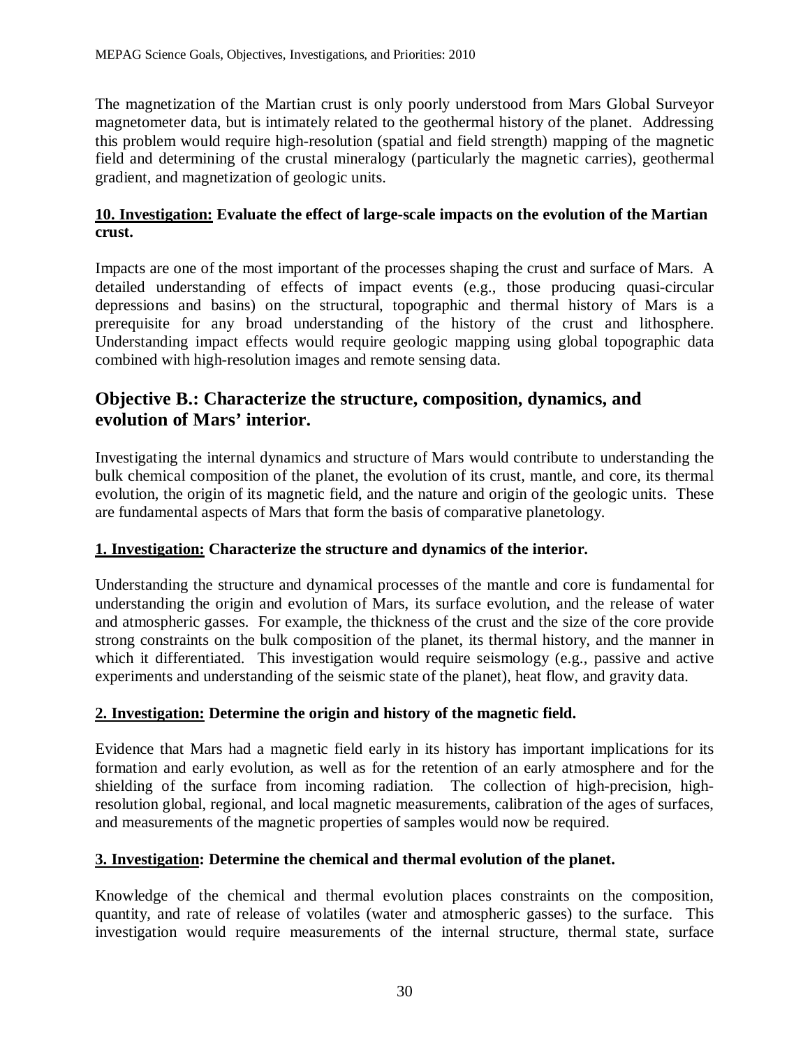The magnetization of the Martian crust is only poorly understood from Mars Global Surveyor magnetometer data, but is intimately related to the geothermal history of the planet. Addressing this problem would require high-resolution (spatial and field strength) mapping of the magnetic field and determining of the crustal mineralogy (particularly the magnetic carries), geothermal gradient, and magnetization of geologic units.

**<u>10. Investigation:</u> Evaluate the effect of large-scale impacts on the evolution of the Martian crust.**

Impacts are one of the most important of the processes shaping the crust and surface of Mars. A detailed understanding of effects of impact events (e.g., those producing quasi-circular depressions and basins) on the structural, topographic and thermal history of Mars is a prerequisite for any broad understanding of the history of the crust and lithosphere. Understanding impact effects would require geologic mapping using global topographic data combined with high-resolution images and remote sensing data.

## Objective B.: Characterize the structure, composition, dynamics, and evolution of Mars' interior.

Investigating the internal dynamics and structure of Mars would contribute to understanding the bulk chemical composition of the planet, the evolution of its crust, mantle, and core, its thermal evolution, the origin of its magnetic field, and the nature and origin of the geologic units. These are fundamental aspects of Mars that form the basis of comparative planetology.

**<u>1. Investigation:</u> Characterize the structure and dynamics of the interior.**

Understanding the structure and dynamical processes of the mantle and core is fundamental for understanding the origin and evolution of Mars, its surface evolution, and the release of water and atmospheric gasses. For example, the thickness of the crust and the size of the core provide strong constraints on the bulk composition of the planet, its thermal history, and the manner in which it differentiated. This investigation would require seismology (e.g., passive and active experiments and understanding of the seismic state of the planet), heat flow, and gravity data.

**<u>2. Investigation:</u> Determine the origin and history of the magnetic field.**

Evidence that Mars had a magnetic field early in its history has important implications for its formation and early evolution, as well as for the retention of an early atmosphere and for the shielding of the surface from incoming radiation. The collection of high-precision, high-resolution global, regional, and local magnetic measurements, calibration of the ages of surfaces, and measurements of the magnetic properties of samples would now be required.

**<u>3. Investigation</u>: Determine the chemical and thermal evolution of the planet.**

Knowledge of the chemical and thermal evolution places constraints on the composition, quantity, and rate of release of volatiles (water and atmospheric gasses) to the surface. This investigation would require measurements of the internal structure, thermal state, surface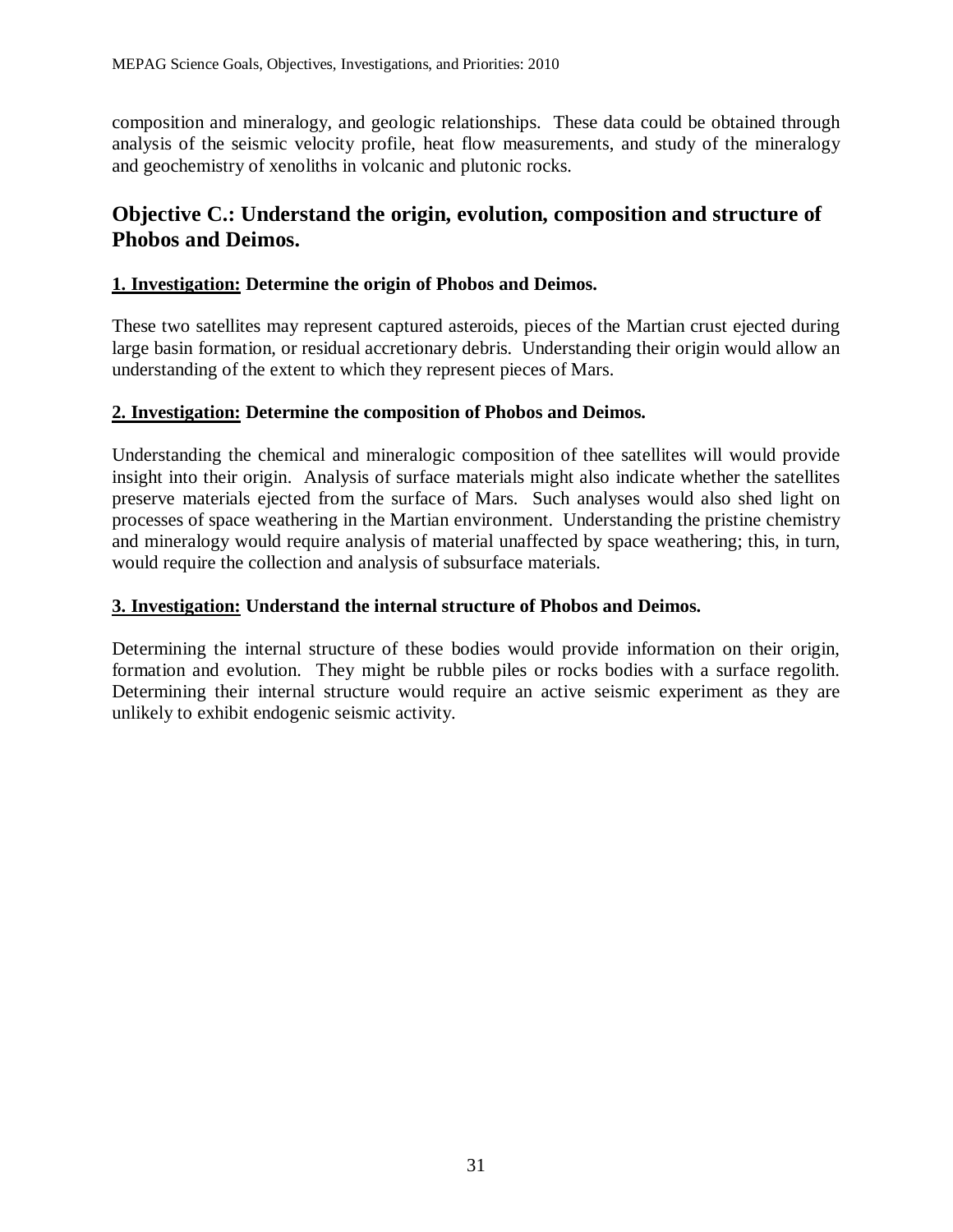composition and mineralogy, and geologic relationships. These data could be obtained through analysis of the seismic velocity profile, heat flow measurements, and study of the mineralogy and geochemistry of xenoliths in volcanic and plutonic rocks.

## Objective C.: Understand the origin, evolution, composition and structure of Phobos and Deimos.

**1. Investigation: Determine the origin of Phobos and Deimos.**

These two satellites may represent captured asteroids, pieces of the Martian crust ejected during large basin formation, or residual accretionary debris. Understanding their origin would allow an understanding of the extent to which they represent pieces of Mars.

**2. Investigation: Determine the composition of Phobos and Deimos.**

Understanding the chemical and mineralogic composition of thee satellites will would provide insight into their origin. Analysis of surface materials might also indicate whether the satellites preserve materials ejected from the surface of Mars. Such analyses would also shed light on processes of space weathering in the Martian environment. Understanding the pristine chemistry and mineralogy would require analysis of material unaffected by space weathering; this, in turn, would require the collection and analysis of subsurface materials.

**3. Investigation: Understand the internal structure of Phobos and Deimos.**

Determining the internal structure of these bodies would provide information on their origin, formation and evolution. They might be rubble piles or rocks bodies with a surface regolith. Determining their internal structure would require an active seismic experiment as they are unlikely to exhibit endogenic seismic activity.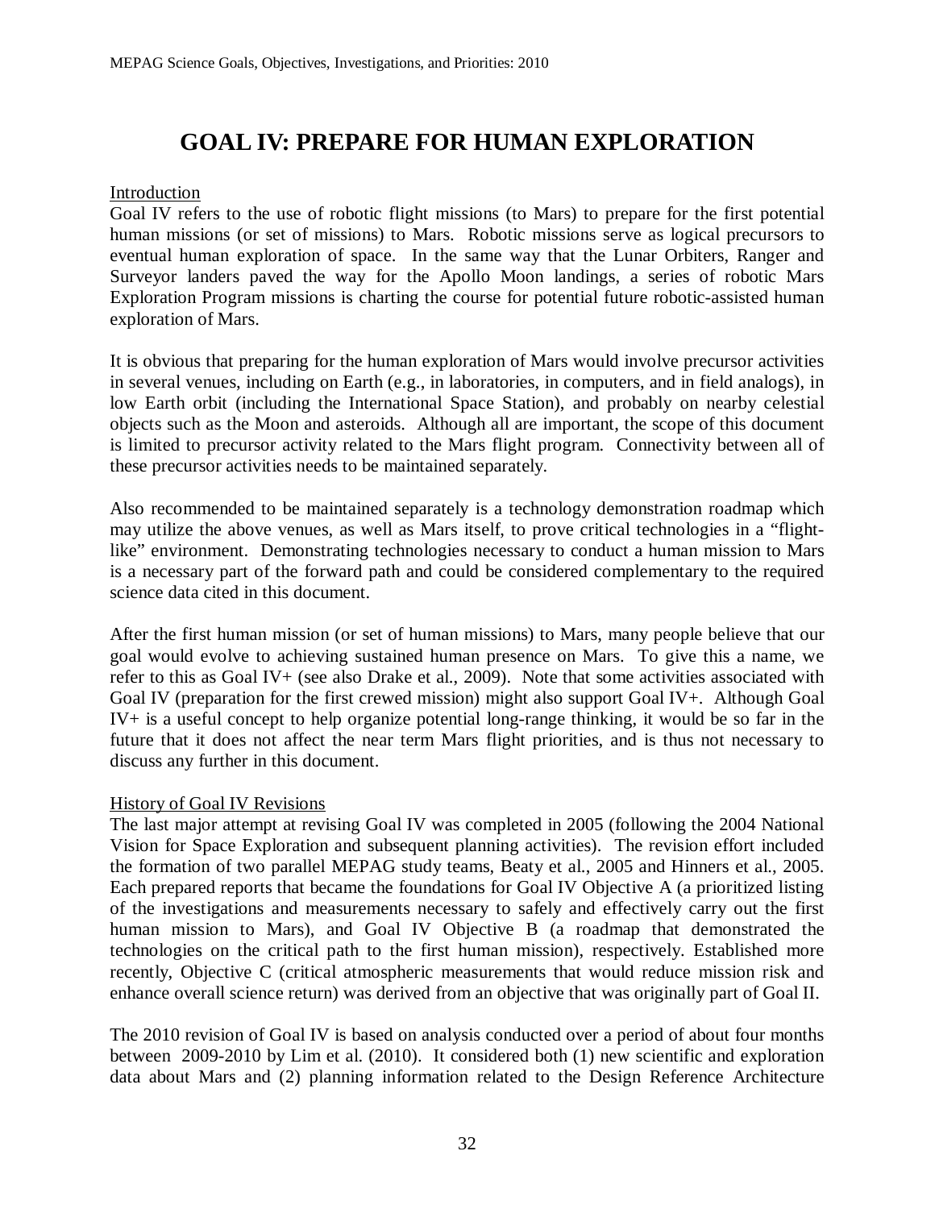# GOAL IV: PREPARE FOR HUMAN EXPLORATION

Introduction

Goal IV refers to the use of robotic flight missions (to Mars) to prepare for the first potential human missions (or set of missions) to Mars. Robotic missions serve as logical precursors to eventual human exploration of space. In the same way that the Lunar Orbiters, Ranger and Surveyor landers paved the way for the Apollo Moon landings, a series of robotic Mars Exploration Program missions is charting the course for potential future robotic-assisted human exploration of Mars.

It is obvious that preparing for the human exploration of Mars would involve precursor activities in several venues, including on Earth (e.g., in laboratories, in computers, and in field analogs), in low Earth orbit (including the International Space Station), and probably on nearby celestial objects such as the Moon and asteroids. Although all are important, the scope of this document is limited to precursor activity related to the Mars flight program. Connectivity between all of these precursor activities needs to be maintained separately.

Also recommended to be maintained separately is a technology demonstration roadmap which may utilize the above venues, as well as Mars itself, to prove critical technologies in a "flight-like" environment. Demonstrating technologies necessary to conduct a human mission to Mars is a necessary part of the forward path and could be considered complementary to the required science data cited in this document.

After the first human mission (or set of human missions) to Mars, many people believe that our goal would evolve to achieving sustained human presence on Mars. To give this a name, we refer to this as Goal IV+ (see also Drake et al., 2009). Note that some activities associated with Goal IV (preparation for the first crewed mission) might also support Goal IV+. Although Goal IV+ is a useful concept to help organize potential long-range thinking, it would be so far in the future that it does not affect the near term Mars flight priorities, and is thus not necessary to discuss any further in this document.

History of Goal IV Revisions

The last major attempt at revising Goal IV was completed in 2005 (following the 2004 National Vision for Space Exploration and subsequent planning activities). The revision effort included the formation of two parallel MEPAG study teams, Beaty et al., 2005 and Hinners et al., 2005. Each prepared reports that became the foundations for Goal IV Objective A (a prioritized listing of the investigations and measurements necessary to safely and effectively carry out the first human mission to Mars), and Goal IV Objective B (a roadmap that demonstrated the technologies on the critical path to the first human mission), respectively. Established more recently, Objective C (critical atmospheric measurements that would reduce mission risk and enhance overall science return) was derived from an objective that was originally part of Goal II.

The 2010 revision of Goal IV is based on analysis conducted over a period of about four months between 2009-2010 by Lim et al. (2010). It considered both (1) new scientific and exploration data about Mars and (2) planning information related to the Design Reference Architecture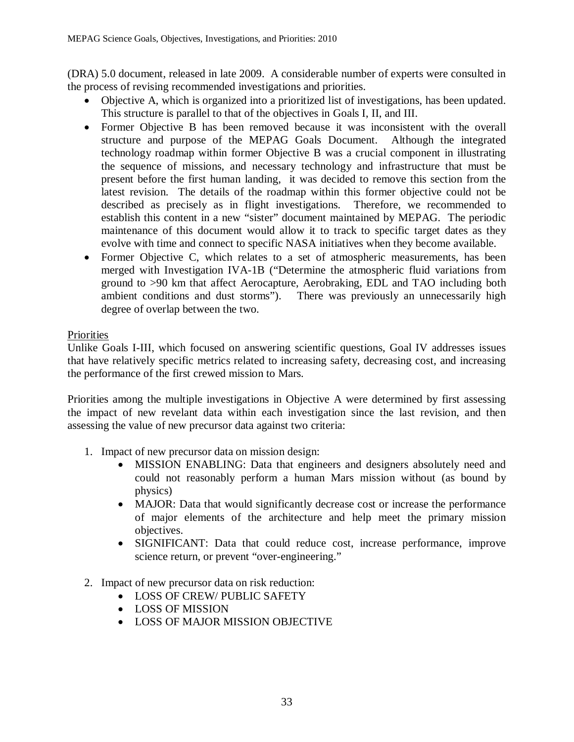(DRA) 5.0 document, released in late 2009. A considerable number of experts were consulted in the process of revising recommended investigations and priorities.

- Objective A, which is organized into a prioritized list of investigations, has been updated. This structure is parallel to that of the objectives in Goals I, II, and III.
- Former Objective B has been removed because it was inconsistent with the overall structure and purpose of the MEPAG Goals Document. Although the integrated technology roadmap within former Objective B was a crucial component in illustrating the sequence of missions, and necessary technology and infrastructure that must be present before the first human landing, it was decided to remove this section from the latest revision. The details of the roadmap within this former objective could not be described as precisely as in flight investigations. Therefore, we recommended to establish this content in a new "sister" document maintained by MEPAG. The periodic maintenance of this document would allow it to track to specific target dates as they evolve with time and connect to specific NASA initiatives when they become available.
- Former Objective C, which relates to a set of atmospheric measurements, has been merged with Investigation IVA-1B ("Determine the atmospheric fluid variations from ground to >90 km that affect Aerocapture, Aerobraking, EDL and TAO including both ambient conditions and dust storms"). There was previously an unnecessarily high degree of overlap between the two.

Priorities

Unlike Goals I-III, which focused on answering scientific questions, Goal IV addresses issues that have relatively specific metrics related to increasing safety, decreasing cost, and increasing the performance of the first crewed mission to Mars.

Priorities among the multiple investigations in Objective A were determined by first assessing the impact of new revelant data within each investigation since the last revision, and then assessing the value of new precursor data against two criteria:

1. Impact of new precursor data on mission design:
   - MISSION ENABLING: Data that engineers and designers absolutely need and could not reasonably perform a human Mars mission without (as bound by physics)
   - MAJOR: Data that would significantly decrease cost or increase the performance of major elements of the architecture and help meet the primary mission objectives.
   - SIGNIFICANT: Data that could reduce cost, increase performance, improve science return, or prevent "over-engineering."

2. Impact of new precursor data on risk reduction:
   - LOSS OF CREW/ PUBLIC SAFETY
   - LOSS OF MISSION
   - LOSS OF MAJOR MISSION OBJECTIVE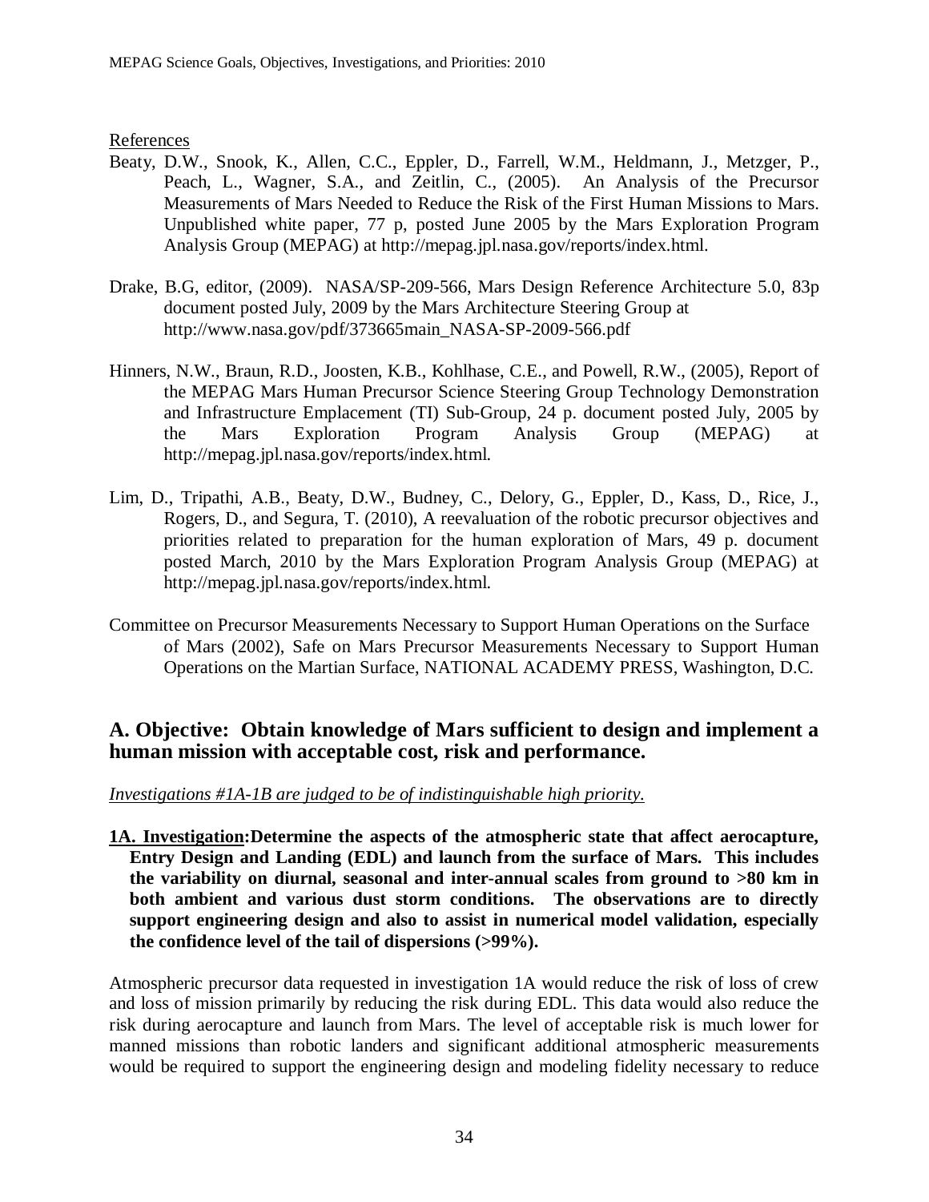References

Beaty, D.W., Snook, K., Allen, C.C., Eppler, D., Farrell, W.M., Heldmann, J., Metzger, P., Peach, L., Wagner, S.A., and Zeitlin, C., (2005). An Analysis of the Precursor Measurements of Mars Needed to Reduce the Risk of the First Human Missions to Mars. Unpublished white paper, 77 p, posted June 2005 by the Mars Exploration Program Analysis Group (MEPAG) at http://mepag.jpl.nasa.gov/reports/index.html.

Drake, B.G, editor, (2009). NASA/SP-209-566, Mars Design Reference Architecture 5.0, 83p document posted July, 2009 by the Mars Architecture Steering Group at http://www.nasa.gov/pdf/373665main_NASA-SP-2009-566.pdf

Hinners, N.W., Braun, R.D., Joosten, K.B., Kohlhase, C.E., and Powell, R.W., (2005), Report of the MEPAG Mars Human Precursor Science Steering Group Technology Demonstration and Infrastructure Emplacement (TI) Sub-Group, 24 p. document posted July, 2005 by the Mars Exploration Program Analysis Group (MEPAG) at http://mepag.jpl.nasa.gov/reports/index.html.

Lim, D., Tripathi, A.B., Beaty, D.W., Budney, C., Delory, G., Eppler, D., Kass, D., Rice, J., Rogers, D., and Segura, T. (2010), A reevaluation of the robotic precursor objectives and priorities related to preparation for the human exploration of Mars, 49 p. document posted March, 2010 by the Mars Exploration Program Analysis Group (MEPAG) at http://mepag.jpl.nasa.gov/reports/index.html.

Committee on Precursor Measurements Necessary to Support Human Operations on the Surface of Mars (2002), Safe on Mars Precursor Measurements Necessary to Support Human Operations on the Martian Surface, NATIONAL ACADEMY PRESS, Washington, D.C.

## A. Objective: Obtain knowledge of Mars sufficient to design and implement a human mission with acceptable cost, risk and performance.

*Investigations #1A-1B are judged to be of indistinguishable high priority.*

**1A. Investigation: Determine the aspects of the atmospheric state that affect aerocapture, Entry Design and Landing (EDL) and launch from the surface of Mars. This includes the variability on diurnal, seasonal and inter-annual scales from ground to >80 km in both ambient and various dust storm conditions. The observations are to directly support engineering design and also to assist in numerical model validation, especially the confidence level of the tail of dispersions (>99%).**

Atmospheric precursor data requested in investigation 1A would reduce the risk of loss of crew and loss of mission primarily by reducing the risk during EDL. This data would also reduce the risk during aerocapture and launch from Mars. The level of acceptable risk is much lower for manned missions than robotic landers and significant additional atmospheric measurements would be required to support the engineering design and modeling fidelity necessary to reduce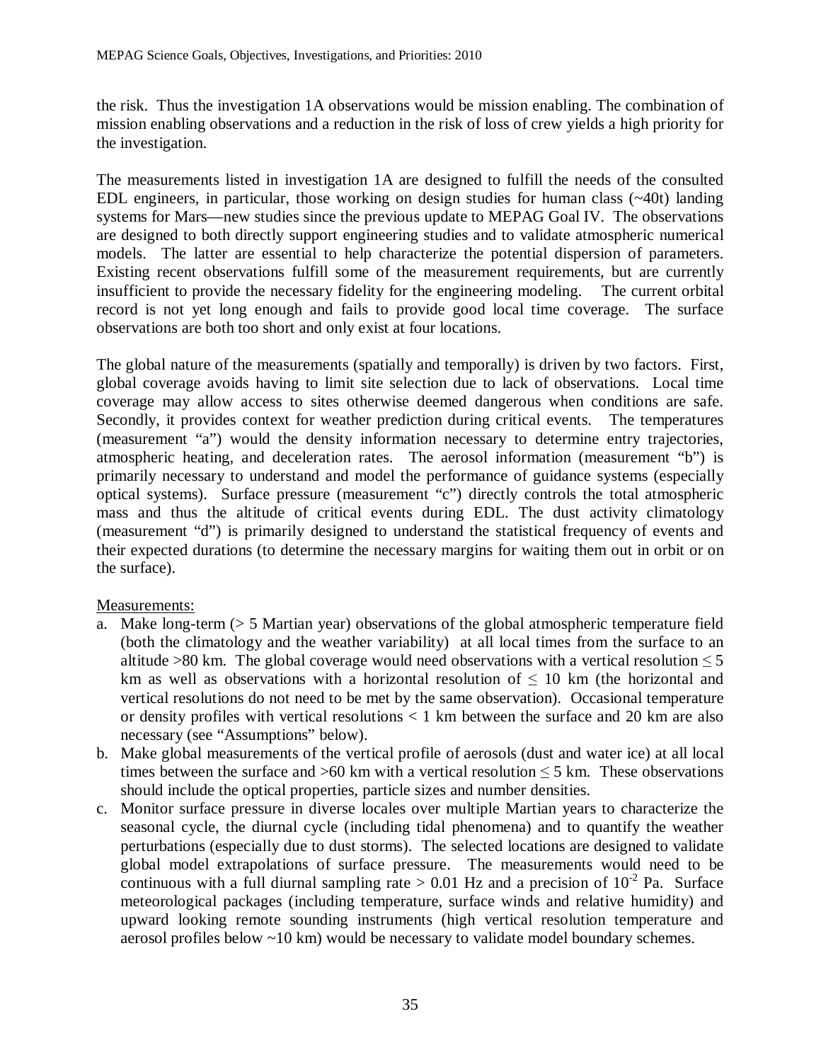the risk. Thus the investigation 1A observations would be mission enabling. The combination of mission enabling observations and a reduction in the risk of loss of crew yields a high priority for the investigation.

The measurements listed in investigation 1A are designed to fulfill the needs of the consulted EDL engineers, in particular, those working on design studies for human class (~40t) landing systems for Mars—new studies since the previous update to MEPAG Goal IV. The observations are designed to both directly support engineering studies and to validate atmospheric numerical models. The latter are essential to help characterize the potential dispersion of parameters. Existing recent observations fulfill some of the measurement requirements, but are currently insufficient to provide the necessary fidelity for the engineering modeling. The current orbital record is not yet long enough and fails to provide good local time coverage. The surface observations are both too short and only exist at four locations.

The global nature of the measurements (spatially and temporally) is driven by two factors. First, global coverage avoids having to limit site selection due to lack of observations. Local time coverage may allow access to sites otherwise deemed dangerous when conditions are safe. Secondly, it provides context for weather prediction during critical events. The temperatures (measurement "a") would the density information necessary to determine entry trajectories, atmospheric heating, and deceleration rates. The aerosol information (measurement "b") is primarily necessary to understand and model the performance of guidance systems (especially optical systems). Surface pressure (measurement "c") directly controls the total atmospheric mass and thus the altitude of critical events during EDL. The dust activity climatology (measurement "d") is primarily designed to understand the statistical frequency of events and their expected durations (to determine the necessary margins for waiting them out in orbit or on the surface).

Measurements:

a. Make long-term (> 5 Martian year) observations of the global atmospheric temperature field (both the climatology and the weather variability) at all local times from the surface to an altitude >80 km. The global coverage would need observations with a vertical resolution $\leq 5$ km as well as observations with a horizontal resolution of $\leq 10$ km (the horizontal and vertical resolutions do not need to be met by the same observation). Occasional temperature or density profiles with vertical resolutions < 1 km between the surface and 20 km are also necessary (see "Assumptions" below).
b. Make global measurements of the vertical profile of aerosols (dust and water ice) at all local times between the surface and >60 km with a vertical resolution $\leq 5$ km. These observations should include the optical properties, particle sizes and number densities.
c. Monitor surface pressure in diverse locales over multiple Martian years to characterize the seasonal cycle, the diurnal cycle (including tidal phenomena) and to quantify the weather perturbations (especially due to dust storms). The selected locations are designed to validate global model extrapolations of surface pressure. The measurements would need to be continuous with a full diurnal sampling rate > 0.01 Hz and a precision of $10^{-2}$ Pa. Surface meteorological packages (including temperature, surface winds and relative humidity) and upward looking remote sounding instruments (high vertical resolution temperature and aerosol profiles below ~10 km) would be necessary to validate model boundary schemes.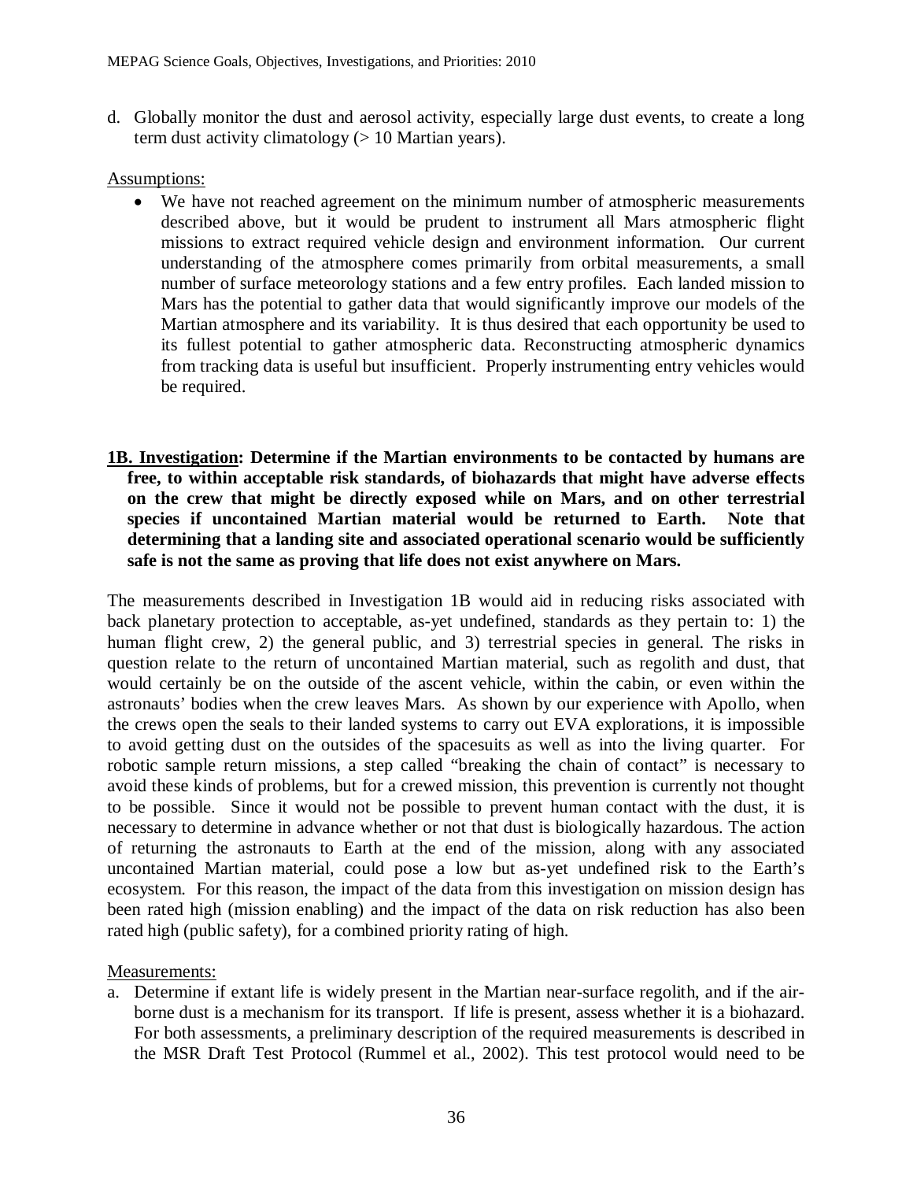d. Globally monitor the dust and aerosol activity, especially large dust events, to create a long term dust activity climatology (> 10 Martian years).

Assumptions:

- We have not reached agreement on the minimum number of atmospheric measurements described above, but it would be prudent to instrument all Mars atmospheric flight missions to extract required vehicle design and environment information. Our current understanding of the atmosphere comes primarily from orbital measurements, a small number of surface meteorology stations and a few entry profiles. Each landed mission to Mars has the potential to gather data that would significantly improve our models of the Martian atmosphere and its variability. It is thus desired that each opportunity be used to its fullest potential to gather atmospheric data. Reconstructing atmospheric dynamics from tracking data is useful but insufficient. Properly instrumenting entry vehicles would be required.

**1B. Investigation: Determine if the Martian environments to be contacted by humans are free, to within acceptable risk standards, of biohazards that might have adverse effects on the crew that might be directly exposed while on Mars, and on other terrestrial species if uncontained Martian material would be returned to Earth. Note that determining that a landing site and associated operational scenario would be sufficiently safe is not the same as proving that life does not exist anywhere on Mars.**

The measurements described in Investigation 1B would aid in reducing risks associated with back planetary protection to acceptable, as-yet undefined, standards as they pertain to: 1) the human flight crew, 2) the general public, and 3) terrestrial species in general. The risks in question relate to the return of uncontained Martian material, such as regolith and dust, that would certainly be on the outside of the ascent vehicle, within the cabin, or even within the astronauts' bodies when the crew leaves Mars. As shown by our experience with Apollo, when the crews open the seals to their landed systems to carry out EVA explorations, it is impossible to avoid getting dust on the outsides of the spacesuits as well as into the living quarter. For robotic sample return missions, a step called "breaking the chain of contact" is necessary to avoid these kinds of problems, but for a crewed mission, this prevention is currently not thought to be possible. Since it would not be possible to prevent human contact with the dust, it is necessary to determine in advance whether or not that dust is biologically hazardous. The action of returning the astronauts to Earth at the end of the mission, along with any associated uncontained Martian material, could pose a low but as-yet undefined risk to the Earth's ecosystem. For this reason, the impact of the data from this investigation on mission design has been rated high (mission enabling) and the impact of the data on risk reduction has also been rated high (public safety), for a combined priority rating of high.

Measurements:

a. Determine if extant life is widely present in the Martian near-surface regolith, and if the air-borne dust is a mechanism for its transport. If life is present, assess whether it is a biohazard. For both assessments, a preliminary description of the required measurements is described in the MSR Draft Test Protocol (Rummel et al., 2002). This test protocol would need to be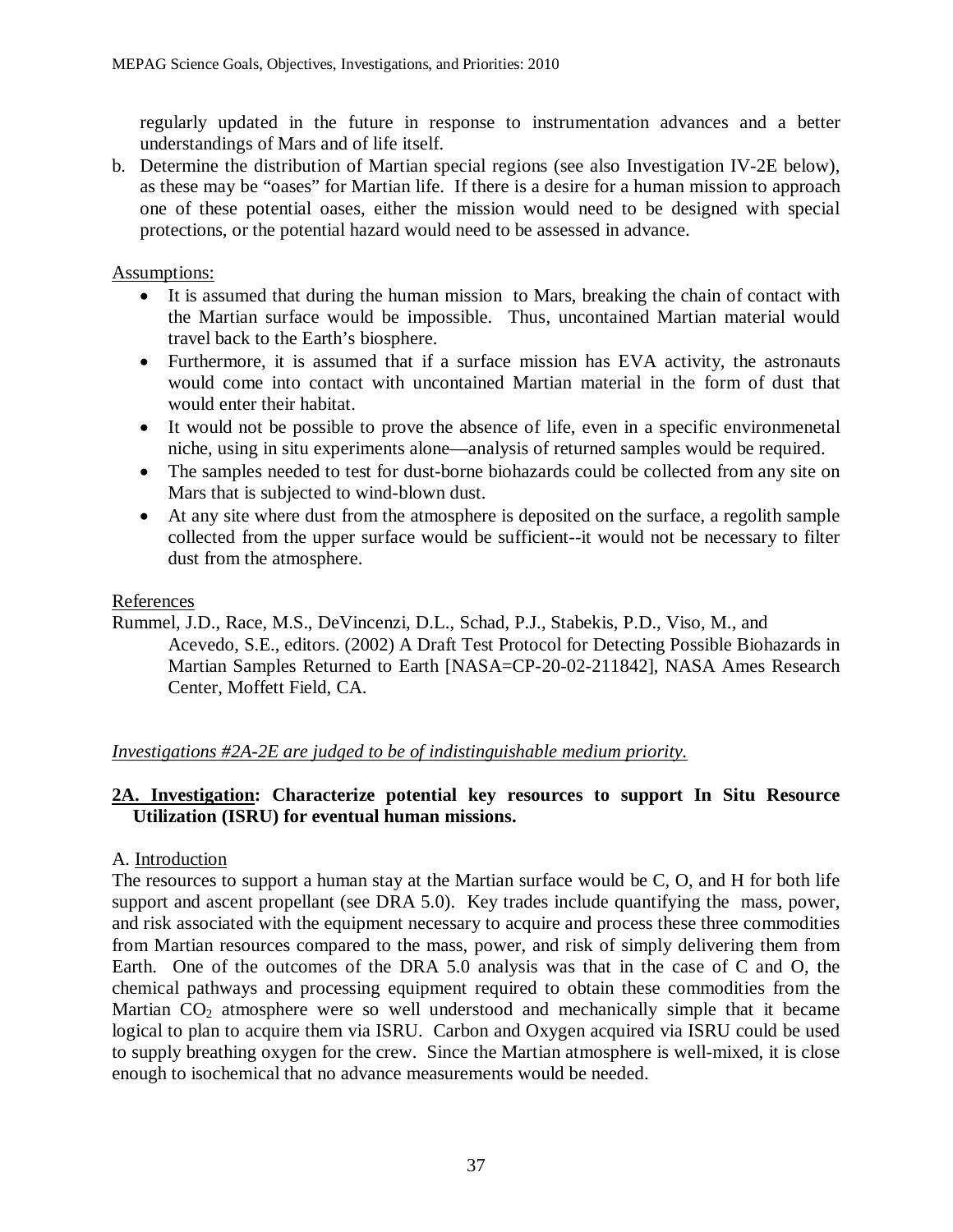regularly updated in the future in response to instrumentation advances and a better understandings of Mars and of life itself.

b. Determine the distribution of Martian special regions (see also Investigation IV-2E below), as these may be "oases" for Martian life. If there is a desire for a human mission to approach one of these potential oases, either the mission would need to be designed with special protections, or the potential hazard would need to be assessed in advance.

Assumptions:

- It is assumed that during the human mission to Mars, breaking the chain of contact with the Martian surface would be impossible. Thus, uncontained Martian material would travel back to the Earth's biosphere.
- Furthermore, it is assumed that if a surface mission has EVA activity, the astronauts would come into contact with uncontained Martian material in the form of dust that would enter their habitat.
- It would not be possible to prove the absence of life, even in a specific environmenetal niche, using in situ experiments alone—analysis of returned samples would be required.
- The samples needed to test for dust-borne biohazards could be collected from any site on Mars that is subjected to wind-blown dust.
- At any site where dust from the atmosphere is deposited on the surface, a regolith sample collected from the upper surface would be sufficient--it would not be necessary to filter dust from the atmosphere.

References

Rummel, J.D., Race, M.S., DeVincenzi, D.L., Schad, P.J., Stabekis, P.D., Viso, M., and Acevedo, S.E., editors. (2002) A Draft Test Protocol for Detecting Possible Biohazards in Martian Samples Returned to Earth [NASA=CP-20-02-211842], NASA Ames Research Center, Moffett Field, CA.

*Investigations #2A-2E are judged to be of indistinguishable medium priority.*

**2A. Investigation: Characterize potential key resources to support In Situ Resource Utilization (ISRU) for eventual human missions.**

A. Introduction

The resources to support a human stay at the Martian surface would be C, O, and H for both life support and ascent propellant (see DRA 5.0). Key trades include quantifying the mass, power, and risk associated with the equipment necessary to acquire and process these three commodities from Martian resources compared to the mass, power, and risk of simply delivering them from Earth. One of the outcomes of the DRA 5.0 analysis was that in the case of C and O, the chemical pathways and processing equipment required to obtain these commodities from the Martian $CO_2$ atmosphere were so well understood and mechanically simple that it became logical to plan to acquire them via ISRU. Carbon and Oxygen acquired via ISRU could be used to supply breathing oxygen for the crew. Since the Martian atmosphere is well-mixed, it is close enough to isochemical that no advance measurements would be needed.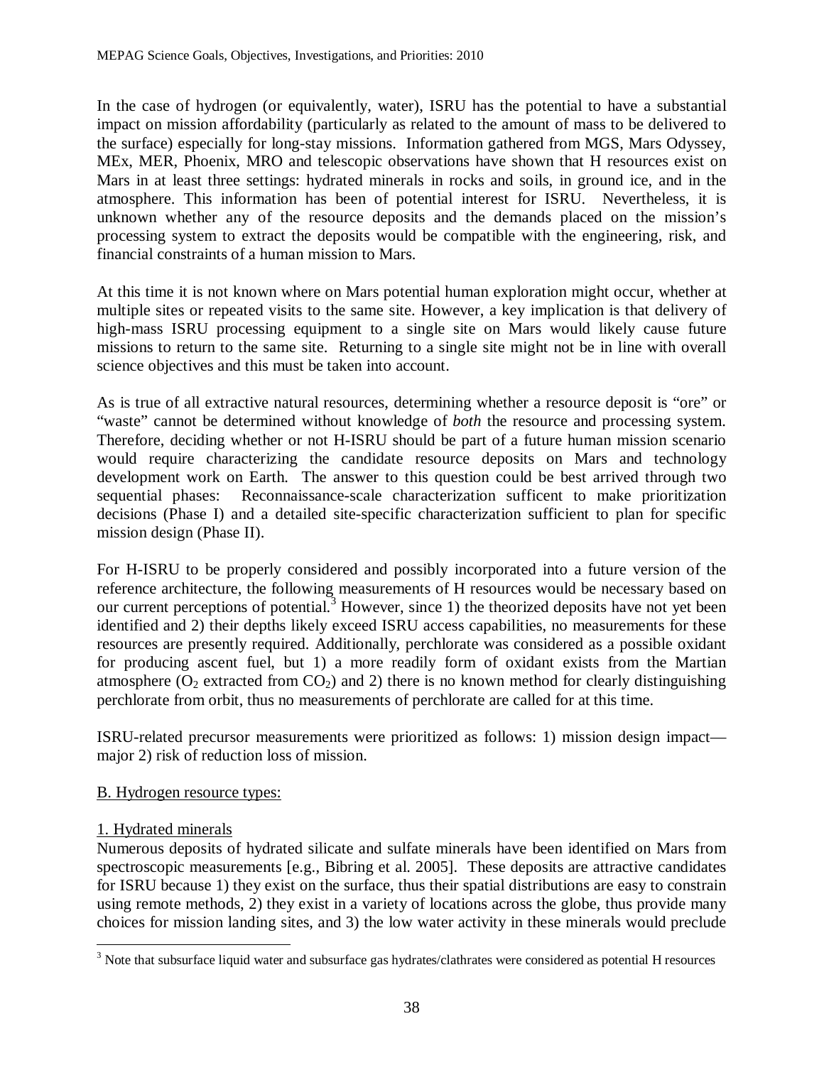In the case of hydrogen (or equivalently, water), ISRU has the potential to have a substantial impact on mission affordability (particularly as related to the amount of mass to be delivered to the surface) especially for long-stay missions. Information gathered from MGS, Mars Odyssey, MEx, MER, Phoenix, MRO and telescopic observations have shown that H resources exist on Mars in at least three settings: hydrated minerals in rocks and soils, in ground ice, and in the atmosphere. This information has been of potential interest for ISRU. Nevertheless, it is unknown whether any of the resource deposits and the demands placed on the mission's processing system to extract the deposits would be compatible with the engineering, risk, and financial constraints of a human mission to Mars.

At this time it is not known where on Mars potential human exploration might occur, whether at multiple sites or repeated visits to the same site. However, a key implication is that delivery of high-mass ISRU processing equipment to a single site on Mars would likely cause future missions to return to the same site. Returning to a single site might not be in line with overall science objectives and this must be taken into account.

As is true of all extractive natural resources, determining whether a resource deposit is "ore" or "waste" cannot be determined without knowledge of *both* the resource and processing system. Therefore, deciding whether or not H-ISRU should be part of a future human mission scenario would require characterizing the candidate resource deposits on Mars and technology development work on Earth. The answer to this question could be best arrived through two sequential phases: Reconnaissance-scale characterization sufficent to make prioritization decisions (Phase I) and a detailed site-specific characterization sufficient to plan for specific mission design (Phase II).

For H-ISRU to be properly considered and possibly incorporated into a future version of the reference architecture, the following measurements of H resources would be necessary based on our current perceptions of potential.[3] However, since 1) the theorized deposits have not yet been identified and 2) their depths likely exceed ISRU access capabilities, no measurements for these resources are presently required. Additionally, perchlorate was considered as a possible oxidant for producing ascent fuel, but 1) a more readily form of oxidant exists from the Martian atmosphere ($O_2$ extracted from $CO_2$) and 2) there is no known method for clearly distinguishing perchlorate from orbit, thus no measurements of perchlorate are called for at this time.

ISRU-related precursor measurements were prioritized as follows: 1) mission design impact—major 2) risk of reduction loss of mission.

B. Hydrogen resource types:

1. Hydrated minerals

Numerous deposits of hydrated silicate and sulfate minerals have been identified on Mars from spectroscopic measurements [e.g., Bibring et al. 2005]. These deposits are attractive candidates for ISRU because 1) they exist on the surface, thus their spatial distributions are easy to constrain using remote methods, 2) they exist in a variety of locations across the globe, thus provide many choices for mission landing sites, and 3) the low water activity in these minerals would preclude

[3] Note that subsurface liquid water and subsurface gas hydrates/clathrates were considered as potential H resources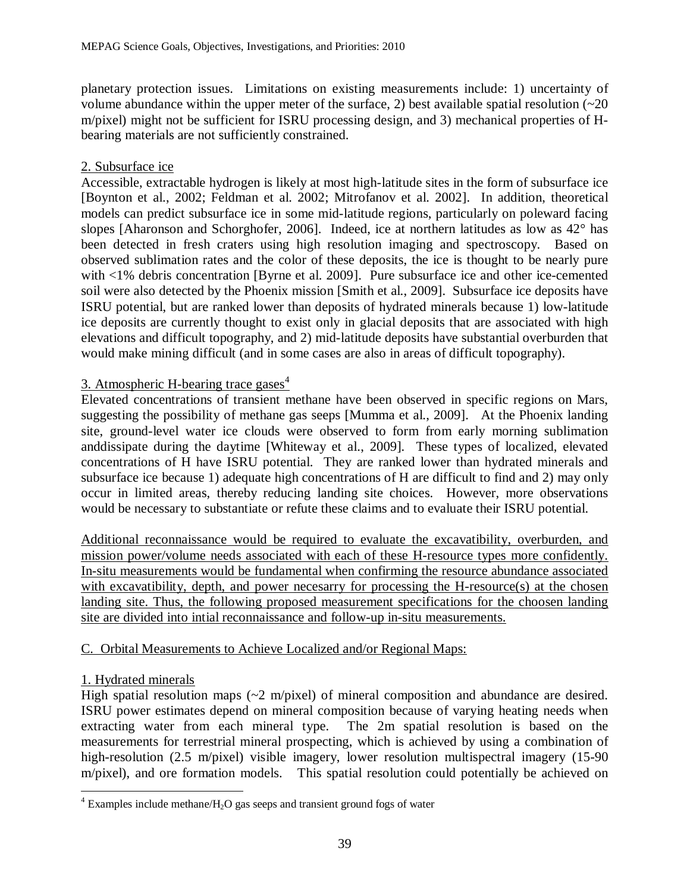planetary protection issues. Limitations on existing measurements include: 1) uncertainty of volume abundance within the upper meter of the surface, 2) best available spatial resolution (~20 m/pixel) might not be sufficient for ISRU processing design, and 3) mechanical properties of H-bearing materials are not sufficiently constrained.

2. Subsurface ice

Accessible, extractable hydrogen is likely at most high-latitude sites in the form of subsurface ice [Boynton et al., 2002; Feldman et al. 2002; Mitrofanov et al. 2002]. In addition, theoretical models can predict subsurface ice in some mid-latitude regions, particularly on poleward facing slopes [Aharonson and Schorghofer, 2006]. Indeed, ice at northern latitudes as low as 42° has been detected in fresh craters using high resolution imaging and spectroscopy. Based on observed sublimation rates and the color of these deposits, the ice is thought to be nearly pure with <1% debris concentration [Byrne et al. 2009]. Pure subsurface ice and other ice-cemented soil were also detected by the Phoenix mission [Smith et al., 2009]. Subsurface ice deposits have ISRU potential, but are ranked lower than deposits of hydrated minerals because 1) low-latitude ice deposits are currently thought to exist only in glacial deposits that are associated with high elevations and difficult topography, and 2) mid-latitude deposits have substantial overburden that would make mining difficult (and in some cases are also in areas of difficult topography).

3. Atmospheric H-bearing trace gases[4]

Elevated concentrations of transient methane have been observed in specific regions on Mars, suggesting the possibility of methane gas seeps [Mumma et al., 2009]. At the Phoenix landing site, ground-level water ice clouds were observed to form from early morning sublimation anddissipate during the daytime [Whiteway et al., 2009]. These types of localized, elevated concentrations of H have ISRU potential. They are ranked lower than hydrated minerals and subsurface ice because 1) adequate high concentrations of H are difficult to find and 2) may only occur in limited areas, thereby reducing landing site choices. However, more observations would be necessary to substantiate or refute these claims and to evaluate their ISRU potential.

Additional reconnaissance would be required to evaluate the excavatibility, overburden, and mission power/volume needs associated with each of these H-resource types more confidently. In-situ measurements would be fundamental when confirming the resource abundance associated with excavatibility, depth, and power necesarry for processing the H-resource(s) at the chosen landing site. Thus, the following proposed measurement specifications for the choosen landing site are divided into intial reconnaissance and follow-up in-situ measurements.

C. Orbital Measurements to Achieve Localized and/or Regional Maps:

1. Hydrated minerals

High spatial resolution maps (~2 m/pixel) of mineral composition and abundance are desired. ISRU power estimates depend on mineral composition because of varying heating needs when extracting water from each mineral type. The 2m spatial resolution is based on the measurements for terrestrial mineral prospecting, which is achieved by using a combination of high-resolution (2.5 m/pixel) visible imagery, lower resolution multispectral imagery (15-90 m/pixel), and ore formation models. This spatial resolution could potentially be achieved on

[4] Examples include methane/$H_2O$ gas seeps and transient ground fogs of water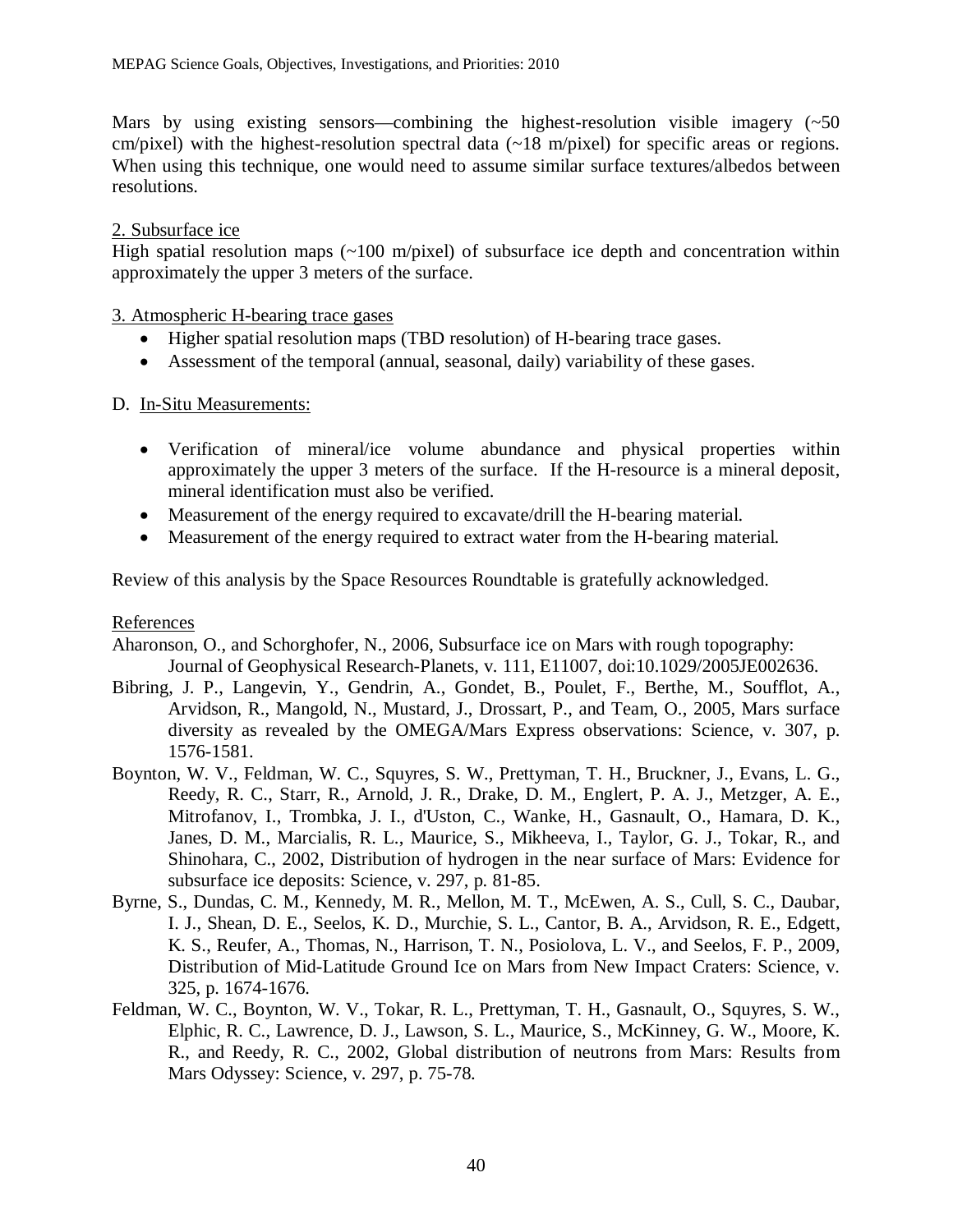Mars by using existing sensors—combining the highest-resolution visible imagery (~50 cm/pixel) with the highest-resolution spectral data (~18 m/pixel) for specific areas or regions. When using this technique, one would need to assume similar surface textures/albedos between resolutions.

2. Subsurface ice

High spatial resolution maps (~100 m/pixel) of subsurface ice depth and concentration within approximately the upper 3 meters of the surface.

3. Atmospheric H-bearing trace gases

- Higher spatial resolution maps (TBD resolution) of H-bearing trace gases.
- Assessment of the temporal (annual, seasonal, daily) variability of these gases.

D. In-Situ Measurements:

- Verification of mineral/ice volume abundance and physical properties within approximately the upper 3 meters of the surface. If the H-resource is a mineral deposit, mineral identification must also be verified.
- Measurement of the energy required to excavate/drill the H-bearing material.
- Measurement of the energy required to extract water from the H-bearing material.

Review of this analysis by the Space Resources Roundtable is gratefully acknowledged.

References

Aharonson, O., and Schorghofer, N., 2006, Subsurface ice on Mars with rough topography: Journal of Geophysical Research-Planets, v. 111, E11007, doi:10.1029/2005JE002636.

Bibring, J. P., Langevin, Y., Gendrin, A., Gondet, B., Poulet, F., Berthe, M., Soufflot, A., Arvidson, R., Mangold, N., Mustard, J., Drossart, P., and Team, O., 2005, Mars surface diversity as revealed by the OMEGA/Mars Express observations: Science, v. 307, p. 1576-1581.

Boynton, W. V., Feldman, W. C., Squyres, S. W., Prettyman, T. H., Bruckner, J., Evans, L. G., Reedy, R. C., Starr, R., Arnold, J. R., Drake, D. M., Englert, P. A. J., Metzger, A. E., Mitrofanov, I., Trombka, J. I., d'Uston, C., Wanke, H., Gasnault, O., Hamara, D. K., Janes, D. M., Marcialis, R. L., Maurice, S., Mikheeva, I., Taylor, G. J., Tokar, R., and Shinohara, C., 2002, Distribution of hydrogen in the near surface of Mars: Evidence for subsurface ice deposits: Science, v. 297, p. 81-85.

Byrne, S., Dundas, C. M., Kennedy, M. R., Mellon, M. T., McEwen, A. S., Cull, S. C., Daubar, I. J., Shean, D. E., Seelos, K. D., Murchie, S. L., Cantor, B. A., Arvidson, R. E., Edgett, K. S., Reufer, A., Thomas, N., Harrison, T. N., Posiolova, L. V., and Seelos, F. P., 2009, Distribution of Mid-Latitude Ground Ice on Mars from New Impact Craters: Science, v. 325, p. 1674-1676.

Feldman, W. C., Boynton, W. V., Tokar, R. L., Prettyman, T. H., Gasnault, O., Squyres, S. W., Elphic, R. C., Lawrence, D. J., Lawson, S. L., Maurice, S., McKinney, G. W., Moore, K. R., and Reedy, R. C., 2002, Global distribution of neutrons from Mars: Results from Mars Odyssey: Science, v. 297, p. 75-78.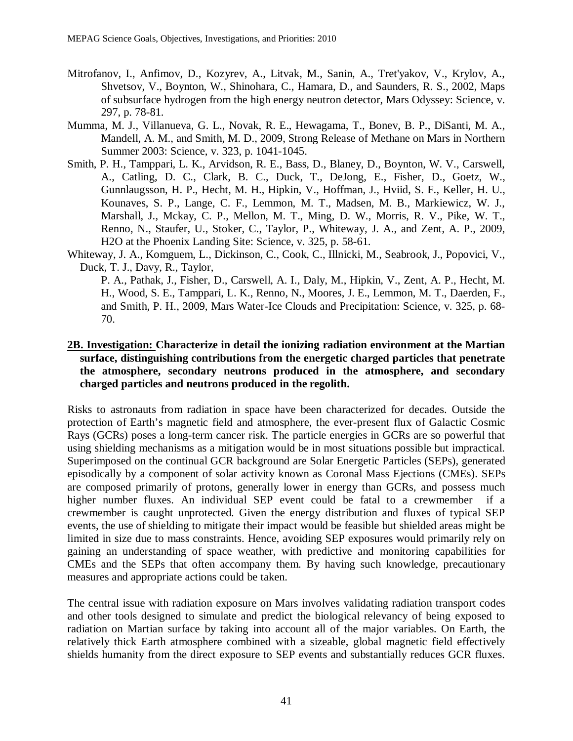Mitrofanov, I., Anfimov, D., Kozyrev, A., Litvak, M., Sanin, A., Tret'yakov, V., Krylov, A., Shvetsov, V., Boynton, W., Shinohara, C., Hamara, D., and Saunders, R. S., 2002, Maps of subsurface hydrogen from the high energy neutron detector, Mars Odyssey: Science, v. 297, p. 78-81.

Mumma, M. J., Villanueva, G. L., Novak, R. E., Hewagama, T., Bonev, B. P., DiSanti, M. A., Mandell, A. M., and Smith, M. D., 2009, Strong Release of Methane on Mars in Northern Summer 2003: Science, v. 323, p. 1041-1045.

Smith, P. H., Tamppari, L. K., Arvidson, R. E., Bass, D., Blaney, D., Boynton, W. V., Carswell, A., Catling, D. C., Clark, B. C., Duck, T., DeJong, E., Fisher, D., Goetz, W., Gunnlaugsson, H. P., Hecht, M. H., Hipkin, V., Hoffman, J., Hviid, S. F., Keller, H. U., Kounaves, S. P., Lange, C. F., Lemmon, M. T., Madsen, M. B., Markiewicz, W. J., Marshall, J., Mckay, C. P., Mellon, M. T., Ming, D. W., Morris, R. V., Pike, W. T., Renno, N., Staufer, U., Stoker, C., Taylor, P., Whiteway, J. A., and Zent, A. P., 2009, H2O at the Phoenix Landing Site: Science, v. 325, p. 58-61.

Whiteway, J. A., Komguem, L., Dickinson, C., Cook, C., Illnicki, M., Seabrook, J., Popovici, V., Duck, T. J., Davy, R., Taylor, P. A., Pathak, J., Fisher, D., Carswell, A. I., Daly, M., Hipkin, V., Zent, A. P., Hecht, M. H., Wood, S. E., Tamppari, L. K., Renno, N., Moores, J. E., Lemmon, M. T., Daerden, F., and Smith, P. H., 2009, Mars Water-Ice Clouds and Precipitation: Science, v. 325, p. 68-70.

**2B. Investigation: Characterize in detail the ionizing radiation environment at the Martian surface, distinguishing contributions from the energetic charged particles that penetrate the atmosphere, secondary neutrons produced in the atmosphere, and secondary charged particles and neutrons produced in the regolith.**

Risks to astronauts from radiation in space have been characterized for decades. Outside the protection of Earth's magnetic field and atmosphere, the ever-present flux of Galactic Cosmic Rays (GCRs) poses a long-term cancer risk. The particle energies in GCRs are so powerful that using shielding mechanisms as a mitigation would be in most situations possible but impractical. Superimposed on the continual GCR background are Solar Energetic Particles (SEPs), generated episodically by a component of solar activity known as Coronal Mass Ejections (CMEs). SEPs are composed primarily of protons, generally lower in energy than GCRs, and possess much higher number fluxes. An individual SEP event could be fatal to a crewmember if a crewmember is caught unprotected. Given the energy distribution and fluxes of typical SEP events, the use of shielding to mitigate their impact would be feasible but shielded areas might be limited in size due to mass constraints. Hence, avoiding SEP exposures would primarily rely on gaining an understanding of space weather, with predictive and monitoring capabilities for CMEs and the SEPs that often accompany them. By having such knowledge, precautionary measures and appropriate actions could be taken.

The central issue with radiation exposure on Mars involves validating radiation transport codes and other tools designed to simulate and predict the biological relevancy of being exposed to radiation on Martian surface by taking into account all of the major variables. On Earth, the relatively thick Earth atmosphere combined with a sizeable, global magnetic field effectively shields humanity from the direct exposure to SEP events and substantially reduces GCR fluxes.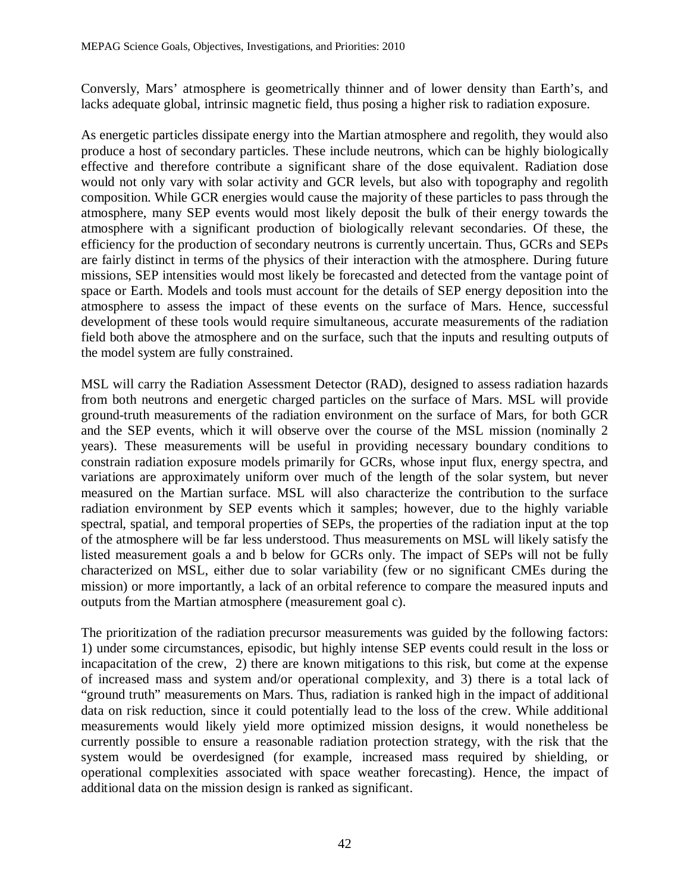Conversely, Mars' atmosphere is geometrically thinner and of lower density than Earth's, and lacks adequate global, intrinsic magnetic field, thus posing a higher risk to radiation exposure.

As energetic particles dissipate energy into the Martian atmosphere and regolith, they would also produce a host of secondary particles. These include neutrons, which can be highly biologically effective and therefore contribute a significant share of the dose equivalent. Radiation dose would not only vary with solar activity and GCR levels, but also with topography and regolith composition. While GCR energies would cause the majority of these particles to pass through the atmosphere, many SEP events would most likely deposit the bulk of their energy towards the atmosphere with a significant production of biologically relevant secondaries. Of these, the efficiency for the production of secondary neutrons is currently uncertain. Thus, GCRs and SEPs are fairly distinct in terms of the physics of their interaction with the atmosphere. During future missions, SEP intensities would most likely be forecasted and detected from the vantage point of space or Earth. Models and tools must account for the details of SEP energy deposition into the atmosphere to assess the impact of these events on the surface of Mars. Hence, successful development of these tools would require simultaneous, accurate measurements of the radiation field both above the atmosphere and on the surface, such that the inputs and resulting outputs of the model system are fully constrained.

MSL will carry the Radiation Assessment Detector (RAD), designed to assess radiation hazards from both neutrons and energetic charged particles on the surface of Mars. MSL will provide ground-truth measurements of the radiation environment on the surface of Mars, for both GCR and the SEP events, which it will observe over the course of the MSL mission (nominally 2 years). These measurements will be useful in providing necessary boundary conditions to constrain radiation exposure models primarily for GCRs, whose input flux, energy spectra, and variations are approximately uniform over much of the length of the solar system, but never measured on the Martian surface. MSL will also characterize the contribution to the surface radiation environment by SEP events which it samples; however, due to the highly variable spectral, spatial, and temporal properties of SEPs, the properties of the radiation input at the top of the atmosphere will be far less understood. Thus measurements on MSL will likely satisfy the listed measurement goals a and b below for GCRs only. The impact of SEPs will not be fully characterized on MSL, either due to solar variability (few or no significant CMEs during the mission) or more importantly, a lack of an orbital reference to compare the measured inputs and outputs from the Martian atmosphere (measurement goal c).

The prioritization of the radiation precursor measurements was guided by the following factors: 1) under some circumstances, episodic, but highly intense SEP events could result in the loss or incapacitation of the crew, 2) there are known mitigations to this risk, but come at the expense of increased mass and system and/or operational complexity, and 3) there is a total lack of "ground truth" measurements on Mars. Thus, radiation is ranked high in the impact of additional data on risk reduction, since it could potentially lead to the loss of the crew. While additional measurements would likely yield more optimized mission designs, it would nonetheless be currently possible to ensure a reasonable radiation protection strategy, with the risk that the system would be overdesigned (for example, increased mass required by shielding, or operational complexities associated with space weather forecasting). Hence, the impact of additional data on the mission design is ranked as significant.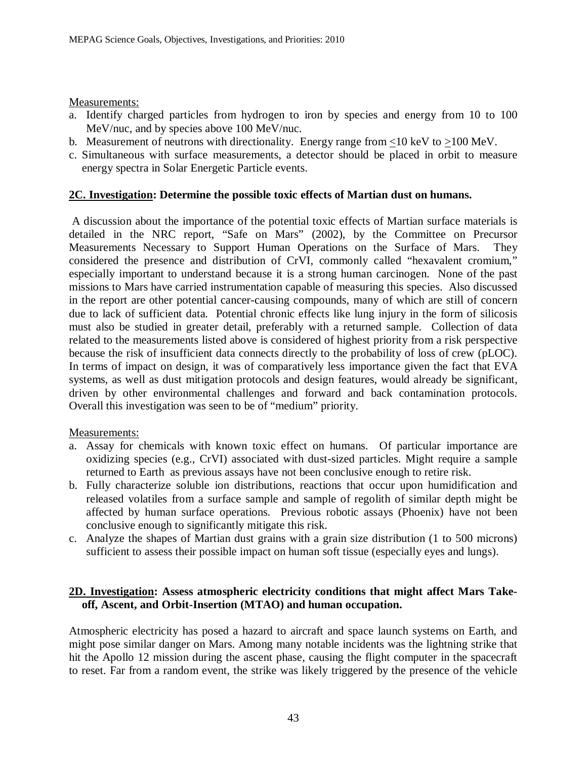Measurements:

a. Identify charged particles from hydrogen to iron by species and energy from 10 to 100 MeV/nuc, and by species above 100 MeV/nuc.
b. Measurement of neutrons with directionality. Energy range from ≤10 keV to ≥100 MeV.
c. Simultaneous with surface measurements, a detector should be placed in orbit to measure energy spectra in Solar Energetic Particle events.

**<u>2C. Investigation</u>: Determine the possible toxic effects of Martian dust on humans.**

A discussion about the importance of the potential toxic effects of Martian surface materials is detailed in the NRC report, "Safe on Mars" (2002), by the Committee on Precursor Measurements Necessary to Support Human Operations on the Surface of Mars. They considered the presence and distribution of CrVI, commonly called "hexavalent cromium," especially important to understand because it is a strong human carcinogen. None of the past missions to Mars have carried instrumentation capable of measuring this species. Also discussed in the report are other potential cancer-causing compounds, many of which are still of concern due to lack of sufficient data. Potential chronic effects like lung injury in the form of silicosis must also be studied in greater detail, preferably with a returned sample. Collection of data related to the measurements listed above is considered of highest priority from a risk perspective because the risk of insufficient data connects directly to the probability of loss of crew (pLOC). In terms of impact on design, it was of comparatively less importance given the fact that EVA systems, as well as dust mitigation protocols and design features, would already be significant, driven by other environmental challenges and forward and back contamination protocols. Overall this investigation was seen to be of "medium" priority.

Measurements:

a. Assay for chemicals with known toxic effect on humans. Of particular importance are oxidizing species (e.g., CrVI) associated with dust-sized particles. Might require a sample returned to Earth as previous assays have not been conclusive enough to retire risk.
b. Fully characterize soluble ion distributions, reactions that occur upon humidification and released volatiles from a surface sample and sample of regolith of similar depth might be affected by human surface operations. Previous robotic assays (Phoenix) have not been conclusive enough to significantly mitigate this risk.
c. Analyze the shapes of Martian dust grains with a grain size distribution (1 to 500 microns) sufficient to assess their possible impact on human soft tissue (especially eyes and lungs).

**<u>2D. Investigation</u>: Assess atmospheric electricity conditions that might affect Mars Take-off, Ascent, and Orbit-Insertion (MTAO) and human occupation.**

Atmospheric electricity has posed a hazard to aircraft and space launch systems on Earth, and might pose similar danger on Mars. Among many notable incidents was the lightning strike that hit the Apollo 12 mission during the ascent phase, causing the flight computer in the spacecraft to reset. Far from a random event, the strike was likely triggered by the presence of the vehicle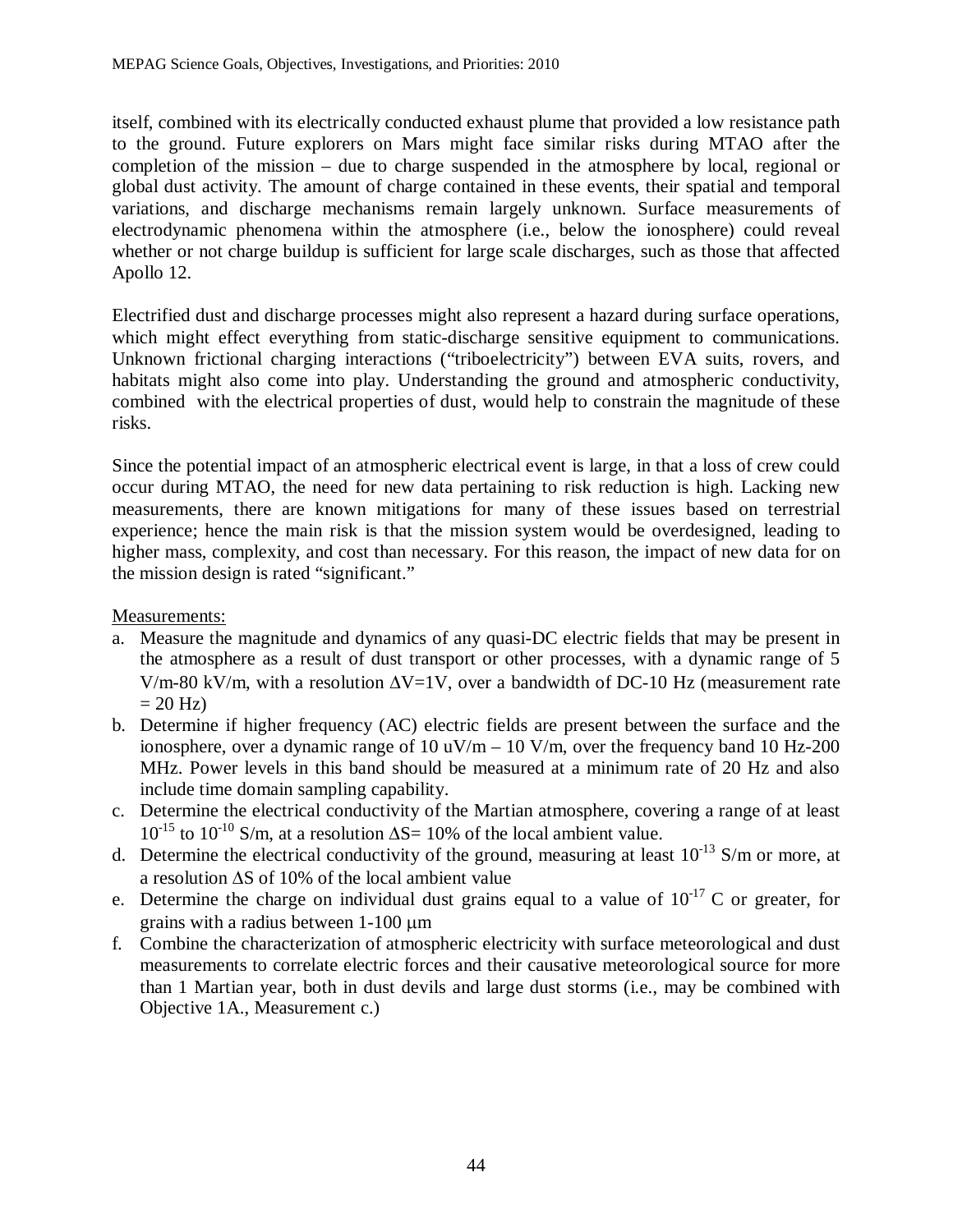itself, combined with its electrically conducted exhaust plume that provided a low resistance path to the ground. Future explorers on Mars might face similar risks during MTAO after the completion of the mission – due to charge suspended in the atmosphere by local, regional or global dust activity. The amount of charge contained in these events, their spatial and temporal variations, and discharge mechanisms remain largely unknown. Surface measurements of electrodynamic phenomena within the atmosphere (i.e., below the ionosphere) could reveal whether or not charge buildup is sufficient for large scale discharges, such as those that affected Apollo 12.

Electrified dust and discharge processes might also represent a hazard during surface operations, which might effect everything from static-discharge sensitive equipment to communications. Unknown frictional charging interactions ("triboelectricity") between EVA suits, rovers, and habitats might also come into play. Understanding the ground and atmospheric conductivity, combined with the electrical properties of dust, would help to constrain the magnitude of these risks.

Since the potential impact of an atmospheric electrical event is large, in that a loss of crew could occur during MTAO, the need for new data pertaining to risk reduction is high. Lacking new measurements, there are known mitigations for many of these issues based on terrestrial experience; hence the main risk is that the mission system would be overdesigned, leading to higher mass, complexity, and cost than necessary. For this reason, the impact of new data for on the mission design is rated "significant."

Measurements:

a. Measure the magnitude and dynamics of any quasi-DC electric fields that may be present in the atmosphere as a result of dust transport or other processes, with a dynamic range of 5 V/m-80 kV/m, with a resolution $\Delta V$=1V, over a bandwidth of DC-10 Hz (measurement rate = 20 Hz)
b. Determine if higher frequency (AC) electric fields are present between the surface and the ionosphere, over a dynamic range of 10 uV/m – 10 V/m, over the frequency band 10 Hz-200 MHz. Power levels in this band should be measured at a minimum rate of 20 Hz and also include time domain sampling capability.
c. Determine the electrical conductivity of the Martian atmosphere, covering a range of at least $10^{-15}$ to $10^{-10}$ S/m, at a resolution $\Delta S$= 10% of the local ambient value.
d. Determine the electrical conductivity of the ground, measuring at least $10^{-13}$ S/m or more, at a resolution $\Delta S$ of 10% of the local ambient value
e. Determine the charge on individual dust grains equal to a value of $10^{-17}$ C or greater, for grains with a radius between 1-100 μm
f. Combine the characterization of atmospheric electricity with surface meteorological and dust measurements to correlate electric forces and their causative meteorological source for more than 1 Martian year, both in dust devils and large dust storms (i.e., may be combined with Objective 1A., Measurement c.)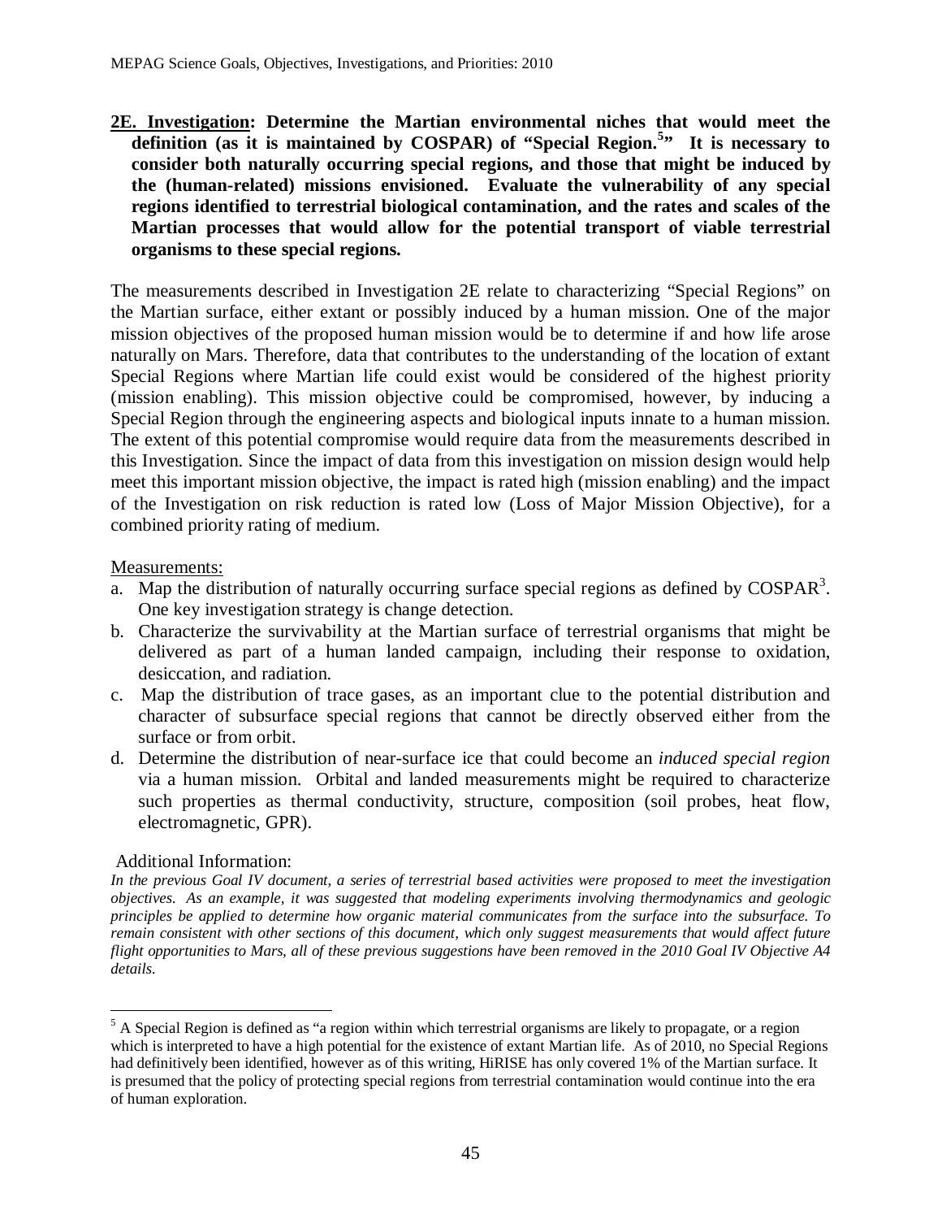**2E. Investigation: Determine the Martian environmental niches that would meet the definition (as it is maintained by COSPAR) of "Special Region.[5]" It is necessary to consider both naturally occurring special regions, and those that might be induced by the (human-related) missions envisioned. Evaluate the vulnerability of any special regions identified to terrestrial biological contamination, and the rates and scales of the Martian processes that would allow for the potential transport of viable terrestrial organisms to these special regions.**

The measurements described in Investigation 2E relate to characterizing "Special Regions" on the Martian surface, either extant or possibly induced by a human mission. One of the major mission objectives of the proposed human mission would be to determine if and how life arose naturally on Mars. Therefore, data that contributes to the understanding of the location of extant Special Regions where Martian life could exist would be considered of the highest priority (mission enabling). This mission objective could be compromised, however, by inducing a Special Region through the engineering aspects and biological inputs innate to a human mission. The extent of this potential compromise would require data from the measurements described in this Investigation. Since the impact of data from this investigation on mission design would help meet this important mission objective, the impact is rated high (mission enabling) and the impact of the Investigation on risk reduction is rated low (Loss of Major Mission Objective), for a combined priority rating of medium.

Measurements:

a. Map the distribution of naturally occurring surface special regions as defined by COSPAR[3]. One key investigation strategy is change detection.
b. Characterize the survivability at the Martian surface of terrestrial organisms that might be delivered as part of a human landed campaign, including their response to oxidation, desiccation, and radiation.
c. Map the distribution of trace gases, as an important clue to the potential distribution and character of subsurface special regions that cannot be directly observed either from the surface or from orbit.
d. Determine the distribution of near-surface ice that could become an *induced special region* via a human mission. Orbital and landed measurements might be required to characterize such properties as thermal conductivity, structure, composition (soil probes, heat flow, electromagnetic, GPR).

Additional Information:

*In the previous Goal IV document, a series of terrestrial based activities were proposed to meet the investigation objectives. As an example, it was suggested that modeling experiments involving thermodynamics and geologic principles be applied to determine how organic material communicates from the surface into the subsurface. To remain consistent with other sections of this document, which only suggest measurements that would affect future flight opportunities to Mars, all of these previous suggestions have been removed in the 2010 Goal IV Objective A4 details.*

---

[5] A Special Region is defined as "a region within which terrestrial organisms are likely to propagate, or a region which is interpreted to have a high potential for the existence of extant Martian life. As of 2010, no Special Regions had definitively been identified, however as of this writing, HiRISE has only covered 1% of the Martian surface. It is presumed that the policy of protecting special regions from terrestrial contamination would continue into the era of human exploration.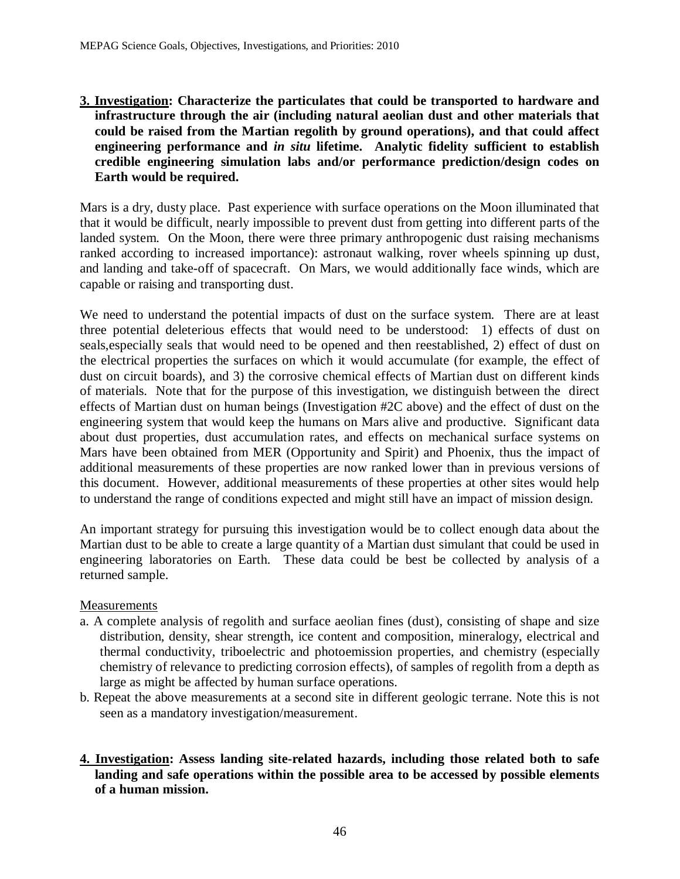**3. Investigation: Characterize the particulates that could be transported to hardware and infrastructure through the air (including natural aeolian dust and other materials that could be raised from the Martian regolith by ground operations), and that could affect engineering performance and *in situ* lifetime. Analytic fidelity sufficient to establish credible engineering simulation labs and/or performance prediction/design codes on Earth would be required.**

Mars is a dry, dusty place. Past experience with surface operations on the Moon illuminated that that it would be difficult, nearly impossible to prevent dust from getting into different parts of the landed system. On the Moon, there were three primary anthropogenic dust raising mechanisms ranked according to increased importance): astronaut walking, rover wheels spinning up dust, and landing and take-off of spacecraft. On Mars, we would additionally face winds, which are capable or raising and transporting dust.

We need to understand the potential impacts of dust on the surface system. There are at least three potential deleterious effects that would need to be understood: 1) effects of dust on seals,especially seals that would need to be opened and then reestablished, 2) effect of dust on the electrical properties the surfaces on which it would accumulate (for example, the effect of dust on circuit boards), and 3) the corrosive chemical effects of Martian dust on different kinds of materials. Note that for the purpose of this investigation, we distinguish between the direct effects of Martian dust on human beings (Investigation #2C above) and the effect of dust on the engineering system that would keep the humans on Mars alive and productive. Significant data about dust properties, dust accumulation rates, and effects on mechanical surface systems on Mars have been obtained from MER (Opportunity and Spirit) and Phoenix, thus the impact of additional measurements of these properties are now ranked lower than in previous versions of this document. However, additional measurements of these properties at other sites would help to understand the range of conditions expected and might still have an impact of mission design.

An important strategy for pursuing this investigation would be to collect enough data about the Martian dust to be able to create a large quantity of a Martian dust simulant that could be used in engineering laboratories on Earth. These data could be best be collected by analysis of a returned sample.

Measurements

a. A complete analysis of regolith and surface aeolian fines (dust), consisting of shape and size distribution, density, shear strength, ice content and composition, mineralogy, electrical and thermal conductivity, triboelectric and photoemission properties, and chemistry (especially chemistry of relevance to predicting corrosion effects), of samples of regolith from a depth as large as might be affected by human surface operations.
b. Repeat the above measurements at a second site in different geologic terrane. Note this is not seen as a mandatory investigation/measurement.

**4. Investigation: Assess landing site-related hazards, including those related both to safe landing and safe operations within the possible area to be accessed by possible elements of a human mission.**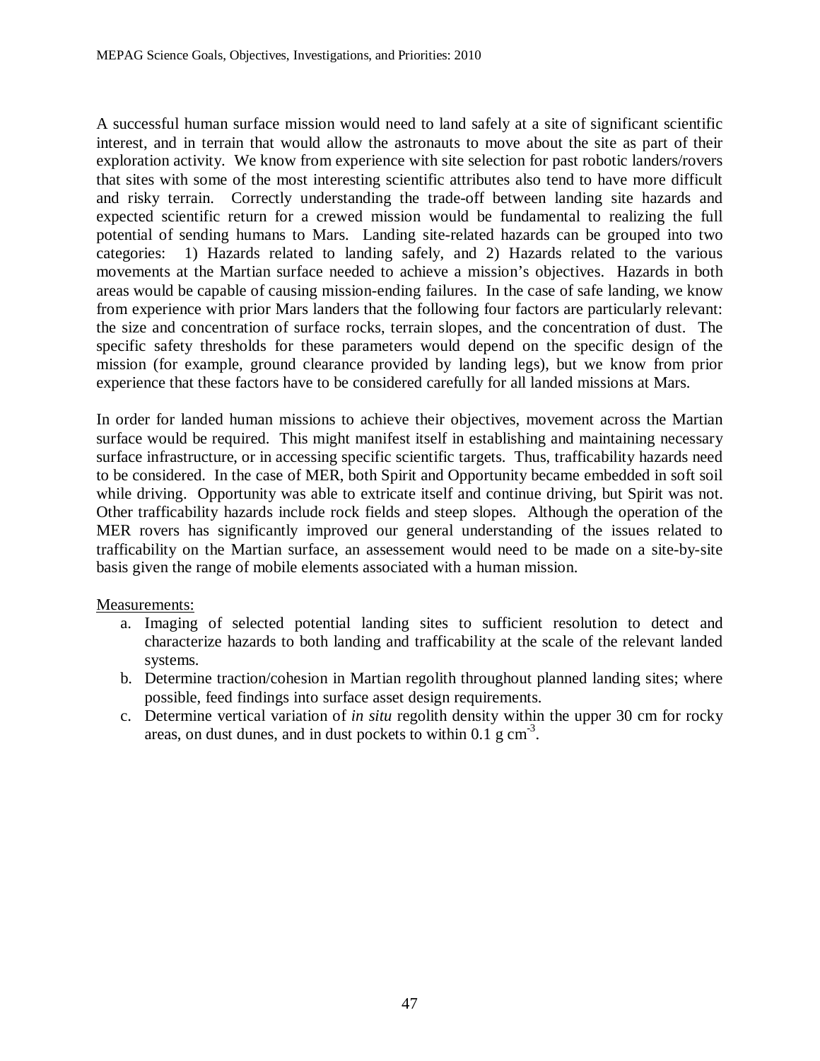A successful human surface mission would need to land safely at a site of significant scientific interest, and in terrain that would allow the astronauts to move about the site as part of their exploration activity. We know from experience with site selection for past robotic landers/rovers that sites with some of the most interesting scientific attributes also tend to have more difficult and risky terrain. Correctly understanding the trade-off between landing site hazards and expected scientific return for a crewed mission would be fundamental to realizing the full potential of sending humans to Mars. Landing site-related hazards can be grouped into two categories: 1) Hazards related to landing safely, and 2) Hazards related to the various movements at the Martian surface needed to achieve a mission's objectives. Hazards in both areas would be capable of causing mission-ending failures. In the case of safe landing, we know from experience with prior Mars landers that the following four factors are particularly relevant: the size and concentration of surface rocks, terrain slopes, and the concentration of dust. The specific safety thresholds for these parameters would depend on the specific design of the mission (for example, ground clearance provided by landing legs), but we know from prior experience that these factors have to be considered carefully for all landed missions at Mars.

In order for landed human missions to achieve their objectives, movement across the Martian surface would be required. This might manifest itself in establishing and maintaining necessary surface infrastructure, or in accessing specific scientific targets. Thus, trafficability hazards need to be considered. In the case of MER, both Spirit and Opportunity became embedded in soft soil while driving. Opportunity was able to extricate itself and continue driving, but Spirit was not. Other trafficability hazards include rock fields and steep slopes. Although the operation of the MER rovers has significantly improved our general understanding of the issues related to trafficability on the Martian surface, an assessement would need to be made on a site-by-site basis given the range of mobile elements associated with a human mission.

<u>Measurements:</u>

a. Imaging of selected potential landing sites to sufficient resolution to detect and characterize hazards to both landing and trafficability at the scale of the relevant landed systems.
b. Determine traction/cohesion in Martian regolith throughout planned landing sites; where possible, feed findings into surface asset design requirements.
c. Determine vertical variation of *in situ* regolith density within the upper 30 cm for rocky areas, on dust dunes, and in dust pockets to within 0.1 g $cm^{-3}$.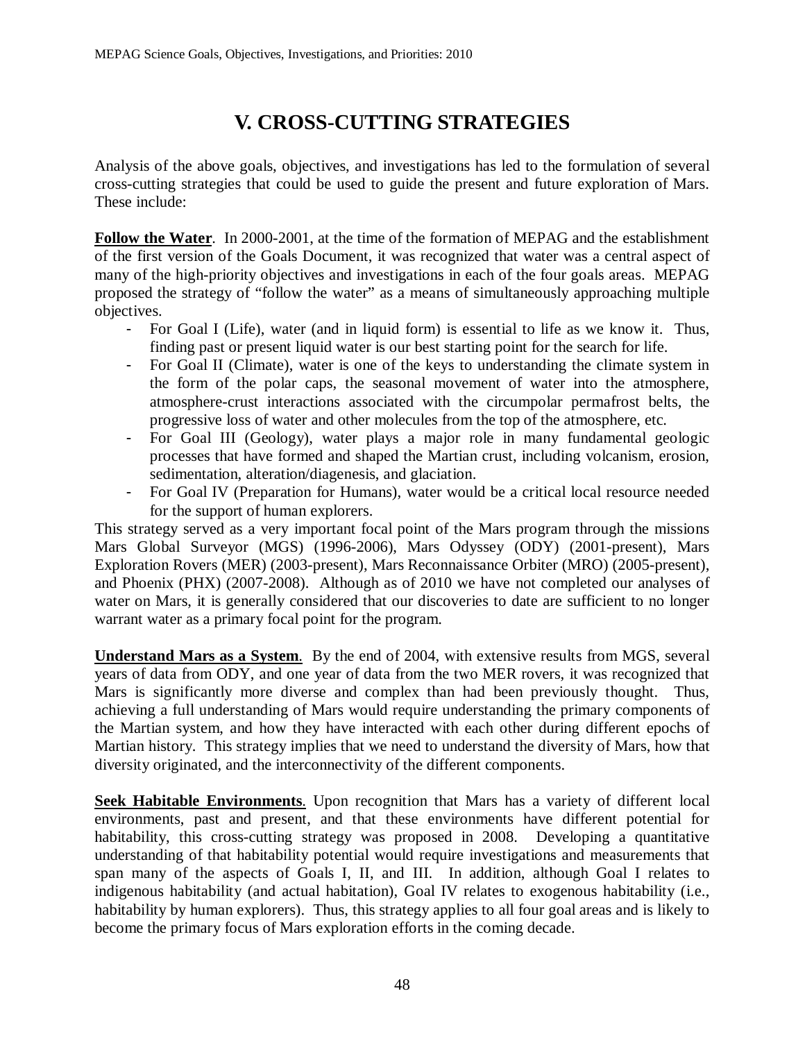# V. CROSS-CUTTING STRATEGIES

Analysis of the above goals, objectives, and investigations has led to the formulation of several cross-cutting strategies that could be used to guide the present and future exploration of Mars. These include:

**Follow the Water**. In 2000-2001, at the time of the formation of MEPAG and the establishment of the first version of the Goals Document, it was recognized that water was a central aspect of many of the high-priority objectives and investigations in each of the four goals areas. MEPAG proposed the strategy of "follow the water" as a means of simultaneously approaching multiple objectives.

- For Goal I (Life), water (and in liquid form) is essential to life as we know it. Thus, finding past or present liquid water is our best starting point for the search for life.
- For Goal II (Climate), water is one of the keys to understanding the climate system in the form of the polar caps, the seasonal movement of water into the atmosphere, atmosphere-crust interactions associated with the circumpolar permafrost belts, the progressive loss of water and other molecules from the top of the atmosphere, etc.
- For Goal III (Geology), water plays a major role in many fundamental geologic processes that have formed and shaped the Martian crust, including volcanism, erosion, sedimentation, alteration/diagenesis, and glaciation.
- For Goal IV (Preparation for Humans), water would be a critical local resource needed for the support of human explorers.

This strategy served as a very important focal point of the Mars program through the missions Mars Global Surveyor (MGS) (1996-2006), Mars Odyssey (ODY) (2001-present), Mars Exploration Rovers (MER) (2003-present), Mars Reconnaissance Orbiter (MRO) (2005-present), and Phoenix (PHX) (2007-2008). Although as of 2010 we have not completed our analyses of water on Mars, it is generally considered that our discoveries to date are sufficient to no longer warrant water as a primary focal point for the program.

**Understand Mars as a System**. By the end of 2004, with extensive results from MGS, several years of data from ODY, and one year of data from the two MER rovers, it was recognized that Mars is significantly more diverse and complex than had been previously thought. Thus, achieving a full understanding of Mars would require understanding the primary components of the Martian system, and how they have interacted with each other during different epochs of Martian history. This strategy implies that we need to understand the diversity of Mars, how that diversity originated, and the interconnectivity of the different components.

**Seek Habitable Environments**. Upon recognition that Mars has a variety of different local environments, past and present, and that these environments have different potential for habitability, this cross-cutting strategy was proposed in 2008. Developing a quantitative understanding of that habitability potential would require investigations and measurements that span many of the aspects of Goals I, II, and III. In addition, although Goal I relates to indigenous habitability (and actual habitation), Goal IV relates to exogenous habitability (i.e., habitability by human explorers). Thus, this strategy applies to all four goal areas and is likely to become the primary focus of Mars exploration efforts in the coming decade.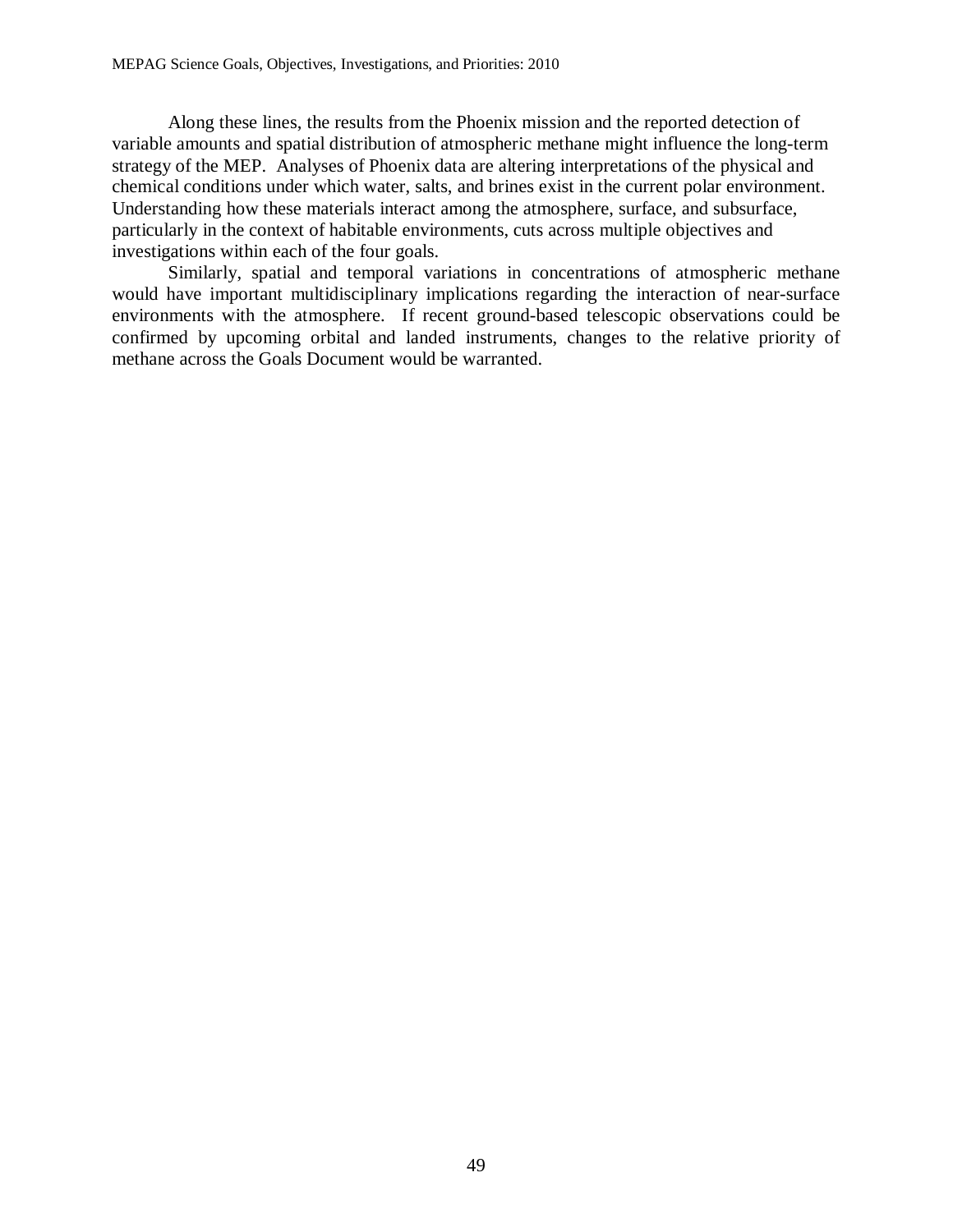Along these lines, the results from the Phoenix mission and the reported detection of variable amounts and spatial distribution of atmospheric methane might influence the long-term strategy of the MEP. Analyses of Phoenix data are altering interpretations of the physical and chemical conditions under which water, salts, and brines exist in the current polar environment. Understanding how these materials interact among the atmosphere, surface, and subsurface, particularly in the context of habitable environments, cuts across multiple objectives and investigations within each of the four goals.

Similarly, spatial and temporal variations in concentrations of atmospheric methane would have important multidisciplinary implications regarding the interaction of near-surface environments with the atmosphere. If recent ground-based telescopic observations could be confirmed by upcoming orbital and landed instruments, changes to the relative priority of methane across the Goals Document would be warranted.